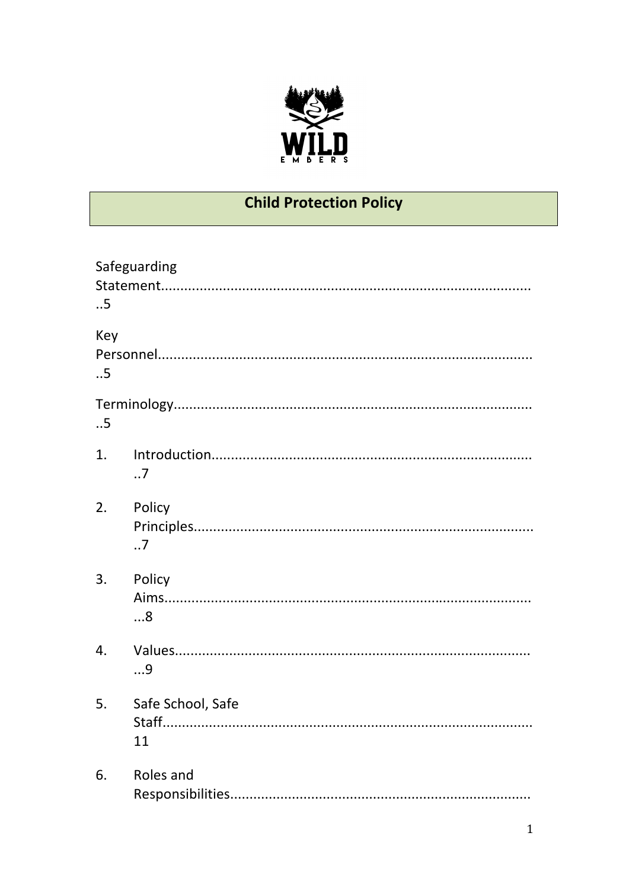WILD EMBERS

# Child Protection Policy

Safeguarding Statement..................................................................................................5

Key Personnel..................................................................................................5

Terminology..................................................................................................5

1. Introduction..................................................................................................7
2. Policy Principles..................................................................................................7
3. Policy Aims..................................................................................................8
4. Values..................................................................................................9
5. Safe School, Safe Staff..................................................................................................11
6. Roles and Responsibilities..................................................................................................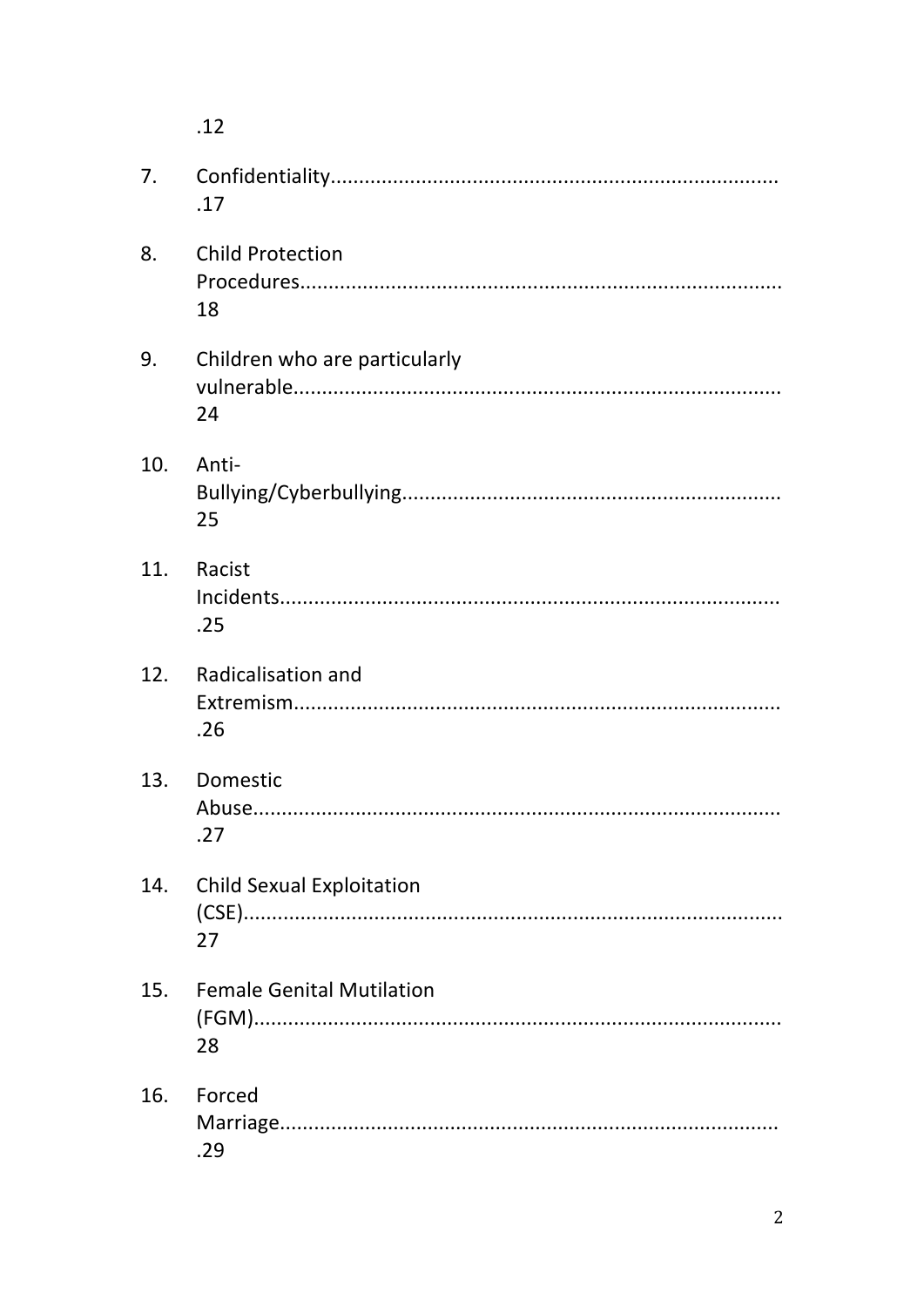.12

7. Confidentiality..............................................................................
.17

8. Child Protection Procedures...................................................................................
18

9. Children who are particularly vulnerable.....................................................................................
24

10. Anti-Bullying/Cyberbullying..................................................................
25

11. Racist Incidents.......................................................................................
.25

12. Radicalisation and Extremism.....................................................................................
.26

13. Domestic Abuse............................................................................................
.27

14. Child Sexual Exploitation (CSE).............................................................................................
27

15. Female Genital Mutilation (FGM)............................................................................................
28

16. Forced Marriage.......................................................................................
.29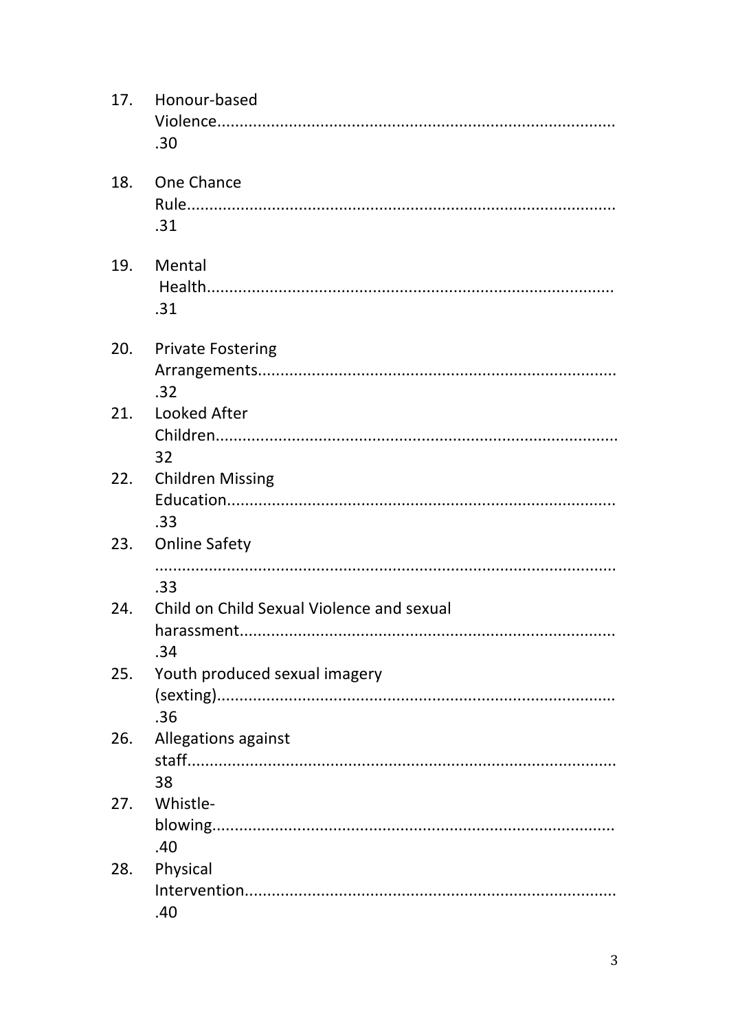17. Honour-based Violence.........................................................................................30
18. One Chance Rule...............................................................................................31
19. Mental Health..........................................................................................31
20. Private Fostering Arrangements...............................................................................32
21. Looked After Children.........................................................................................32
22. Children Missing Education......................................................................................33
23. Online Safety .......................................................................................................33
24. Child on Child Sexual Violence and sexual harassment...................................................................................34
25. Youth produced sexual imagery (sexting).........................................................................................36
26. Allegations against staff...............................................................................................38
27. Whistle-blowing..........................................................................................40
28. Physical Intervention...................................................................................40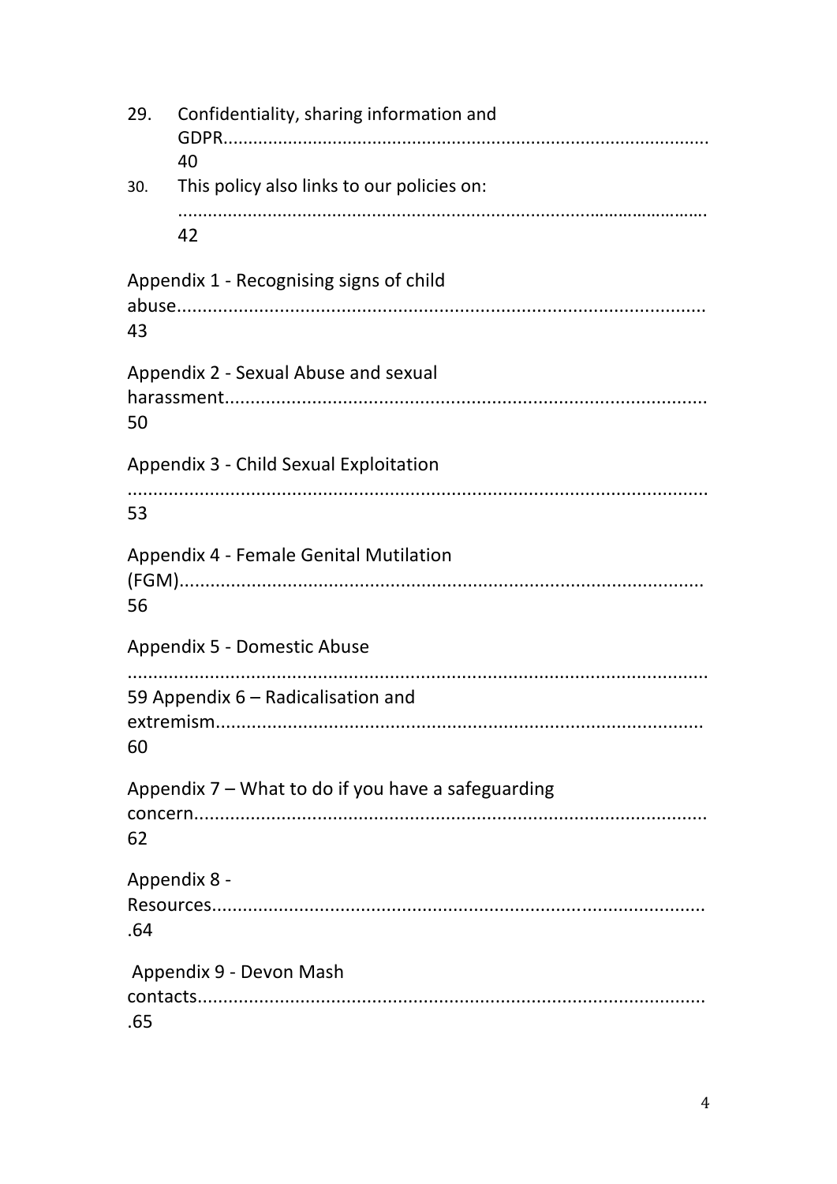29. Confidentiality, sharing information and GDPR................................................................................................ 40
30. This policy also links to our policies on: ........................................................................................................ 42

Appendix 1 - Recognising signs of child abuse....................................................................................................... 43

Appendix 2 - Sexual Abuse and sexual harassment.............................................................................................. 50

Appendix 3 - Child Sexual Exploitation ................................................................................................................. 53

Appendix 4 - Female Genital Mutilation (FGM)...................................................................................................... 56

Appendix 5 - Domestic Abuse ................................................................................................................................ 59

Appendix 6 – Radicalisation and extremism.............................................................................................. 60

Appendix 7 – What to do if you have a safeguarding concern.................................................................................................... 62

Appendix 8 - Resources................................................................................................ .64

Appendix 9 - Devon Mash contacts................................................................................................... .65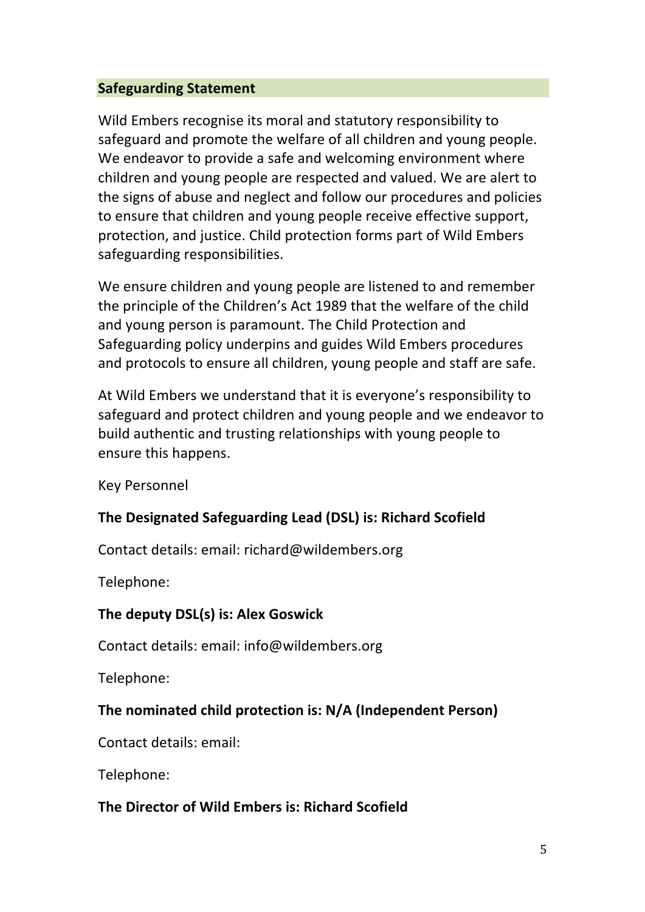## Safeguarding Statement

Wild Embers recognise its moral and statutory responsibility to safeguard and promote the welfare of all children and young people. We endeavor to provide a safe and welcoming environment where children and young people are respected and valued. We are alert to the signs of abuse and neglect and follow our procedures and policies to ensure that children and young people receive effective support, protection, and justice. Child protection forms part of Wild Embers safeguarding responsibilities.

We ensure children and young people are listened to and remember the principle of the Children's Act 1989 that the welfare of the child and young person is paramount. The Child Protection and Safeguarding policy underpins and guides Wild Embers procedures and protocols to ensure all children, young people and staff are safe.

At Wild Embers we understand that it is everyone's responsibility to safeguard and protect children and young people and we endeavor to build authentic and trusting relationships with young people to ensure this happens.

Key Personnel

**The Designated Safeguarding Lead (DSL) is: Richard Scofield**

Contact details: email: richard@wildembers.org

Telephone:

**The deputy DSL(s) is: Alex Goswick**

Contact details: email: info@wildembers.org

Telephone:

**The nominated child protection is: N/A (Independent Person)**

Contact details: email:

Telephone:

**The Director of Wild Embers is: Richard Scofield**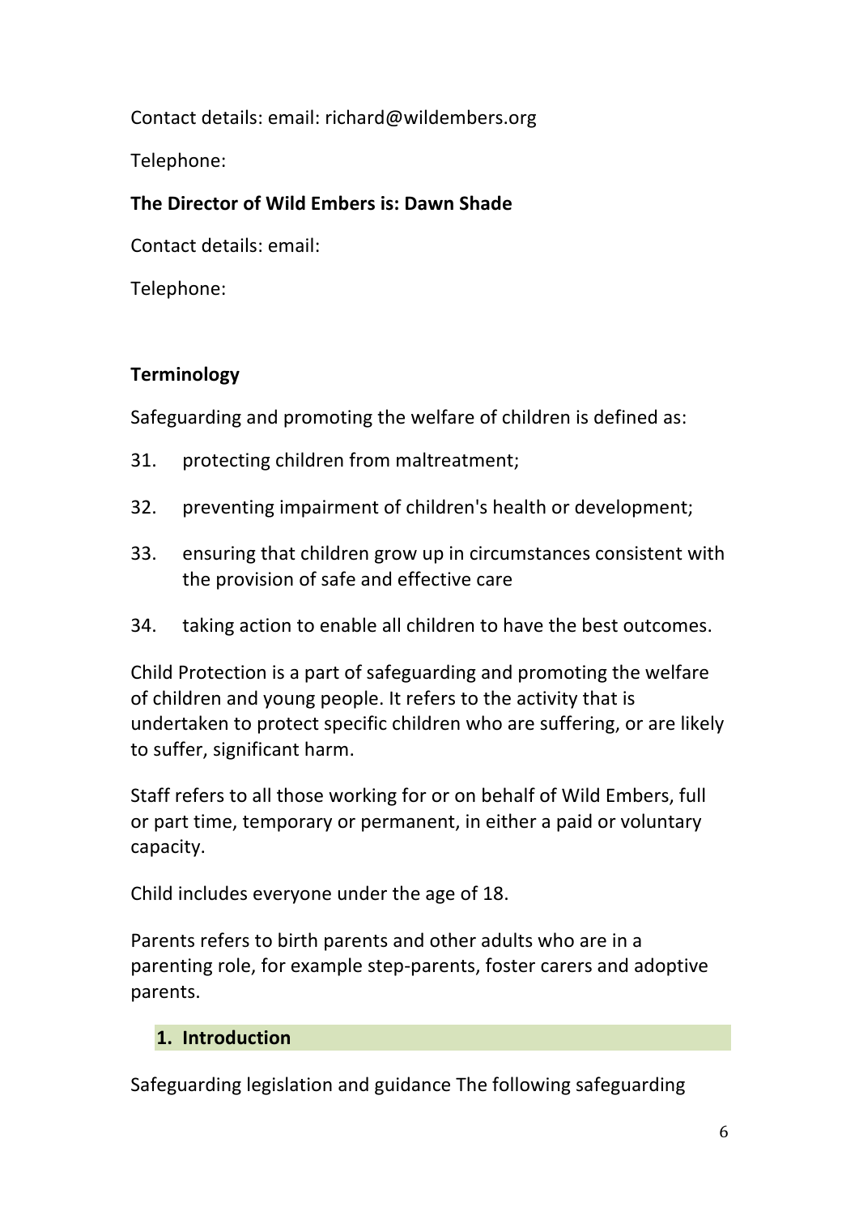Contact details: email: richard@wildembers.org

Telephone:

**The Director of Wild Embers is: Dawn Shade**

Contact details: email:

Telephone:

**Terminology**

Safeguarding and promoting the welfare of children is defined as:

31. protecting children from maltreatment;
32. preventing impairment of children's health or development;
33. ensuring that children grow up in circumstances consistent with the provision of safe and effective care
34. taking action to enable all children to have the best outcomes.

Child Protection is a part of safeguarding and promoting the welfare of children and young people. It refers to the activity that is undertaken to protect specific children who are suffering, or are likely to suffer, significant harm.

Staff refers to all those working for or on behalf of Wild Embers, full or part time, temporary or permanent, in either a paid or voluntary capacity.

Child includes everyone under the age of 18.

Parents refers to birth parents and other adults who are in a parenting role, for example step-parents, foster carers and adoptive parents.

## 1. Introduction

Safeguarding legislation and guidance The following safeguarding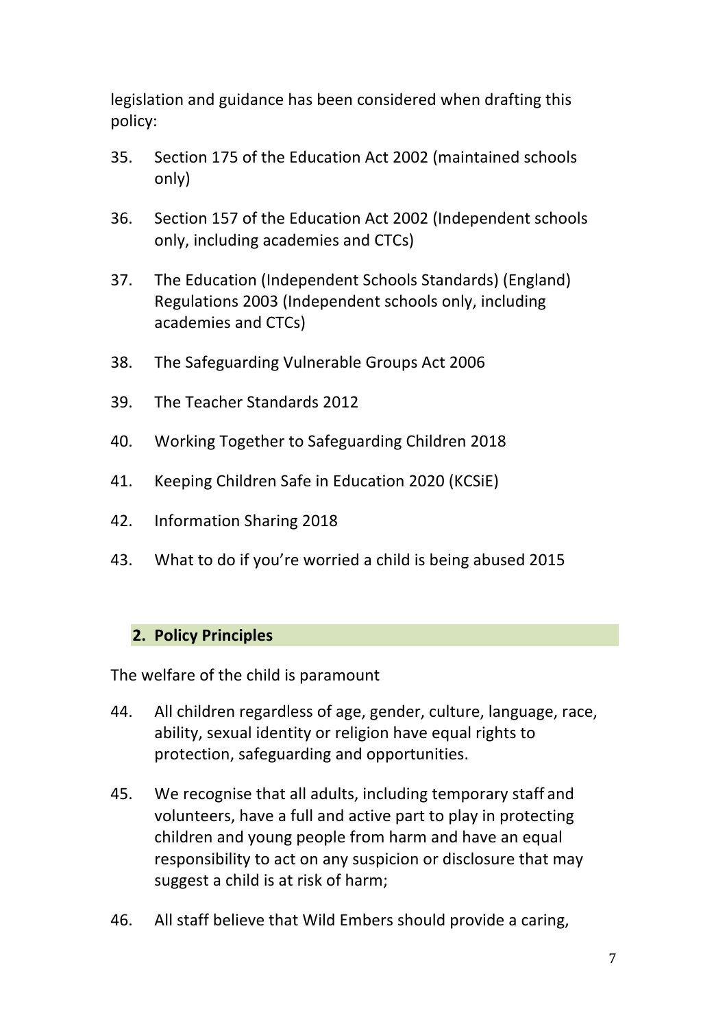legislation and guidance has been considered when drafting this policy:

35. Section 175 of the Education Act 2002 (maintained schools only)

36. Section 157 of the Education Act 2002 (Independent schools only, including academies and CTCs)

37. The Education (Independent Schools Standards) (England) Regulations 2003 (Independent schools only, including academies and CTCs)

38. The Safeguarding Vulnerable Groups Act 2006

39. The Teacher Standards 2012

40. Working Together to Safeguarding Children 2018

41. Keeping Children Safe in Education 2020 (KCSiE)

42. Information Sharing 2018

43. What to do if you're worried a child is being abused 2015

## 2. Policy Principles

The welfare of the child is paramount

44. All children regardless of age, gender, culture, language, race, ability, sexual identity or religion have equal rights to protection, safeguarding and opportunities.

45. We recognise that all adults, including temporary staff and volunteers, have a full and active part to play in protecting children and young people from harm and have an equal responsibility to act on any suspicion or disclosure that may suggest a child is at risk of harm;

46. All staff believe that Wild Embers should provide a caring,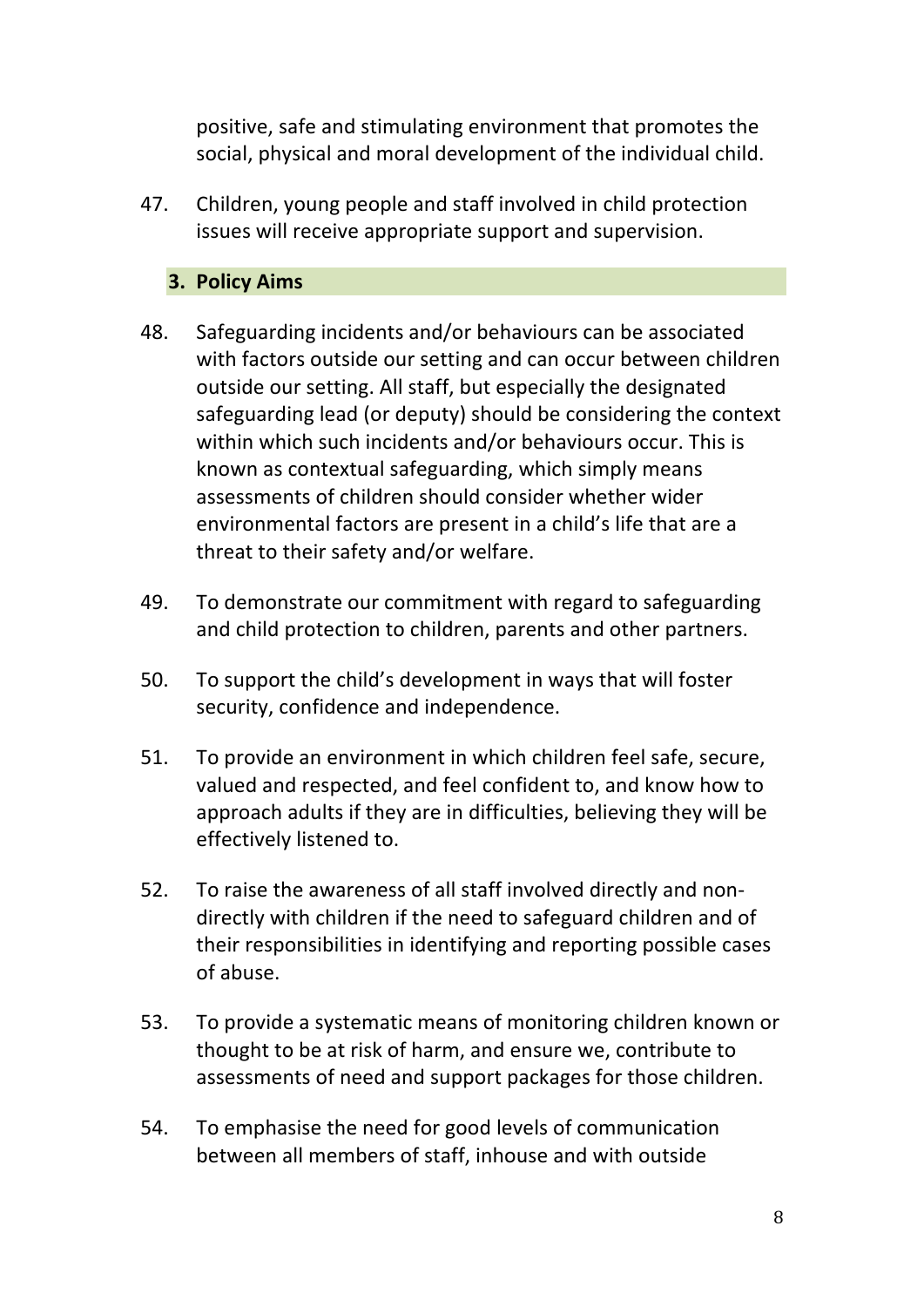positive, safe and stimulating environment that promotes the social, physical and moral development of the individual child.

47. Children, young people and staff involved in child protection issues will receive appropriate support and supervision.

## 3. Policy Aims

48. Safeguarding incidents and/or behaviours can be associated with factors outside our setting and can occur between children outside our setting. All staff, but especially the designated safeguarding lead (or deputy) should be considering the context within which such incidents and/or behaviours occur. This is known as contextual safeguarding, which simply means assessments of children should consider whether wider environmental factors are present in a child's life that are a threat to their safety and/or welfare.

49. To demonstrate our commitment with regard to safeguarding and child protection to children, parents and other partners.

50. To support the child's development in ways that will foster security, confidence and independence.

51. To provide an environment in which children feel safe, secure, valued and respected, and feel confident to, and know how to approach adults if they are in difficulties, believing they will be effectively listened to.

52. To raise the awareness of all staff involved directly and non-directly with children if the need to safeguard children and of their responsibilities in identifying and reporting possible cases of abuse.

53. To provide a systematic means of monitoring children known or thought to be at risk of harm, and ensure we, contribute to assessments of need and support packages for those children.

54. To emphasise the need for good levels of communication between all members of staff, inhouse and with outside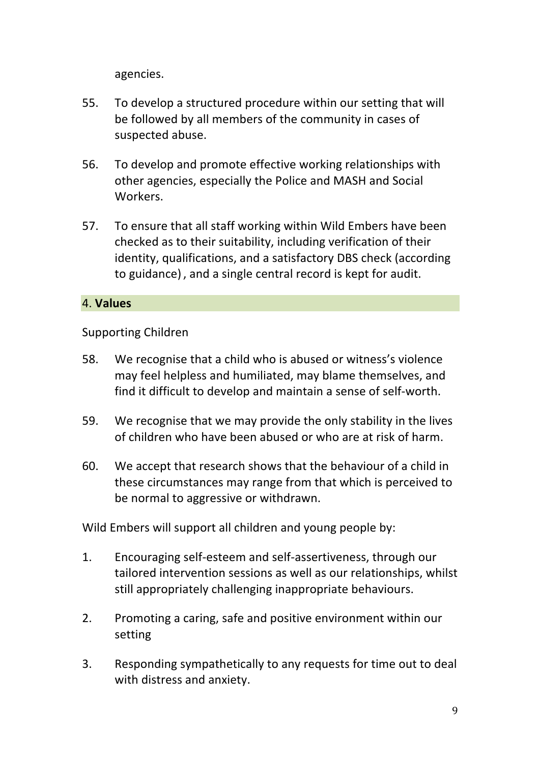agencies.

55. To develop a structured procedure within our setting that will be followed by all members of the community in cases of suspected abuse.

56. To develop and promote effective working relationships with other agencies, especially the Police and MASH and Social Workers.

57. To ensure that all staff working within Wild Embers have been checked as to their suitability, including verification of their identity, qualifications, and a satisfactory DBS check (according to guidance) , and a single central record is kept for audit.

## 4. **Values**

Supporting Children

58. We recognise that a child who is abused or witness's violence may feel helpless and humiliated, may blame themselves, and find it difficult to develop and maintain a sense of self-worth.

59. We recognise that we may provide the only stability in the lives of children who have been abused or who are at risk of harm.

60. We accept that research shows that the behaviour of a child in these circumstances may range from that which is perceived to be normal to aggressive or withdrawn.

Wild Embers will support all children and young people by:

1. Encouraging self-esteem and self-assertiveness, through our tailored intervention sessions as well as our relationships, whilst still appropriately challenging inappropriate behaviours.

2. Promoting a caring, safe and positive environment within our setting

3. Responding sympathetically to any requests for time out to deal with distress and anxiety.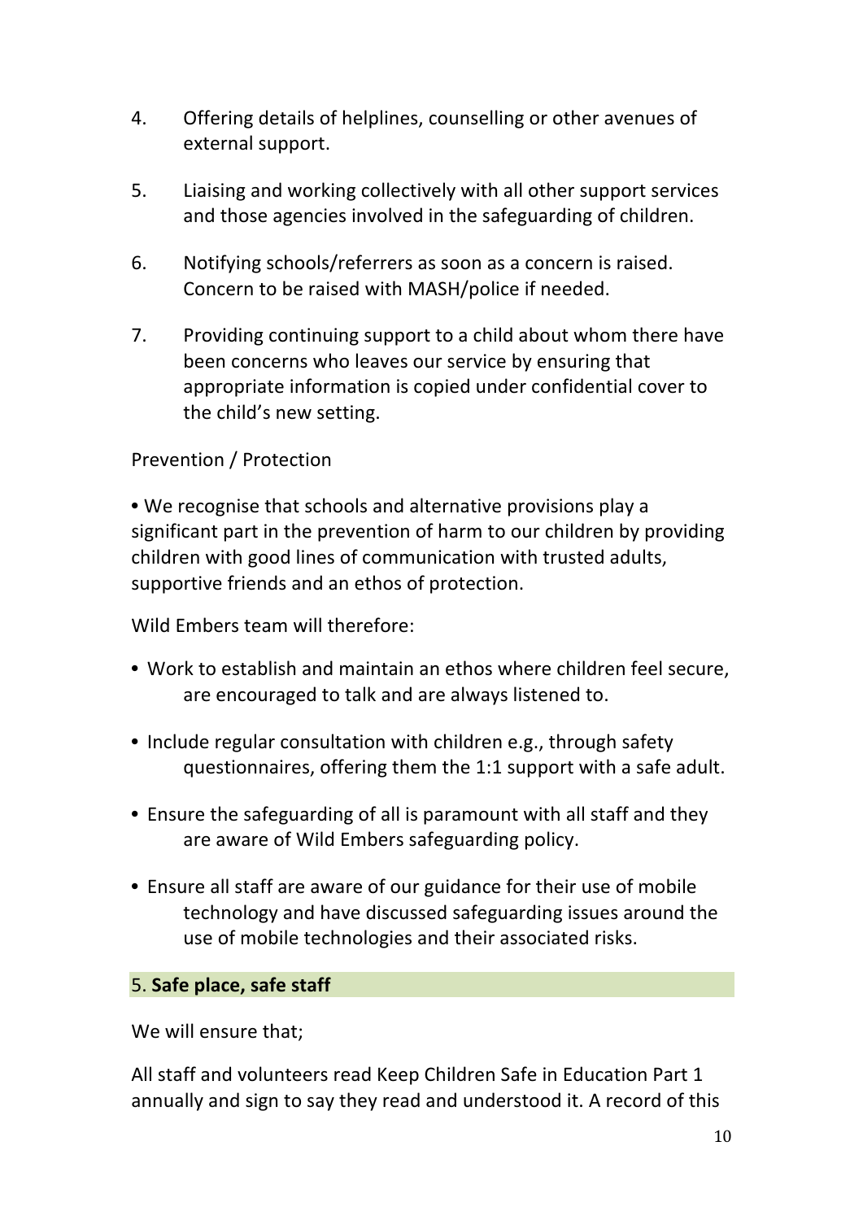4. Offering details of helplines, counselling or other avenues of external support.

5. Liaising and working collectively with all other support services and those agencies involved in the safeguarding of children.

6. Notifying schools/referrers as soon as a concern is raised. Concern to be raised with MASH/police if needed.

7. Providing continuing support to a child about whom there have been concerns who leaves our service by ensuring that appropriate information is copied under confidential cover to the child's new setting.

Prevention / Protection

• We recognise that schools and alternative provisions play a significant part in the prevention of harm to our children by providing children with good lines of communication with trusted adults, supportive friends and an ethos of protection.

Wild Embers team will therefore:

- Work to establish and maintain an ethos where children feel secure, are encouraged to talk and are always listened to.
- Include regular consultation with children e.g., through safety questionnaires, offering them the 1:1 support with a safe adult.
- Ensure the safeguarding of all is paramount with all staff and they are aware of Wild Embers safeguarding policy.
- Ensure all staff are aware of our guidance for their use of mobile technology and have discussed safeguarding issues around the use of mobile technologies and their associated risks.

## 5. **Safe place, safe staff**

We will ensure that;

All staff and volunteers read Keep Children Safe in Education Part 1 annually and sign to say they read and understood it. A record of this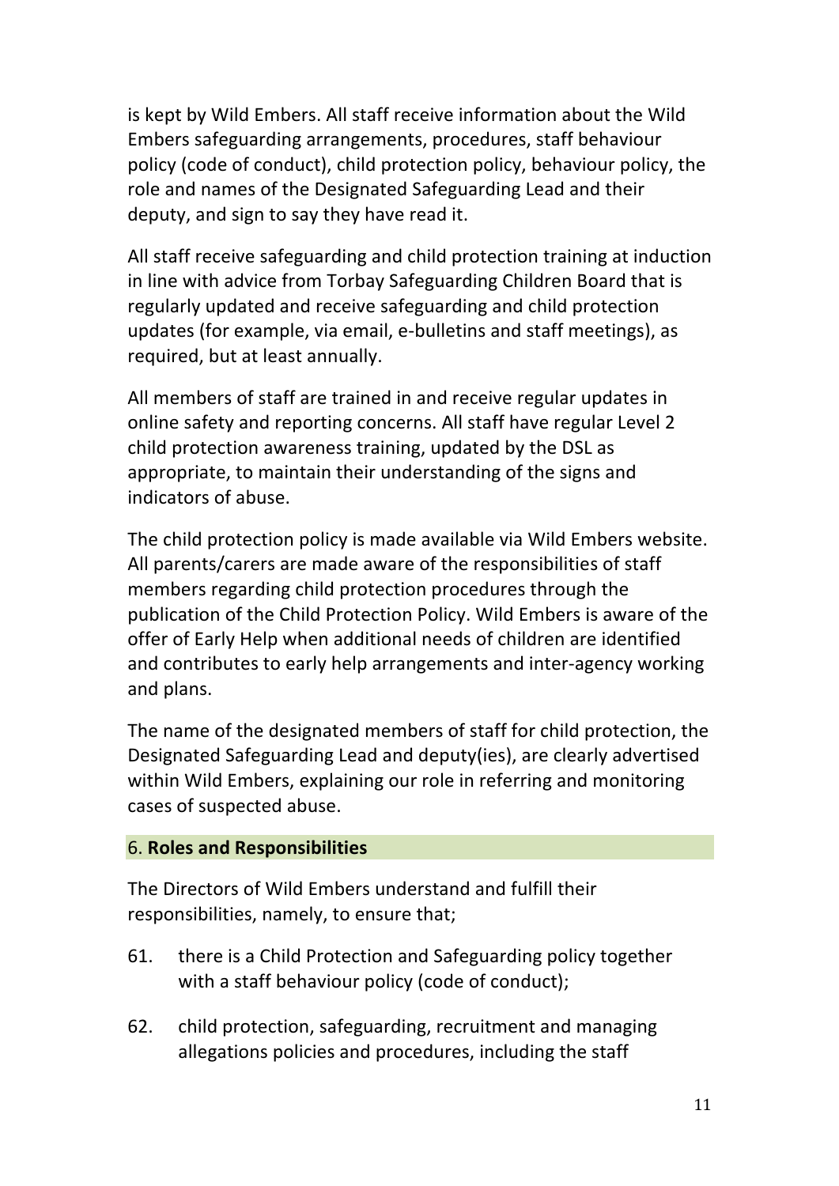is kept by Wild Embers. All staff receive information about the Wild Embers safeguarding arrangements, procedures, staff behaviour policy (code of conduct), child protection policy, behaviour policy, the role and names of the Designated Safeguarding Lead and their deputy, and sign to say they have read it.

All staff receive safeguarding and child protection training at induction in line with advice from Torbay Safeguarding Children Board that is regularly updated and receive safeguarding and child protection updates (for example, via email, e-bulletins and staff meetings), as required, but at least annually.

All members of staff are trained in and receive regular updates in online safety and reporting concerns. All staff have regular Level 2 child protection awareness training, updated by the DSL as appropriate, to maintain their understanding of the signs and indicators of abuse.

The child protection policy is made available via Wild Embers website. All parents/carers are made aware of the responsibilities of staff members regarding child protection procedures through the publication of the Child Protection Policy. Wild Embers is aware of the offer of Early Help when additional needs of children are identified and contributes to early help arrangements and inter-agency working and plans.

The name of the designated members of staff for child protection, the Designated Safeguarding Lead and deputy(ies), are clearly advertised within Wild Embers, explaining our role in referring and monitoring cases of suspected abuse.

## 6. **Roles and Responsibilities**

The Directors of Wild Embers understand and fulfill their responsibilities, namely, to ensure that;

61. there is a Child Protection and Safeguarding policy together with a staff behaviour policy (code of conduct);

62. child protection, safeguarding, recruitment and managing allegations policies and procedures, including the staff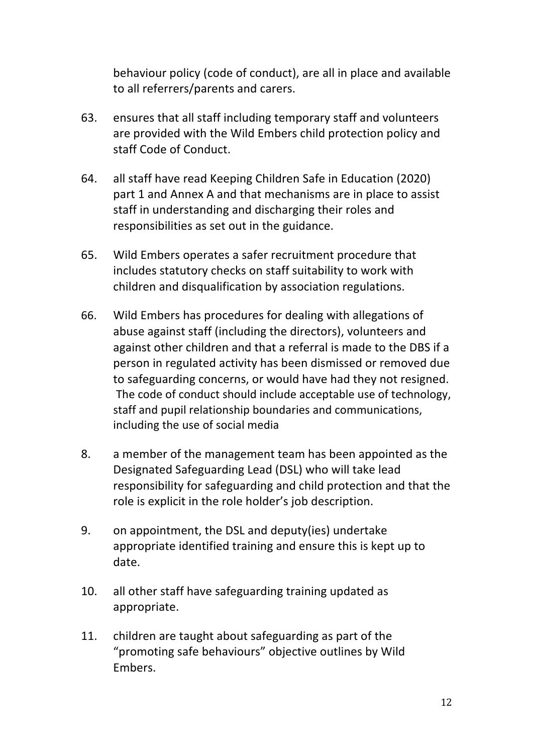behaviour policy (code of conduct), are all in place and available to all referrers/parents and carers.

63. ensures that all staff including temporary staff and volunteers are provided with the Wild Embers child protection policy and staff Code of Conduct.

64. all staff have read Keeping Children Safe in Education (2020) part 1 and Annex A and that mechanisms are in place to assist staff in understanding and discharging their roles and responsibilities as set out in the guidance.

65. Wild Embers operates a safer recruitment procedure that includes statutory checks on staff suitability to work with children and disqualification by association regulations.

66. Wild Embers has procedures for dealing with allegations of abuse against staff (including the directors), volunteers and against other children and that a referral is made to the DBS if a person in regulated activity has been dismissed or removed due to safeguarding concerns, or would have had they not resigned. The code of conduct should include acceptable use of technology, staff and pupil relationship boundaries and communications, including the use of social media

8. a member of the management team has been appointed as the Designated Safeguarding Lead (DSL) who will take lead responsibility for safeguarding and child protection and that the role is explicit in the role holder's job description.

9. on appointment, the DSL and deputy(ies) undertake appropriate identified training and ensure this is kept up to date.

10. all other staff have safeguarding training updated as appropriate.

11. children are taught about safeguarding as part of the "promoting safe behaviours" objective outlines by Wild Embers.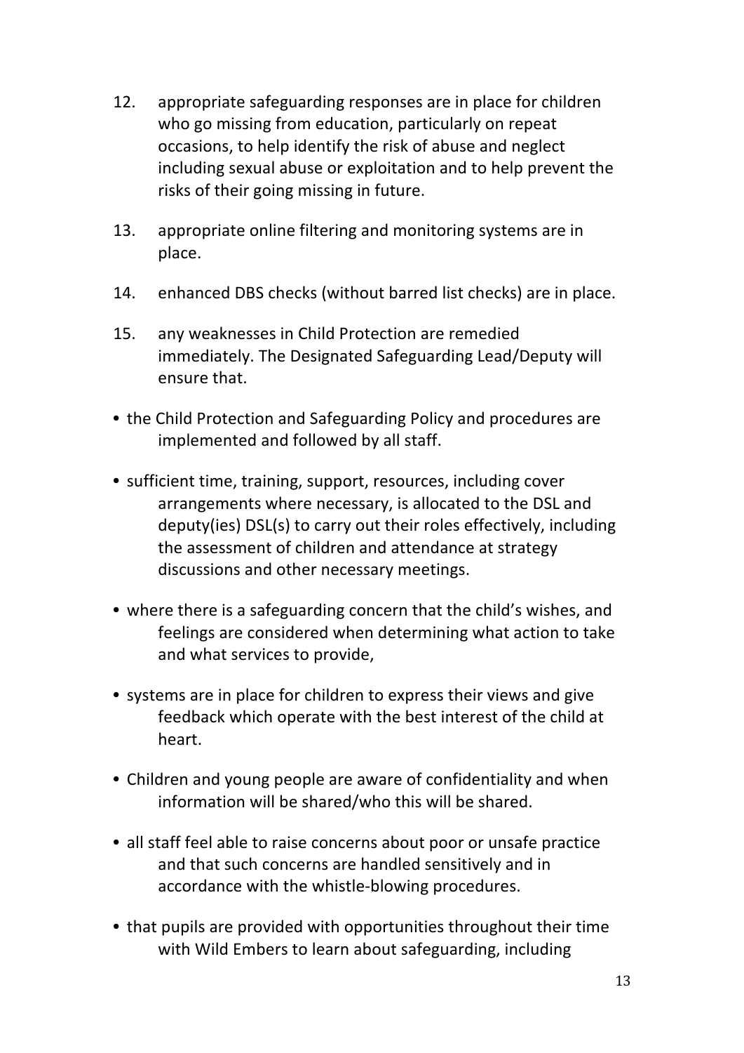12. appropriate safeguarding responses are in place for children who go missing from education, particularly on repeat occasions, to help identify the risk of abuse and neglect including sexual abuse or exploitation and to help prevent the risks of their going missing in future.

13. appropriate online filtering and monitoring systems are in place.

14. enhanced DBS checks (without barred list checks) are in place.

15. any weaknesses in Child Protection are remedied immediately. The Designated Safeguarding Lead/Deputy will ensure that.

- the Child Protection and Safeguarding Policy and procedures are implemented and followed by all staff.

- sufficient time, training, support, resources, including cover arrangements where necessary, is allocated to the DSL and deputy(ies) DSL(s) to carry out their roles effectively, including the assessment of children and attendance at strategy discussions and other necessary meetings.

- where there is a safeguarding concern that the child's wishes, and feelings are considered when determining what action to take and what services to provide,

- systems are in place for children to express their views and give feedback which operate with the best interest of the child at heart.

- Children and young people are aware of confidentiality and when information will be shared/who this will be shared.

- all staff feel able to raise concerns about poor or unsafe practice and that such concerns are handled sensitively and in accordance with the whistle-blowing procedures.

- that pupils are provided with opportunities throughout their time with Wild Embers to learn about safeguarding, including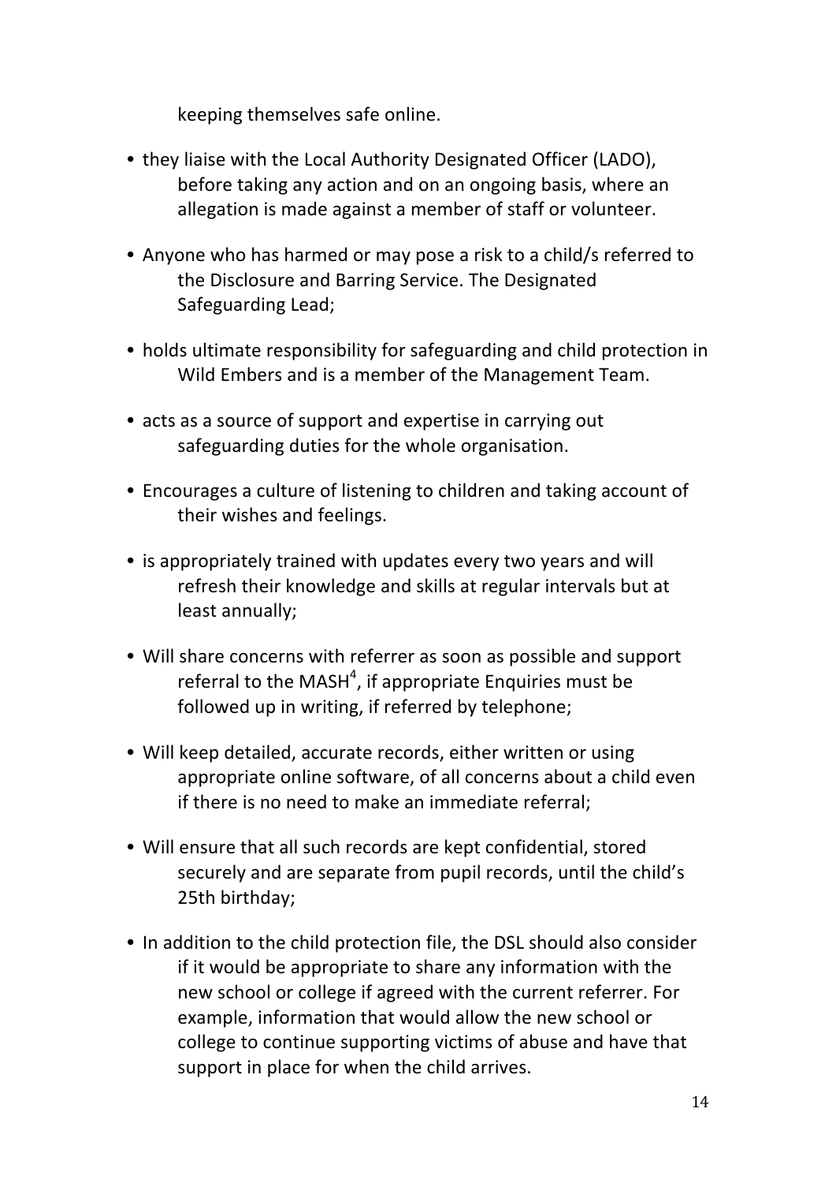keeping themselves safe online.

- they liaise with the Local Authority Designated Officer (LADO), before taking any action and on an ongoing basis, where an allegation is made against a member of staff or volunteer.
- Anyone who has harmed or may pose a risk to a child/s referred to the Disclosure and Barring Service. The Designated Safeguarding Lead;
- holds ultimate responsibility for safeguarding and child protection in Wild Embers and is a member of the Management Team.
- acts as a source of support and expertise in carrying out safeguarding duties for the whole organisation.
- Encourages a culture of listening to children and taking account of their wishes and feelings.
- is appropriately trained with updates every two years and will refresh their knowledge and skills at regular intervals but at least annually;
- Will share concerns with referrer as soon as possible and support referral to the MASH[4], if appropriate Enquiries must be followed up in writing, if referred by telephone;
- Will keep detailed, accurate records, either written or using appropriate online software, of all concerns about a child even if there is no need to make an immediate referral;
- Will ensure that all such records are kept confidential, stored securely and are separate from pupil records, until the child's 25th birthday;
- In addition to the child protection file, the DSL should also consider if it would be appropriate to share any information with the new school or college if agreed with the current referrer. For example, information that would allow the new school or college to continue supporting victims of abuse and have that support in place for when the child arrives.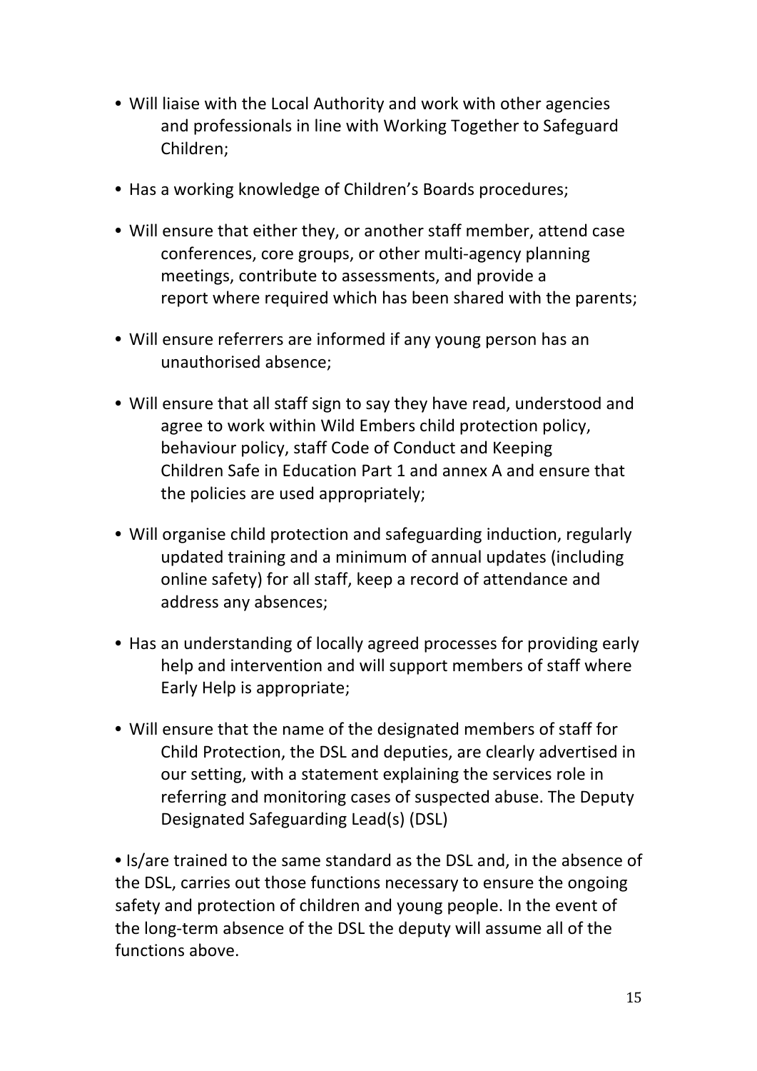- Will liaise with the Local Authority and work with other agencies and professionals in line with Working Together to Safeguard Children;

- Has a working knowledge of Children's Boards procedures;

- Will ensure that either they, or another staff member, attend case conferences, core groups, or other multi-agency planning meetings, contribute to assessments, and provide a report where required which has been shared with the parents;

- Will ensure referrers are informed if any young person has an unauthorised absence;

- Will ensure that all staff sign to say they have read, understood and agree to work within Wild Embers child protection policy, behaviour policy, staff Code of Conduct and Keeping Children Safe in Education Part 1 and annex A and ensure that the policies are used appropriately;

- Will organise child protection and safeguarding induction, regularly updated training and a minimum of annual updates (including online safety) for all staff, keep a record of attendance and address any absences;

- Has an understanding of locally agreed processes for providing early help and intervention and will support members of staff where Early Help is appropriate;

- Will ensure that the name of the designated members of staff for Child Protection, the DSL and deputies, are clearly advertised in our setting, with a statement explaining the services role in referring and monitoring cases of suspected abuse. The Deputy Designated Safeguarding Lead(s) (DSL)

• Is/are trained to the same standard as the DSL and, in the absence of the DSL, carries out those functions necessary to ensure the ongoing safety and protection of children and young people. In the event of the long-term absence of the DSL the deputy will assume all of the functions above.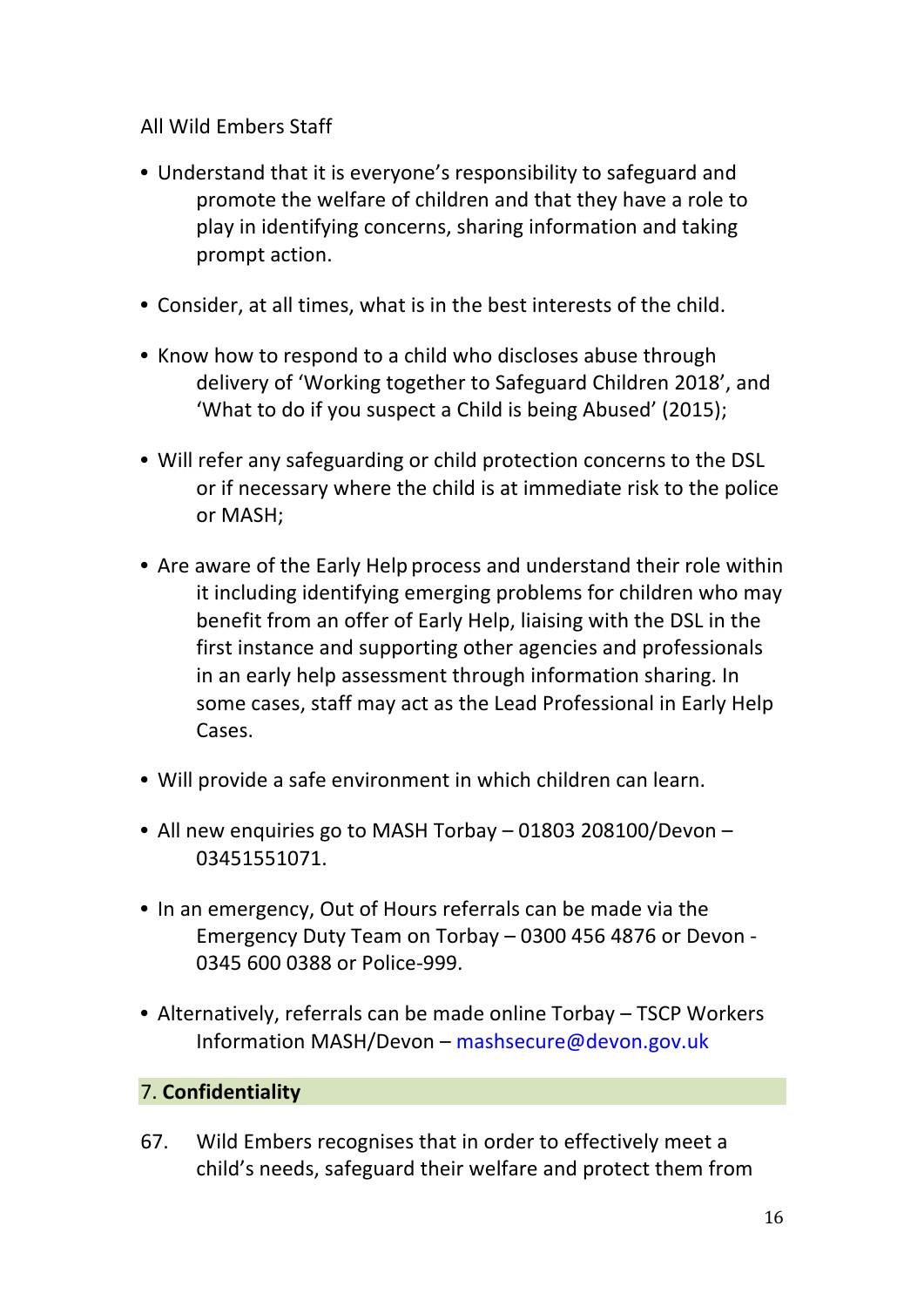All Wild Embers Staff

- Understand that it is everyone's responsibility to safeguard and promote the welfare of children and that they have a role to play in identifying concerns, sharing information and taking prompt action.
- Consider, at all times, what is in the best interests of the child.
- Know how to respond to a child who discloses abuse through delivery of 'Working together to Safeguard Children 2018', and 'What to do if you suspect a Child is being Abused' (2015);
- Will refer any safeguarding or child protection concerns to the DSL or if necessary where the child is at immediate risk to the police or MASH;
- Are aware of the Early Help process and understand their role within it including identifying emerging problems for children who may benefit from an offer of Early Help, liaising with the DSL in the first instance and supporting other agencies and professionals in an early help assessment through information sharing. In some cases, staff may act as the Lead Professional in Early Help Cases.
- Will provide a safe environment in which children can learn.
- All new enquiries go to MASH Torbay – 01803 208100/Devon – 03451551071.
- In an emergency, Out of Hours referrals can be made via the Emergency Duty Team on Torbay – 0300 456 4876 or Devon - 0345 600 0388 or Police-999.
- Alternatively, referrals can be made online Torbay – TSCP Workers Information MASH/Devon – mashsecure@devon.gov.uk

## 7. **Confidentiality**

67. Wild Embers recognises that in order to effectively meet a child's needs, safeguard their welfare and protect them from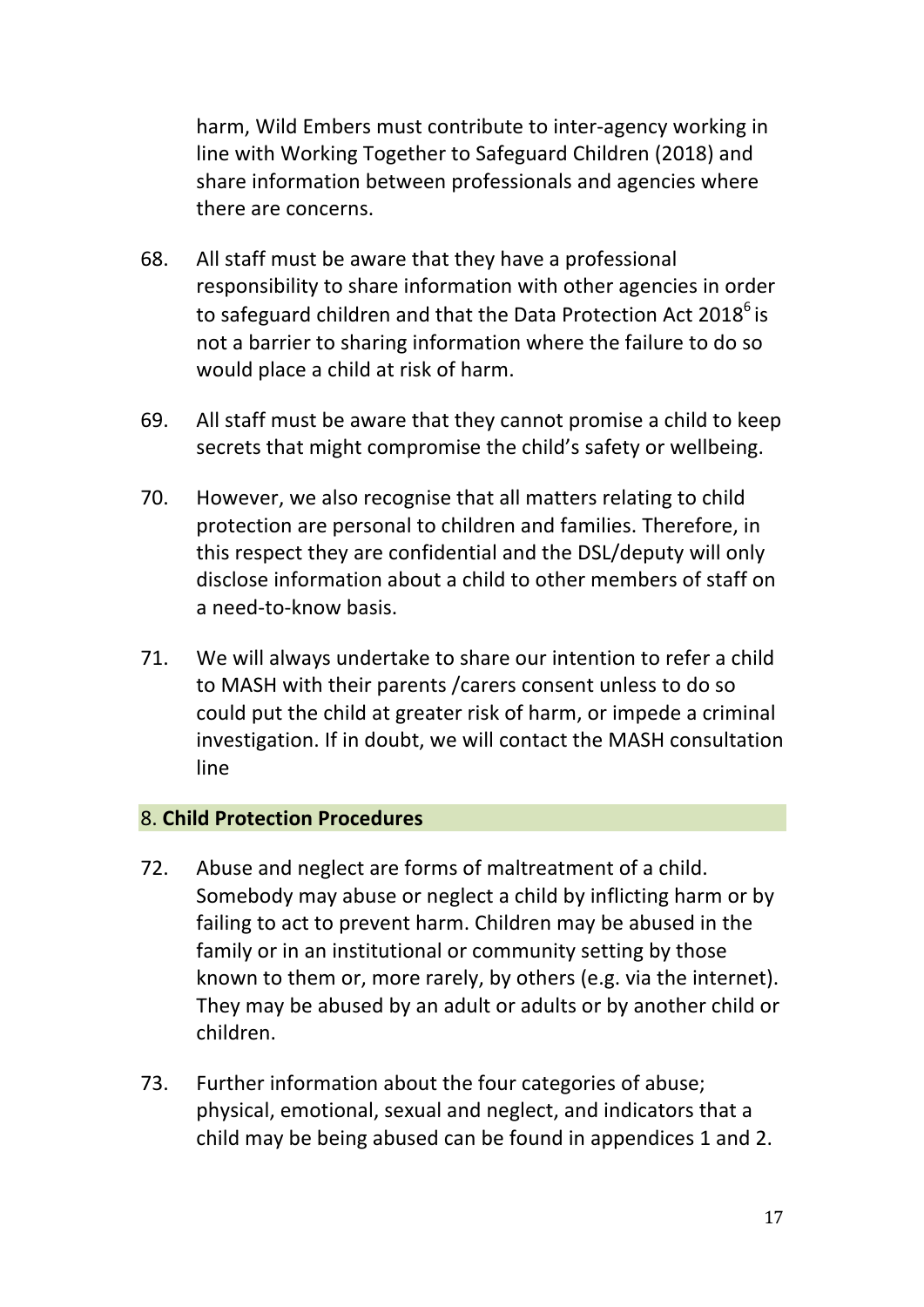harm, Wild Embers must contribute to inter-agency working in line with Working Together to Safeguard Children (2018) and share information between professionals and agencies where there are concerns.

68. All staff must be aware that they have a professional responsibility to share information with other agencies in order to safeguard children and that the Data Protection Act 2018[6] is not a barrier to sharing information where the failure to do so would place a child at risk of harm.

69. All staff must be aware that they cannot promise a child to keep secrets that might compromise the child's safety or wellbeing.

70. However, we also recognise that all matters relating to child protection are personal to children and families. Therefore, in this respect they are confidential and the DSL/deputy will only disclose information about a child to other members of staff on a need-to-know basis.

71. We will always undertake to share our intention to refer a child to MASH with their parents /carers consent unless to do so could put the child at greater risk of harm, or impede a criminal investigation. If in doubt, we will contact the MASH consultation line

## 8. **Child Protection Procedures**

72. Abuse and neglect are forms of maltreatment of a child. Somebody may abuse or neglect a child by inflicting harm or by failing to act to prevent harm. Children may be abused in the family or in an institutional or community setting by those known to them or, more rarely, by others (e.g. via the internet). They may be abused by an adult or adults or by another child or children.

73. Further information about the four categories of abuse; physical, emotional, sexual and neglect, and indicators that a child may be being abused can be found in appendices 1 and 2.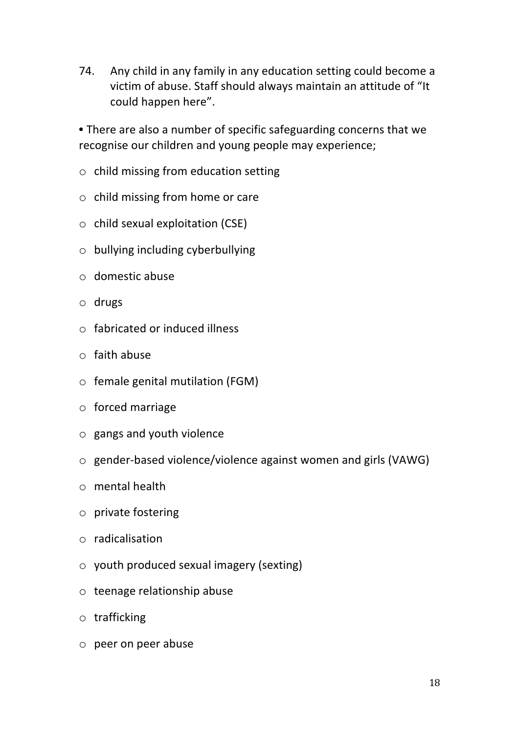74. Any child in any family in any education setting could become a victim of abuse. Staff should always maintain an attitude of "It could happen here".

- There are also a number of specific safeguarding concerns that we recognise our children and young people may experience;
    - child missing from education setting
    - child missing from home or care
    - child sexual exploitation (CSE)
    - bullying including cyberbullying
    - domestic abuse
    - drugs
    - fabricated or induced illness
    - faith abuse
    - female genital mutilation (FGM)
    - forced marriage
    - gangs and youth violence
    - gender-based violence/violence against women and girls (VAWG)
    - mental health
    - private fostering
    - radicalisation
    - youth produced sexual imagery (sexting)
    - teenage relationship abuse
    - trafficking
    - peer on peer abuse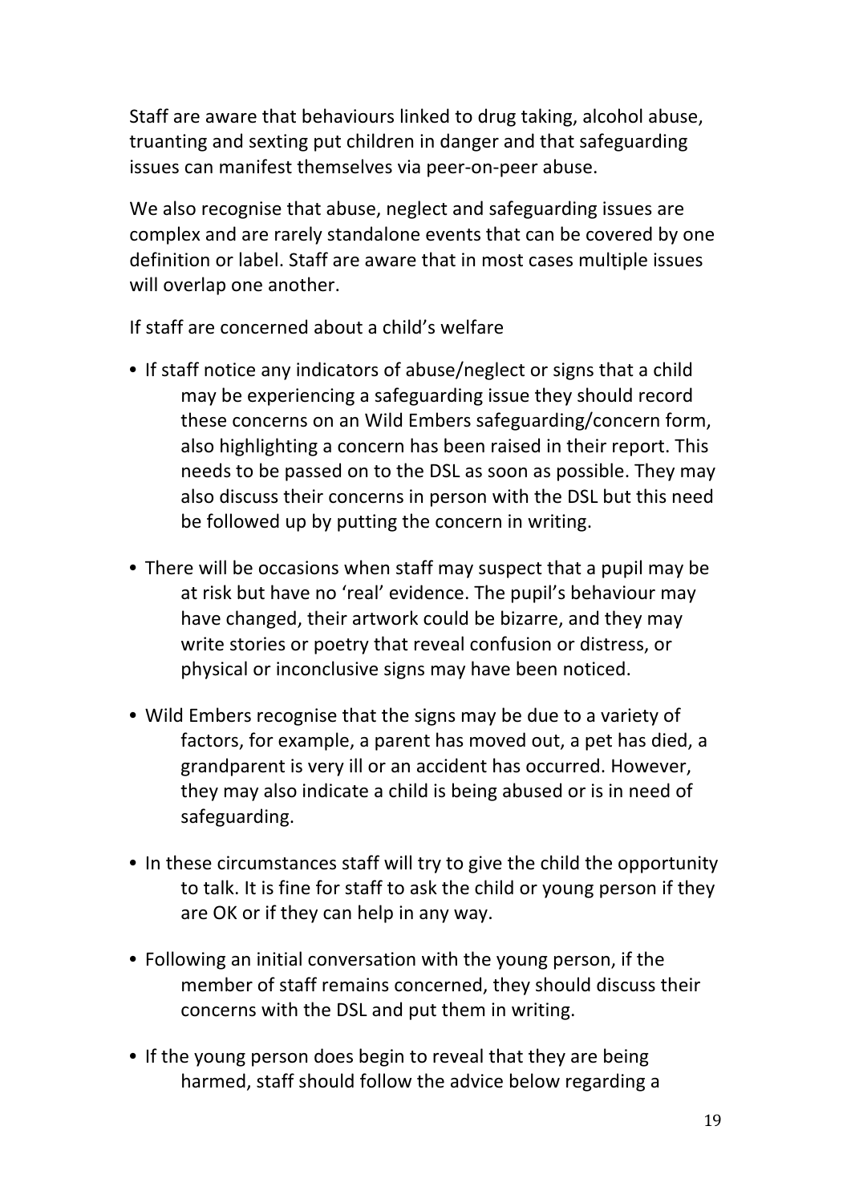Staff are aware that behaviours linked to drug taking, alcohol abuse, truanting and sexting put children in danger and that safeguarding issues can manifest themselves via peer-on-peer abuse.

We also recognise that abuse, neglect and safeguarding issues are complex and are rarely standalone events that can be covered by one definition or label. Staff are aware that in most cases multiple issues will overlap one another.

If staff are concerned about a child's welfare

- If staff notice any indicators of abuse/neglect or signs that a child may be experiencing a safeguarding issue they should record these concerns on an Wild Embers safeguarding/concern form, also highlighting a concern has been raised in their report. This needs to be passed on to the DSL as soon as possible. They may also discuss their concerns in person with the DSL but this need be followed up by putting the concern in writing.
- There will be occasions when staff may suspect that a pupil may be at risk but have no 'real' evidence. The pupil's behaviour may have changed, their artwork could be bizarre, and they may write stories or poetry that reveal confusion or distress, or physical or inconclusive signs may have been noticed.
- Wild Embers recognise that the signs may be due to a variety of factors, for example, a parent has moved out, a pet has died, a grandparent is very ill or an accident has occurred. However, they may also indicate a child is being abused or is in need of safeguarding.
- In these circumstances staff will try to give the child the opportunity to talk. It is fine for staff to ask the child or young person if they are OK or if they can help in any way.
- Following an initial conversation with the young person, if the member of staff remains concerned, they should discuss their concerns with the DSL and put them in writing.
- If the young person does begin to reveal that they are being harmed, staff should follow the advice below regarding a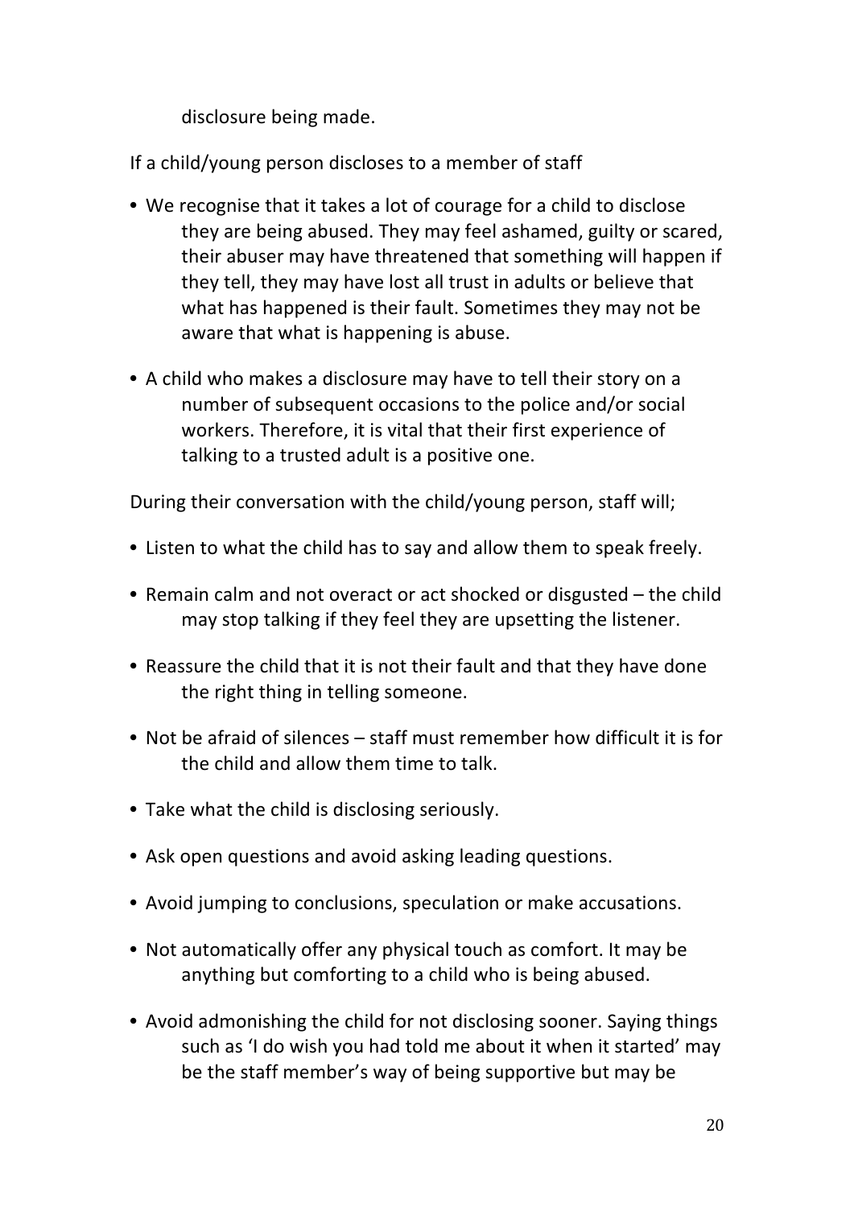disclosure being made.

If a child/young person discloses to a member of staff

- We recognise that it takes a lot of courage for a child to disclose they are being abused. They may feel ashamed, guilty or scared, their abuser may have threatened that something will happen if they tell, they may have lost all trust in adults or believe that what has happened is their fault. Sometimes they may not be aware that what is happening is abuse.
- A child who makes a disclosure may have to tell their story on a number of subsequent occasions to the police and/or social workers. Therefore, it is vital that their first experience of talking to a trusted adult is a positive one.

During their conversation with the child/young person, staff will;

- Listen to what the child has to say and allow them to speak freely.
- Remain calm and not overact or act shocked or disgusted – the child may stop talking if they feel they are upsetting the listener.
- Reassure the child that it is not their fault and that they have done the right thing in telling someone.
- Not be afraid of silences – staff must remember how difficult it is for the child and allow them time to talk.
- Take what the child is disclosing seriously.
- Ask open questions and avoid asking leading questions.
- Avoid jumping to conclusions, speculation or make accusations.
- Not automatically offer any physical touch as comfort. It may be anything but comforting to a child who is being abused.
- Avoid admonishing the child for not disclosing sooner. Saying things such as 'I do wish you had told me about it when it started' may be the staff member's way of being supportive but may be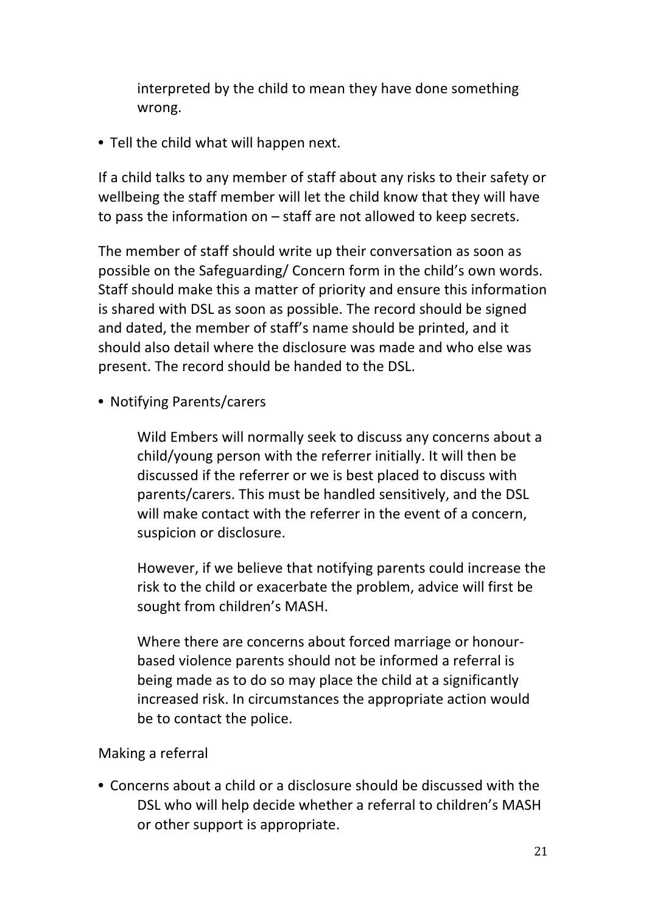interpreted by the child to mean they have done something wrong.

- Tell the child what will happen next.

If a child talks to any member of staff about any risks to their safety or wellbeing the staff member will let the child know that they will have to pass the information on – staff are not allowed to keep secrets.

The member of staff should write up their conversation as soon as possible on the Safeguarding/ Concern form in the child's own words. Staff should make this a matter of priority and ensure this information is shared with DSL as soon as possible. The record should be signed and dated, the member of staff's name should be printed, and it should also detail where the disclosure was made and who else was present. The record should be handed to the DSL.

- Notifying Parents/carers

  Wild Embers will normally seek to discuss any concerns about a child/young person with the referrer initially. It will then be discussed if the referrer or we is best placed to discuss with parents/carers. This must be handled sensitively, and the DSL will make contact with the referrer in the event of a concern, suspicion or disclosure.

  However, if we believe that notifying parents could increase the risk to the child or exacerbate the problem, advice will first be sought from children's MASH.

  Where there are concerns about forced marriage or honour-based violence parents should not be informed a referral is being made as to do so may place the child at a significantly increased risk. In circumstances the appropriate action would be to contact the police.

Making a referral

- Concerns about a child or a disclosure should be discussed with the DSL who will help decide whether a referral to children's MASH or other support is appropriate.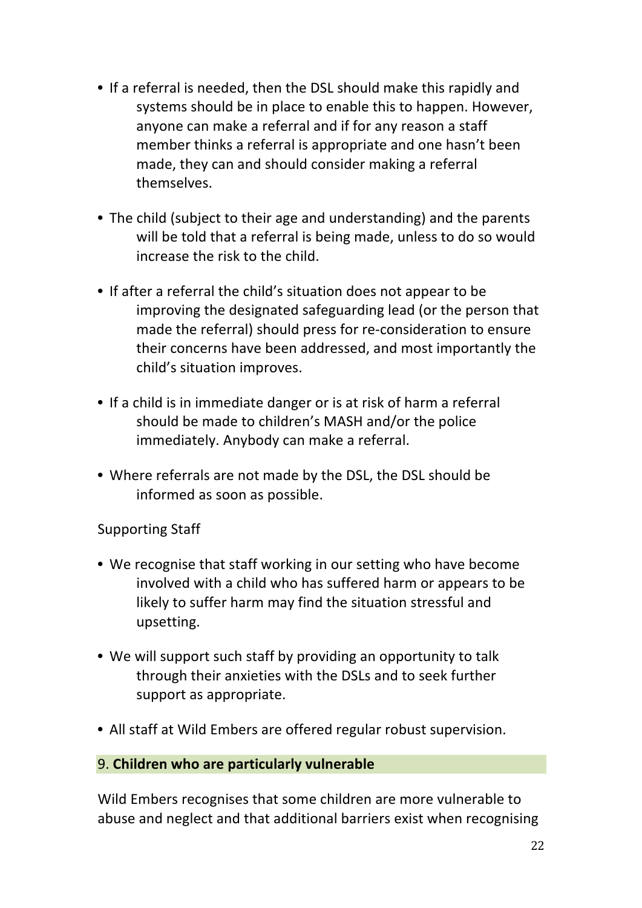- If a referral is needed, then the DSL should make this rapidly and systems should be in place to enable this to happen. However, anyone can make a referral and if for any reason a staff member thinks a referral is appropriate and one hasn't been made, they can and should consider making a referral themselves.

- The child (subject to their age and understanding) and the parents will be told that a referral is being made, unless to do so would increase the risk to the child.

- If after a referral the child's situation does not appear to be improving the designated safeguarding lead (or the person that made the referral) should press for re-consideration to ensure their concerns have been addressed, and most importantly the child's situation improves.

- If a child is in immediate danger or is at risk of harm a referral should be made to children's MASH and/or the police immediately. Anybody can make a referral.

- Where referrals are not made by the DSL, the DSL should be informed as soon as possible.

Supporting Staff

- We recognise that staff working in our setting who have become involved with a child who has suffered harm or appears to be likely to suffer harm may find the situation stressful and upsetting.

- We will support such staff by providing an opportunity to talk through their anxieties with the DSLs and to seek further support as appropriate.

- All staff at Wild Embers are offered regular robust supervision.

## 9. **Children who are particularly vulnerable**

Wild Embers recognises that some children are more vulnerable to abuse and neglect and that additional barriers exist when recognising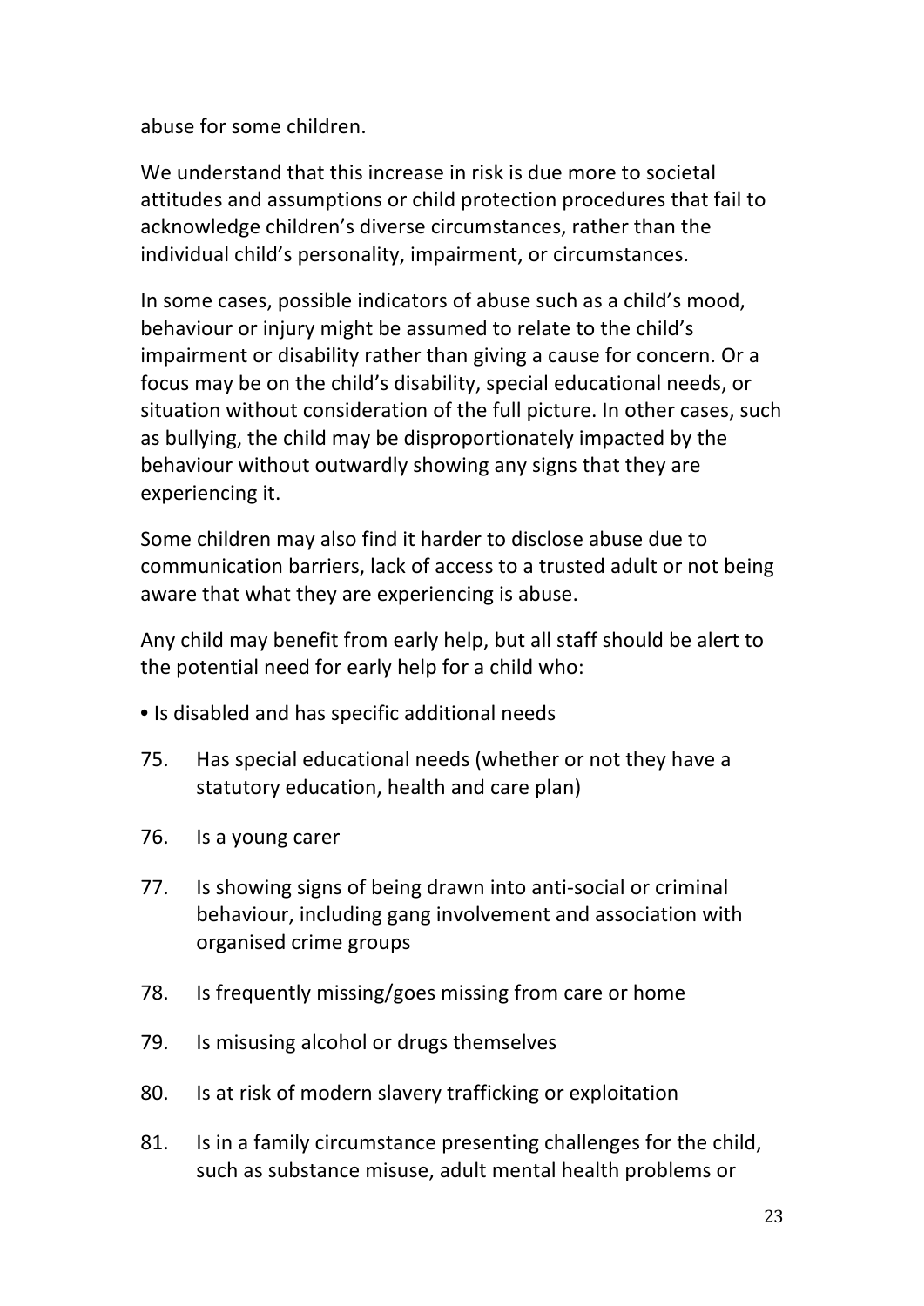abuse for some children.

We understand that this increase in risk is due more to societal attitudes and assumptions or child protection procedures that fail to acknowledge children's diverse circumstances, rather than the individual child's personality, impairment, or circumstances.

In some cases, possible indicators of abuse such as a child's mood, behaviour or injury might be assumed to relate to the child's impairment or disability rather than giving a cause for concern. Or a focus may be on the child's disability, special educational needs, or situation without consideration of the full picture. In other cases, such as bullying, the child may be disproportionately impacted by the behaviour without outwardly showing any signs that they are experiencing it.

Some children may also find it harder to disclose abuse due to communication barriers, lack of access to a trusted adult or not being aware that what they are experiencing is abuse.

Any child may benefit from early help, but all staff should be alert to the potential need for early help for a child who:

- Is disabled and has specific additional needs

75. Has special educational needs (whether or not they have a statutory education, health and care plan)

76. Is a young carer

77. Is showing signs of being drawn into anti-social or criminal behaviour, including gang involvement and association with organised crime groups

78. Is frequently missing/goes missing from care or home

79. Is misusing alcohol or drugs themselves

80. Is at risk of modern slavery trafficking or exploitation

81. Is in a family circumstance presenting challenges for the child, such as substance misuse, adult mental health problems or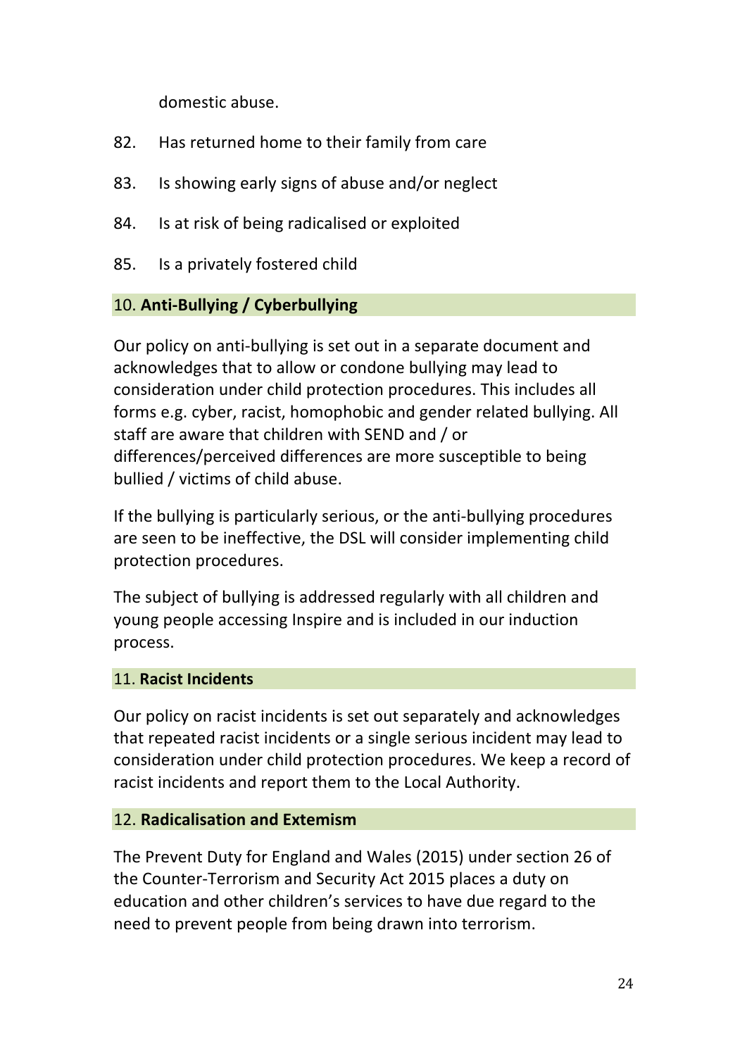domestic abuse.

82. Has returned home to their family from care

83. Is showing early signs of abuse and/or neglect

84. Is at risk of being radicalised or exploited

85. Is a privately fostered child

## 10. **Anti-Bullying / Cyberbullying**

Our policy on anti-bullying is set out in a separate document and acknowledges that to allow or condone bullying may lead to consideration under child protection procedures. This includes all forms e.g. cyber, racist, homophobic and gender related bullying. All staff are aware that children with SEND and / or differences/perceived differences are more susceptible to being bullied / victims of child abuse.

If the bullying is particularly serious, or the anti-bullying procedures are seen to be ineffective, the DSL will consider implementing child protection procedures.

The subject of bullying is addressed regularly with all children and young people accessing Inspire and is included in our induction process.

## 11. **Racist Incidents**

Our policy on racist incidents is set out separately and acknowledges that repeated racist incidents or a single serious incident may lead to consideration under child protection procedures. We keep a record of racist incidents and report them to the Local Authority.

## 12. **Radicalisation and Extemism**

The Prevent Duty for England and Wales (2015) under section 26 of the Counter-Terrorism and Security Act 2015 places a duty on education and other children's services to have due regard to the need to prevent people from being drawn into terrorism.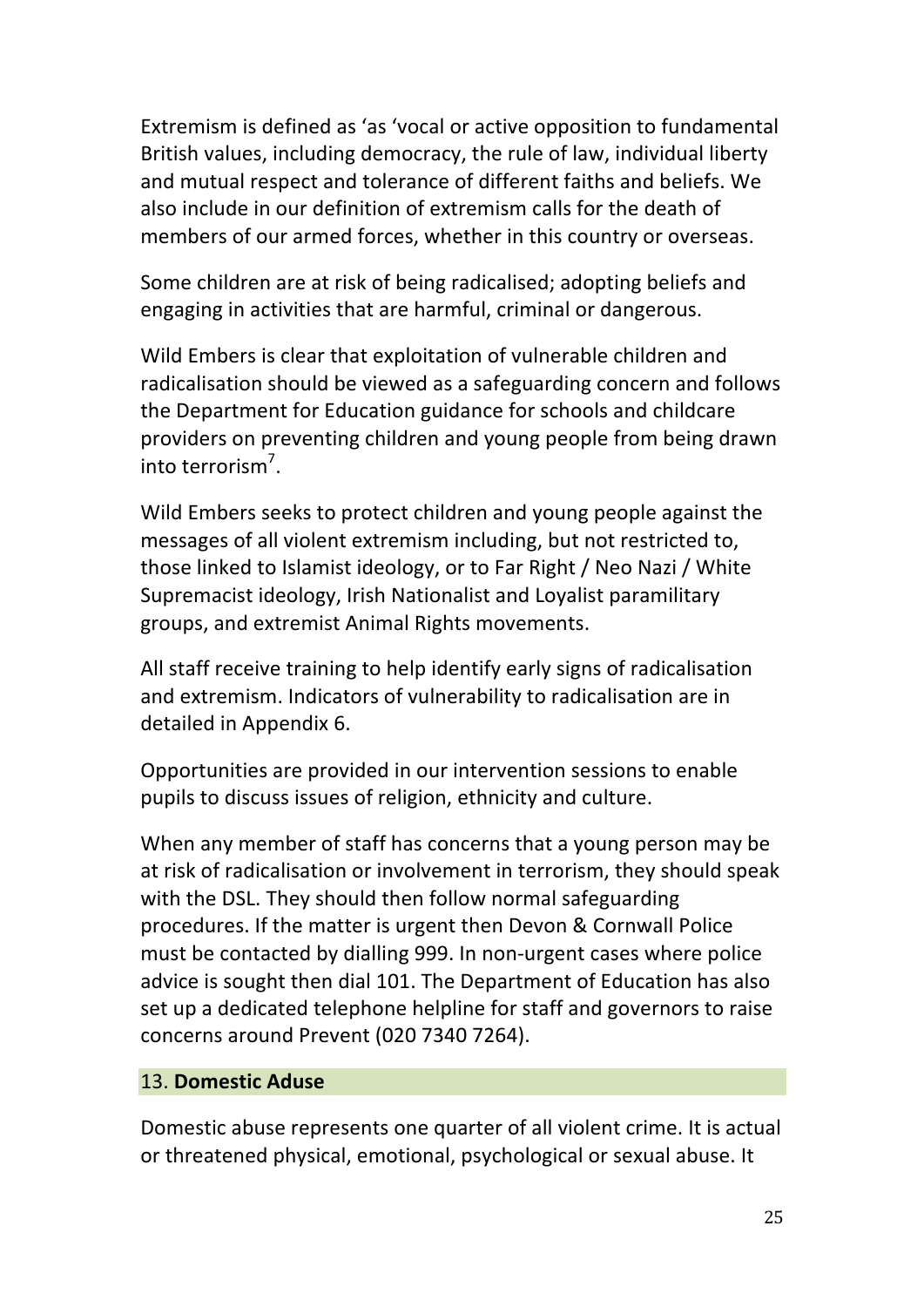Extremism is defined as 'as 'vocal or active opposition to fundamental British values, including democracy, the rule of law, individual liberty and mutual respect and tolerance of different faiths and beliefs. We also include in our definition of extremism calls for the death of members of our armed forces, whether in this country or overseas.

Some children are at risk of being radicalised; adopting beliefs and engaging in activities that are harmful, criminal or dangerous.

Wild Embers is clear that exploitation of vulnerable children and radicalisation should be viewed as a safeguarding concern and follows the Department for Education guidance for schools and childcare providers on preventing children and young people from being drawn into terrorism[7].

Wild Embers seeks to protect children and young people against the messages of all violent extremism including, but not restricted to, those linked to Islamist ideology, or to Far Right / Neo Nazi / White Supremacist ideology, Irish Nationalist and Loyalist paramilitary groups, and extremist Animal Rights movements.

All staff receive training to help identify early signs of radicalisation and extremism. Indicators of vulnerability to radicalisation are in detailed in Appendix 6.

Opportunities are provided in our intervention sessions to enable pupils to discuss issues of religion, ethnicity and culture.

When any member of staff has concerns that a young person may be at risk of radicalisation or involvement in terrorism, they should speak with the DSL. They should then follow normal safeguarding procedures. If the matter is urgent then Devon & Cornwall Police must be contacted by dialling 999. In non-urgent cases where police advice is sought then dial 101. The Department of Education has also set up a dedicated telephone helpline for staff and governors to raise concerns around Prevent (020 7340 7264).

## 13. **Domestic Aduse**

Domestic abuse represents one quarter of all violent crime. It is actual or threatened physical, emotional, psychological or sexual abuse. It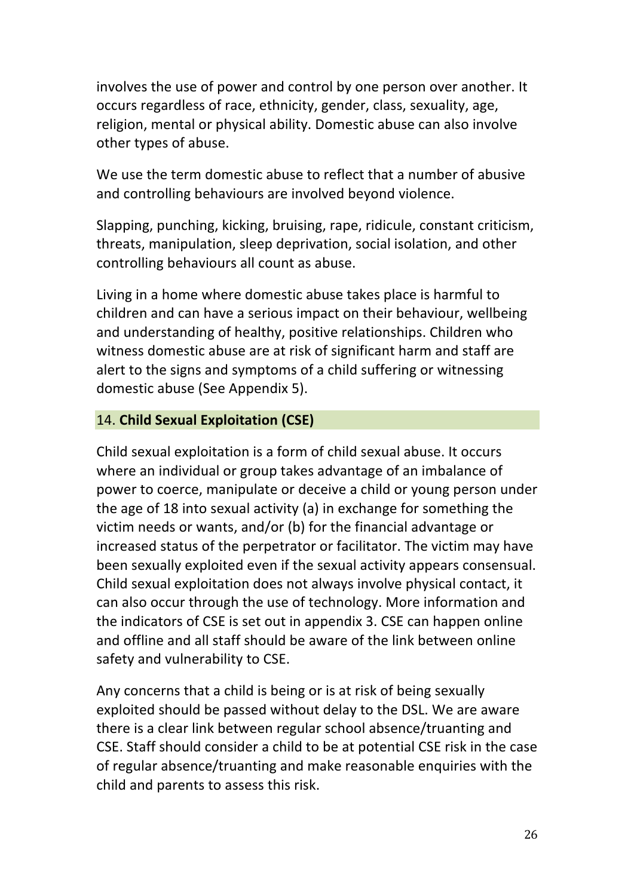involves the use of power and control by one person over another. It occurs regardless of race, ethnicity, gender, class, sexuality, age, religion, mental or physical ability. Domestic abuse can also involve other types of abuse.

We use the term domestic abuse to reflect that a number of abusive and controlling behaviours are involved beyond violence.

Slapping, punching, kicking, bruising, rape, ridicule, constant criticism, threats, manipulation, sleep deprivation, social isolation, and other controlling behaviours all count as abuse.

Living in a home where domestic abuse takes place is harmful to children and can have a serious impact on their behaviour, wellbeing and understanding of healthy, positive relationships. Children who witness domestic abuse are at risk of significant harm and staff are alert to the signs and symptoms of a child suffering or witnessing domestic abuse (See Appendix 5).

## 14. **Child Sexual Exploitation (CSE)**

Child sexual exploitation is a form of child sexual abuse. It occurs where an individual or group takes advantage of an imbalance of power to coerce, manipulate or deceive a child or young person under the age of 18 into sexual activity (a) in exchange for something the victim needs or wants, and/or (b) for the financial advantage or increased status of the perpetrator or facilitator. The victim may have been sexually exploited even if the sexual activity appears consensual. Child sexual exploitation does not always involve physical contact, it can also occur through the use of technology. More information and the indicators of CSE is set out in appendix 3. CSE can happen online and offline and all staff should be aware of the link between online safety and vulnerability to CSE.

Any concerns that a child is being or is at risk of being sexually exploited should be passed without delay to the DSL. We are aware there is a clear link between regular school absence/truanting and CSE. Staff should consider a child to be at potential CSE risk in the case of regular absence/truanting and make reasonable enquiries with the child and parents to assess this risk.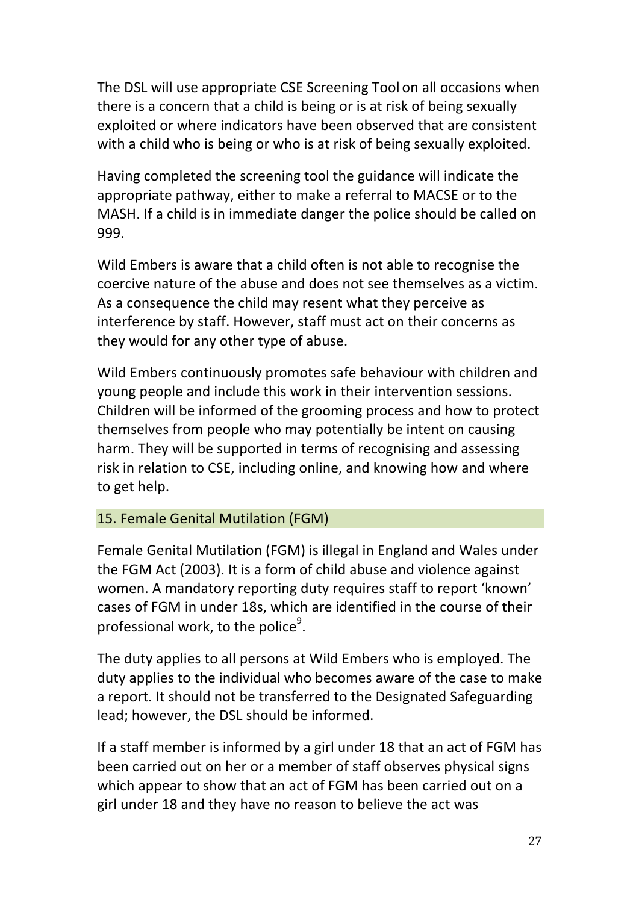The DSL will use appropriate CSE Screening Tool on all occasions when there is a concern that a child is being or is at risk of being sexually exploited or where indicators have been observed that are consistent with a child who is being or who is at risk of being sexually exploited.

Having completed the screening tool the guidance will indicate the appropriate pathway, either to make a referral to MACSE or to the MASH. If a child is in immediate danger the police should be called on 999.

Wild Embers is aware that a child often is not able to recognise the coercive nature of the abuse and does not see themselves as a victim. As a consequence the child may resent what they perceive as interference by staff. However, staff must act on their concerns as they would for any other type of abuse.

Wild Embers continuously promotes safe behaviour with children and young people and include this work in their intervention sessions. Children will be informed of the grooming process and how to protect themselves from people who may potentially be intent on causing harm. They will be supported in terms of recognising and assessing risk in relation to CSE, including online, and knowing how and where to get help.

## 15. Female Genital Mutilation (FGM)

Female Genital Mutilation (FGM) is illegal in England and Wales under the FGM Act (2003). It is a form of child abuse and violence against women. A mandatory reporting duty requires staff to report 'known' cases of FGM in under 18s, which are identified in the course of their professional work, to the police[9].

The duty applies to all persons at Wild Embers who is employed. The duty applies to the individual who becomes aware of the case to make a report. It should not be transferred to the Designated Safeguarding lead; however, the DSL should be informed.

If a staff member is informed by a girl under 18 that an act of FGM has been carried out on her or a member of staff observes physical signs which appear to show that an act of FGM has been carried out on a girl under 18 and they have no reason to believe the act was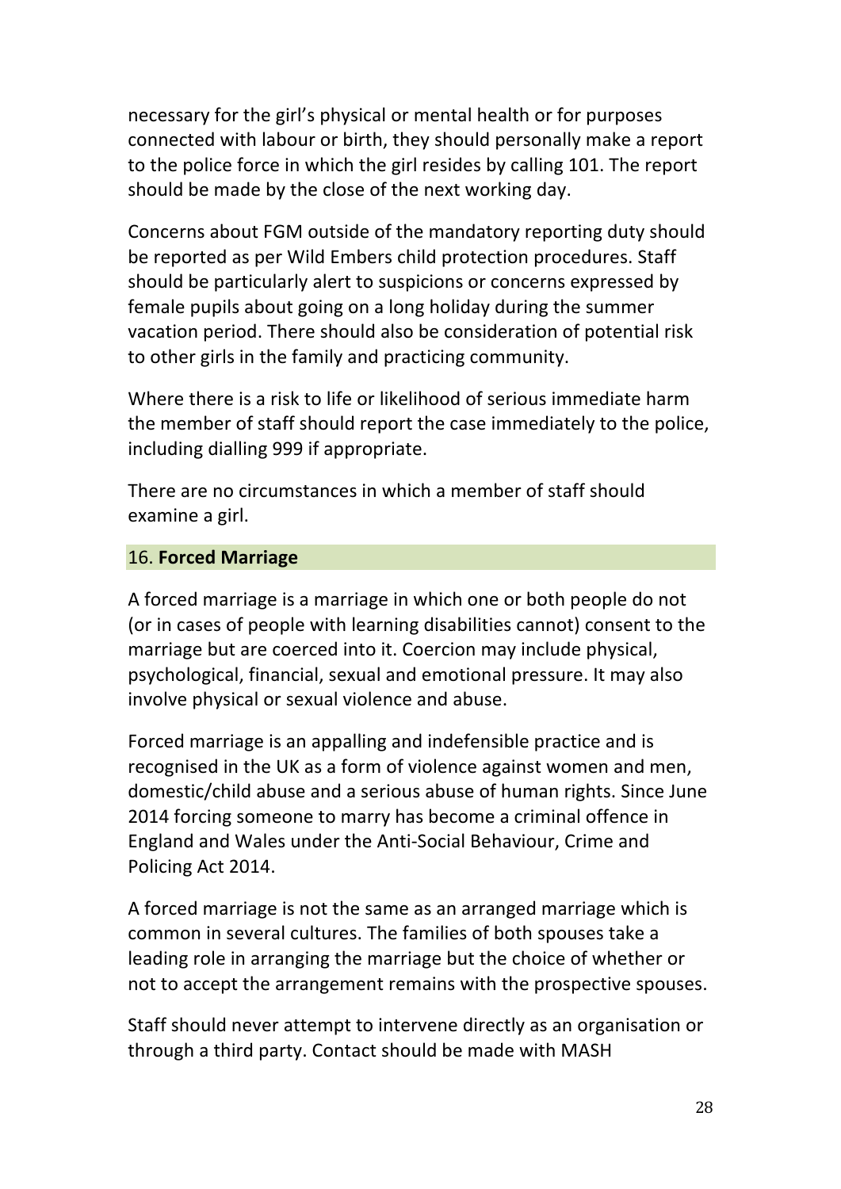necessary for the girl's physical or mental health or for purposes connected with labour or birth, they should personally make a report to the police force in which the girl resides by calling 101. The report should be made by the close of the next working day.

Concerns about FGM outside of the mandatory reporting duty should be reported as per Wild Embers child protection procedures. Staff should be particularly alert to suspicions or concerns expressed by female pupils about going on a long holiday during the summer vacation period. There should also be consideration of potential risk to other girls in the family and practicing community.

Where there is a risk to life or likelihood of serious immediate harm the member of staff should report the case immediately to the police, including dialling 999 if appropriate.

There are no circumstances in which a member of staff should examine a girl.

## 16. **Forced Marriage**

A forced marriage is a marriage in which one or both people do not (or in cases of people with learning disabilities cannot) consent to the marriage but are coerced into it. Coercion may include physical, psychological, financial, sexual and emotional pressure. It may also involve physical or sexual violence and abuse.

Forced marriage is an appalling and indefensible practice and is recognised in the UK as a form of violence against women and men, domestic/child abuse and a serious abuse of human rights. Since June 2014 forcing someone to marry has become a criminal offence in England and Wales under the Anti-Social Behaviour, Crime and Policing Act 2014.

A forced marriage is not the same as an arranged marriage which is common in several cultures. The families of both spouses take a leading role in arranging the marriage but the choice of whether or not to accept the arrangement remains with the prospective spouses.

Staff should never attempt to intervene directly as an organisation or through a third party. Contact should be made with MASH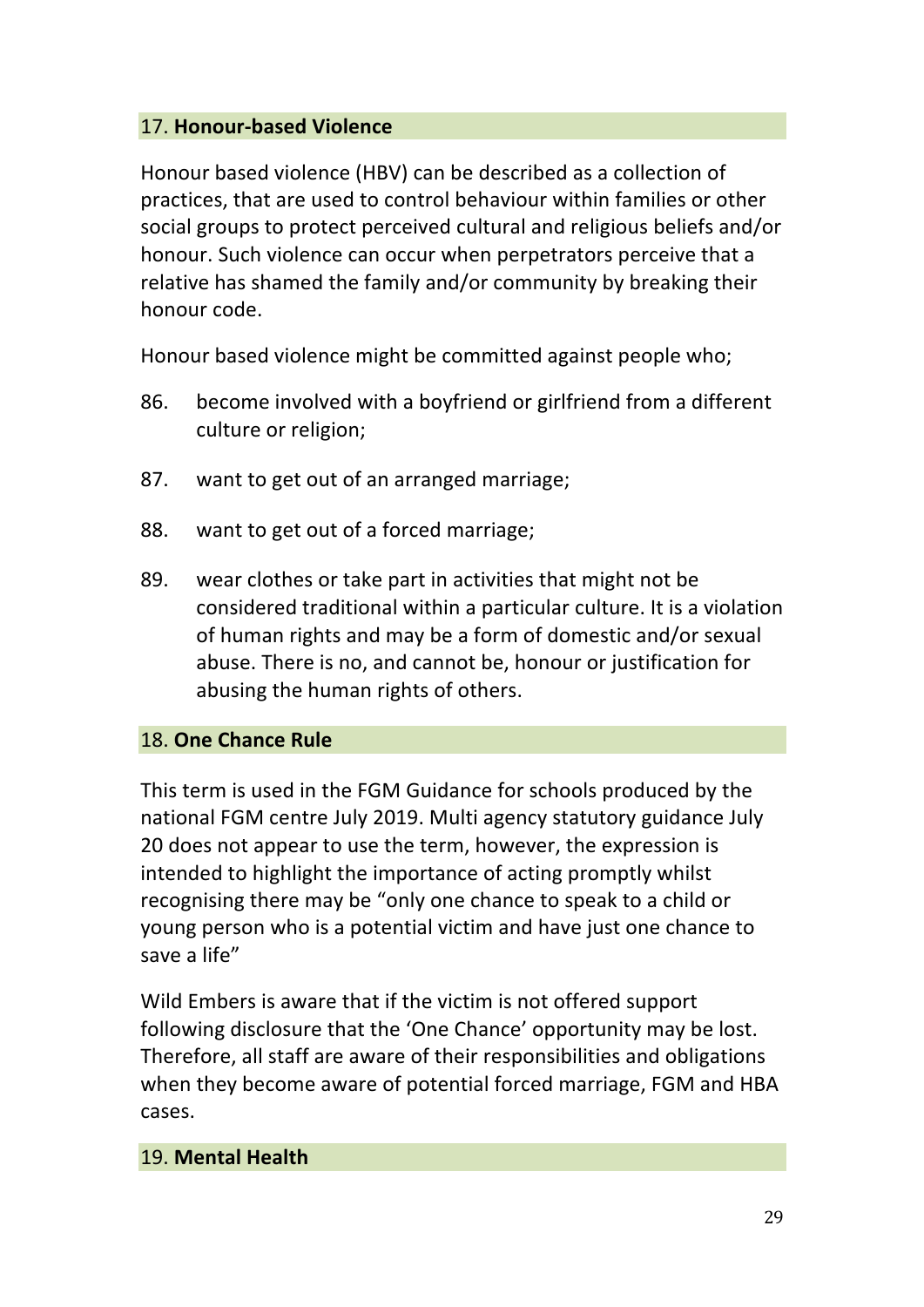## 17. **Honour-based Violence**

Honour based violence (HBV) can be described as a collection of practices, that are used to control behaviour within families or other social groups to protect perceived cultural and religious beliefs and/or honour. Such violence can occur when perpetrators perceive that a relative has shamed the family and/or community by breaking their honour code.

Honour based violence might be committed against people who;

86. become involved with a boyfriend or girlfriend from a different culture or religion;
87. want to get out of an arranged marriage;
88. want to get out of a forced marriage;
89. wear clothes or take part in activities that might not be considered traditional within a particular culture. It is a violation of human rights and may be a form of domestic and/or sexual abuse. There is no, and cannot be, honour or justification for abusing the human rights of others.

## 18. **One Chance Rule**

This term is used in the FGM Guidance for schools produced by the national FGM centre July 2019. Multi agency statutory guidance July 20 does not appear to use the term, however, the expression is intended to highlight the importance of acting promptly whilst recognising there may be "only one chance to speak to a child or young person who is a potential victim and have just one chance to save a life"

Wild Embers is aware that if the victim is not offered support following disclosure that the 'One Chance' opportunity may be lost. Therefore, all staff are aware of their responsibilities and obligations when they become aware of potential forced marriage, FGM and HBA cases.

## 19. **Mental Health**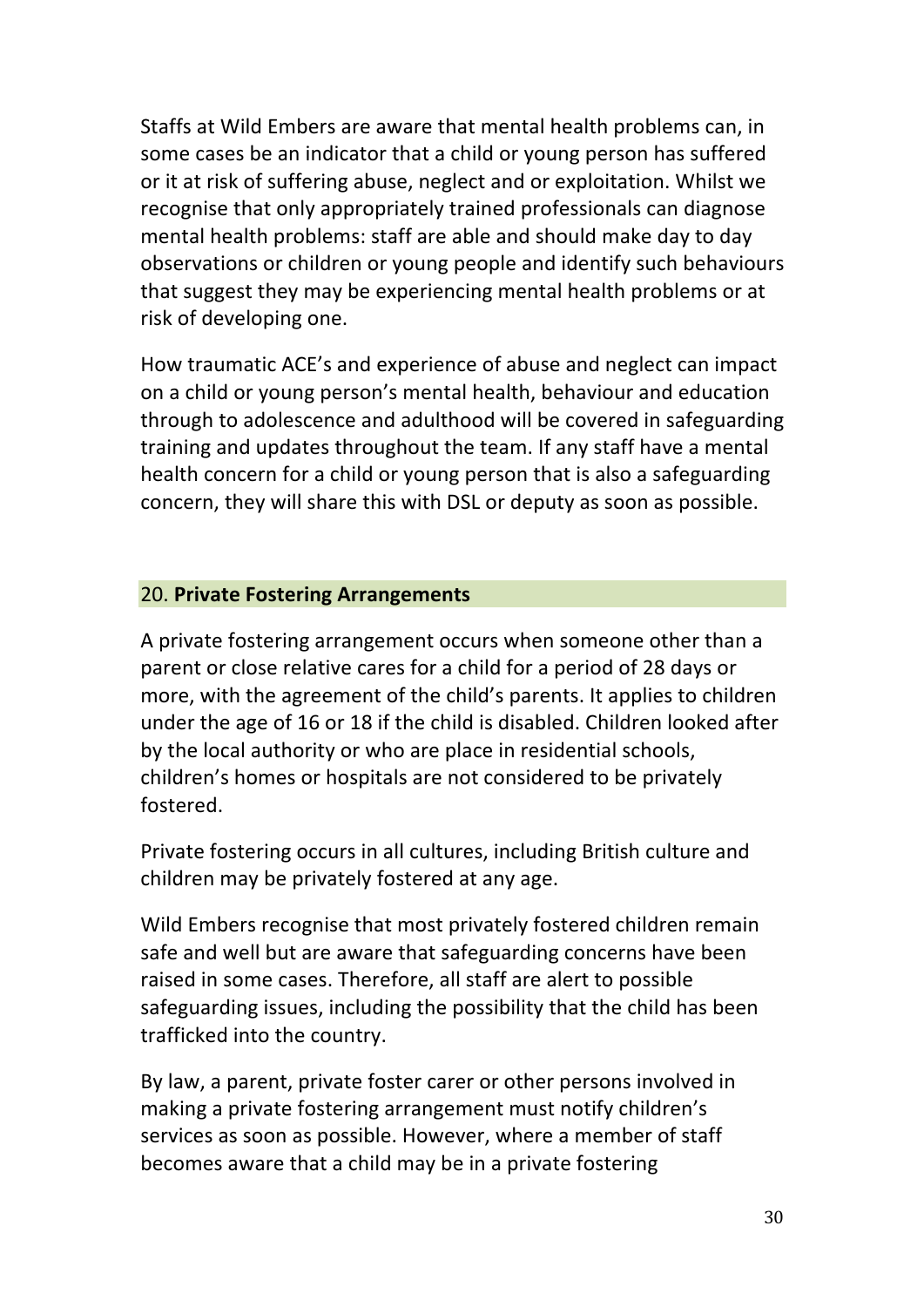Staffs at Wild Embers are aware that mental health problems can, in some cases be an indicator that a child or young person has suffered or it at risk of suffering abuse, neglect and or exploitation. Whilst we recognise that only appropriately trained professionals can diagnose mental health problems: staff are able and should make day to day observations or children or young people and identify such behaviours that suggest they may be experiencing mental health problems or at risk of developing one.

How traumatic ACE's and experience of abuse and neglect can impact on a child or young person's mental health, behaviour and education through to adolescence and adulthood will be covered in safeguarding training and updates throughout the team. If any staff have a mental health concern for a child or young person that is also a safeguarding concern, they will share this with DSL or deputy as soon as possible.

## 20. **Private Fostering Arrangements**

A private fostering arrangement occurs when someone other than a parent or close relative cares for a child for a period of 28 days or more, with the agreement of the child's parents. It applies to children under the age of 16 or 18 if the child is disabled. Children looked after by the local authority or who are place in residential schools, children's homes or hospitals are not considered to be privately fostered.

Private fostering occurs in all cultures, including British culture and children may be privately fostered at any age.

Wild Embers recognise that most privately fostered children remain safe and well but are aware that safeguarding concerns have been raised in some cases. Therefore, all staff are alert to possible safeguarding issues, including the possibility that the child has been trafficked into the country.

By law, a parent, private foster carer or other persons involved in making a private fostering arrangement must notify children's services as soon as possible. However, where a member of staff becomes aware that a child may be in a private fostering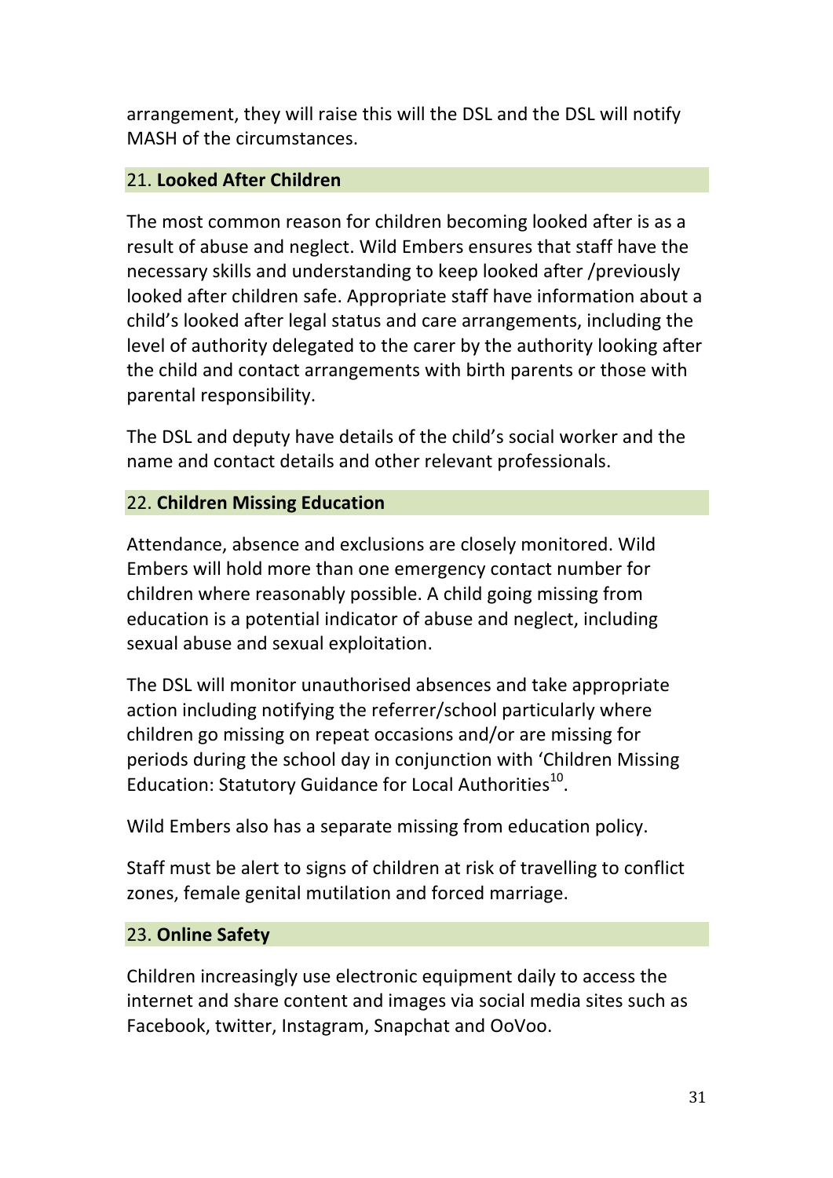arrangement, they will raise this will the DSL and the DSL will notify MASH of the circumstances.

## 21. **Looked After Children**

The most common reason for children becoming looked after is as a result of abuse and neglect. Wild Embers ensures that staff have the necessary skills and understanding to keep looked after /previously looked after children safe. Appropriate staff have information about a child's looked after legal status and care arrangements, including the level of authority delegated to the carer by the authority looking after the child and contact arrangements with birth parents or those with parental responsibility.

The DSL and deputy have details of the child's social worker and the name and contact details and other relevant professionals.

## 22. **Children Missing Education**

Attendance, absence and exclusions are closely monitored. Wild Embers will hold more than one emergency contact number for children where reasonably possible. A child going missing from education is a potential indicator of abuse and neglect, including sexual abuse and sexual exploitation.

The DSL will monitor unauthorised absences and take appropriate action including notifying the referrer/school particularly where children go missing on repeat occasions and/or are missing for periods during the school day in conjunction with 'Children Missing Education: Statutory Guidance for Local Authorities[10].

Wild Embers also has a separate missing from education policy.

Staff must be alert to signs of children at risk of travelling to conflict zones, female genital mutilation and forced marriage.

## 23. **Online Safety**

Children increasingly use electronic equipment daily to access the internet and share content and images via social media sites such as Facebook, twitter, Instagram, Snapchat and OoVoo.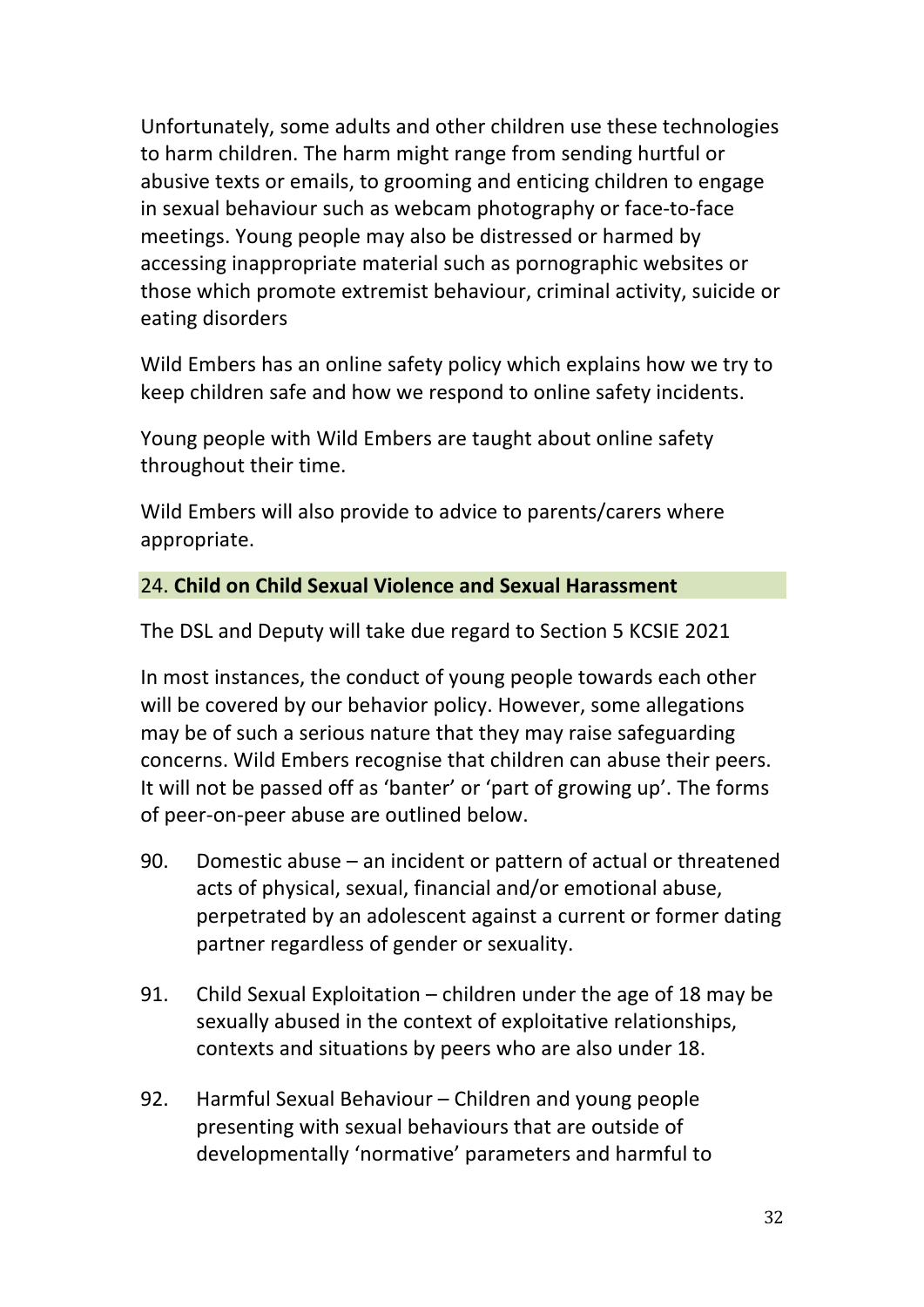Unfortunately, some adults and other children use these technologies to harm children. The harm might range from sending hurtful or abusive texts or emails, to grooming and enticing children to engage in sexual behaviour such as webcam photography or face-to-face meetings. Young people may also be distressed or harmed by accessing inappropriate material such as pornographic websites or those which promote extremist behaviour, criminal activity, suicide or eating disorders

Wild Embers has an online safety policy which explains how we try to keep children safe and how we respond to online safety incidents.

Young people with Wild Embers are taught about online safety throughout their time.

Wild Embers will also provide to advice to parents/carers where appropriate.

## 24. **Child on Child Sexual Violence and Sexual Harassment**

The DSL and Deputy will take due regard to Section 5 KCSIE 2021

In most instances, the conduct of young people towards each other will be covered by our behavior policy. However, some allegations may be of such a serious nature that they may raise safeguarding concerns. Wild Embers recognise that children can abuse their peers. It will not be passed off as 'banter' or 'part of growing up'. The forms of peer-on-peer abuse are outlined below.

90. Domestic abuse – an incident or pattern of actual or threatened acts of physical, sexual, financial and/or emotional abuse, perpetrated by an adolescent against a current or former dating partner regardless of gender or sexuality.

91. Child Sexual Exploitation – children under the age of 18 may be sexually abused in the context of exploitative relationships, contexts and situations by peers who are also under 18.

92. Harmful Sexual Behaviour – Children and young people presenting with sexual behaviours that are outside of developmentally 'normative' parameters and harmful to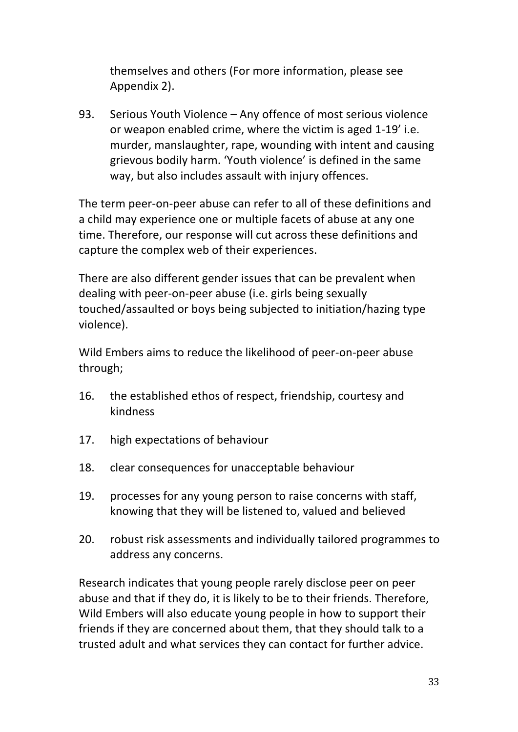themselves and others (For more information, please see Appendix 2).

93. Serious Youth Violence – Any offence of most serious violence or weapon enabled crime, where the victim is aged 1-19' i.e. murder, manslaughter, rape, wounding with intent and causing grievous bodily harm. 'Youth violence' is defined in the same way, but also includes assault with injury offences.

The term peer-on-peer abuse can refer to all of these definitions and a child may experience one or multiple facets of abuse at any one time. Therefore, our response will cut across these definitions and capture the complex web of their experiences.

There are also different gender issues that can be prevalent when dealing with peer-on-peer abuse (i.e. girls being sexually touched/assaulted or boys being subjected to initiation/hazing type violence).

Wild Embers aims to reduce the likelihood of peer-on-peer abuse through;

16. the established ethos of respect, friendship, courtesy and kindness
17. high expectations of behaviour
18. clear consequences for unacceptable behaviour
19. processes for any young person to raise concerns with staff, knowing that they will be listened to, valued and believed
20. robust risk assessments and individually tailored programmes to address any concerns.

Research indicates that young people rarely disclose peer on peer abuse and that if they do, it is likely to be to their friends. Therefore, Wild Embers will also educate young people in how to support their friends if they are concerned about them, that they should talk to a trusted adult and what services they can contact for further advice.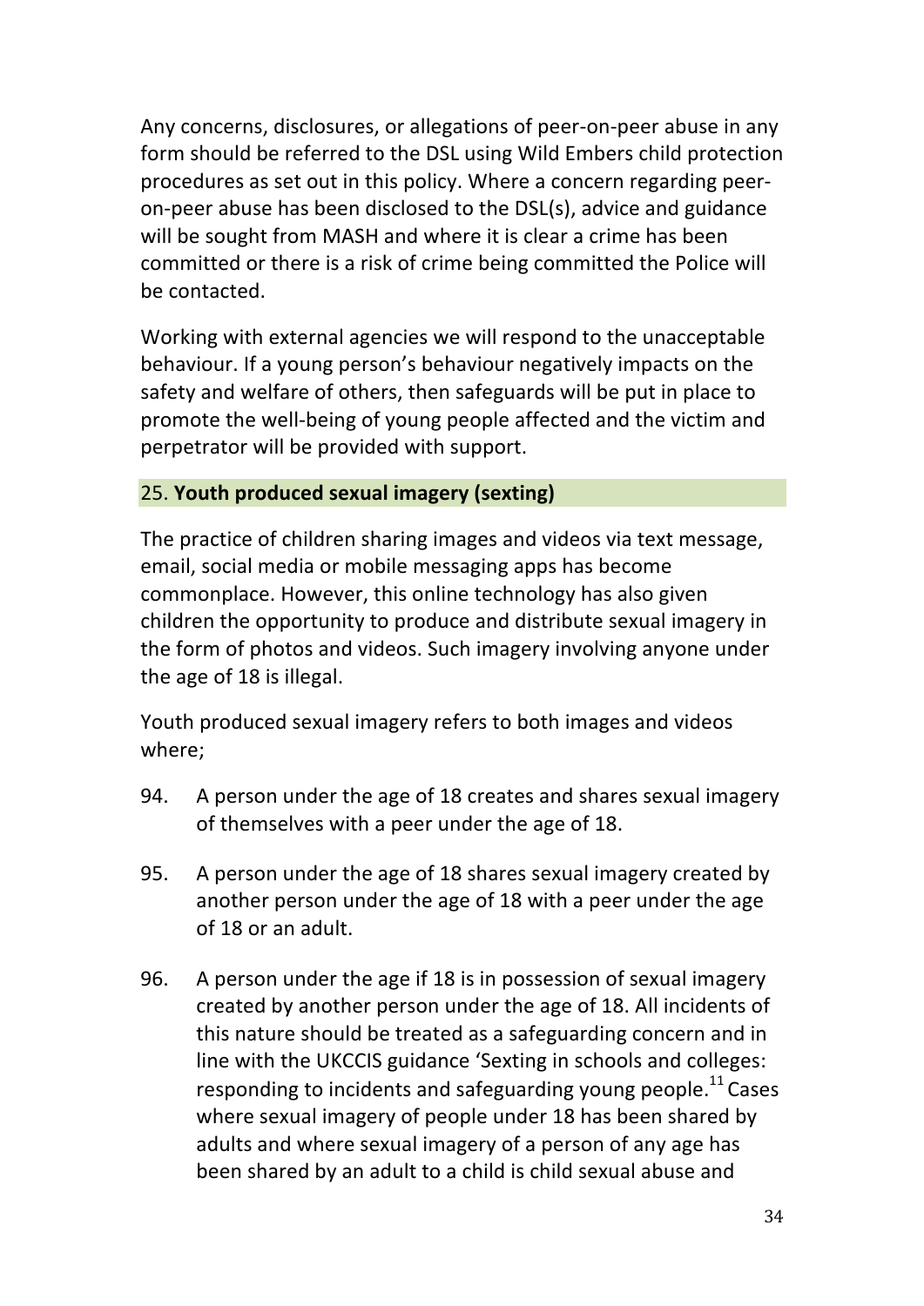Any concerns, disclosures, or allegations of peer-on-peer abuse in any form should be referred to the DSL using Wild Embers child protection procedures as set out in this policy. Where a concern regarding peer-on-peer abuse has been disclosed to the DSL(s), advice and guidance will be sought from MASH and where it is clear a crime has been committed or there is a risk of crime being committed the Police will be contacted.

Working with external agencies we will respond to the unacceptable behaviour. If a young person's behaviour negatively impacts on the safety and welfare of others, then safeguards will be put in place to promote the well-being of young people affected and the victim and perpetrator will be provided with support.

## 25. **Youth produced sexual imagery (sexting)**

The practice of children sharing images and videos via text message, email, social media or mobile messaging apps has become commonplace. However, this online technology has also given children the opportunity to produce and distribute sexual imagery in the form of photos and videos. Such imagery involving anyone under the age of 18 is illegal.

Youth produced sexual imagery refers to both images and videos where;

94. A person under the age of 18 creates and shares sexual imagery of themselves with a peer under the age of 18.

95. A person under the age of 18 shares sexual imagery created by another person under the age of 18 with a peer under the age of 18 or an adult.

96. A person under the age if 18 is in possession of sexual imagery created by another person under the age of 18. All incidents of this nature should be treated as a safeguarding concern and in line with the UKCCIS guidance 'Sexting in schools and colleges: responding to incidents and safeguarding young people.[11] Cases where sexual imagery of people under 18 has been shared by adults and where sexual imagery of a person of any age has been shared by an adult to a child is child sexual abuse and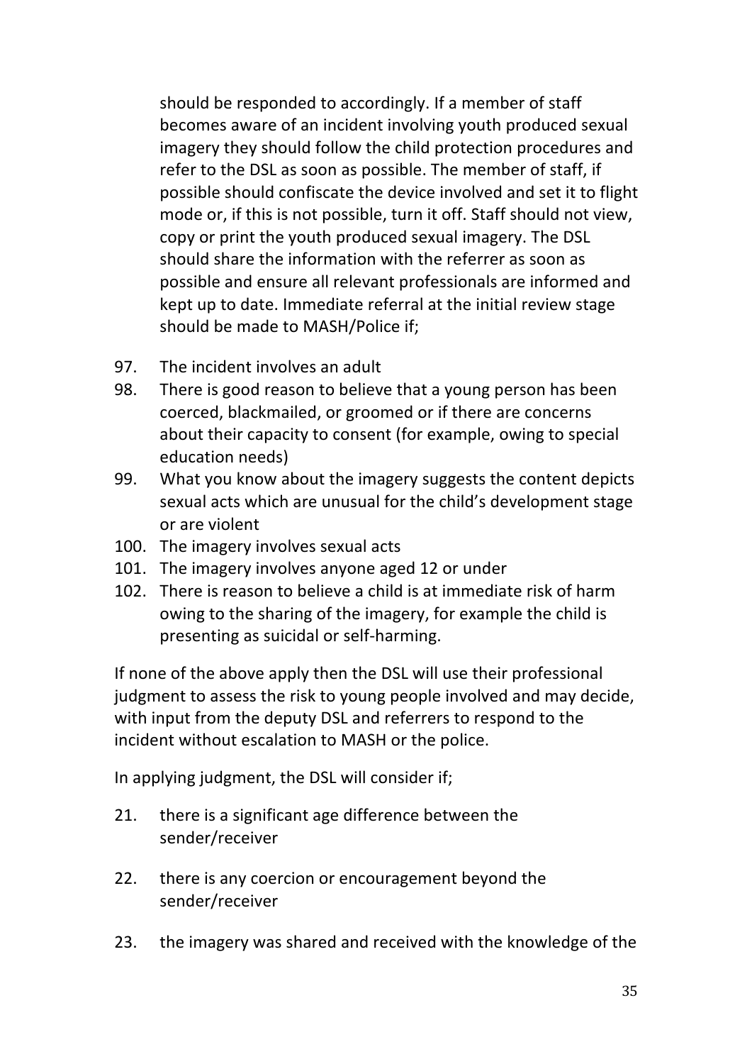should be responded to accordingly. If a member of staff becomes aware of an incident involving youth produced sexual imagery they should follow the child protection procedures and refer to the DSL as soon as possible. The member of staff, if possible should confiscate the device involved and set it to flight mode or, if this is not possible, turn it off. Staff should not view, copy or print the youth produced sexual imagery. The DSL should share the information with the referrer as soon as possible and ensure all relevant professionals are informed and kept up to date. Immediate referral at the initial review stage should be made to MASH/Police if;

97. The incident involves an adult
98. There is good reason to believe that a young person has been coerced, blackmailed, or groomed or if there are concerns about their capacity to consent (for example, owing to special education needs)
99. What you know about the imagery suggests the content depicts sexual acts which are unusual for the child's development stage or are violent
100. The imagery involves sexual acts
101. The imagery involves anyone aged 12 or under
102. There is reason to believe a child is at immediate risk of harm owing to the sharing of the imagery, for example the child is presenting as suicidal or self-harming.

If none of the above apply then the DSL will use their professional judgment to assess the risk to young people involved and may decide, with input from the deputy DSL and referrers to respond to the incident without escalation to MASH or the police.

In applying judgment, the DSL will consider if;

21. there is a significant age difference between the sender/receiver
22. there is any coercion or encouragement beyond the sender/receiver
23. the imagery was shared and received with the knowledge of the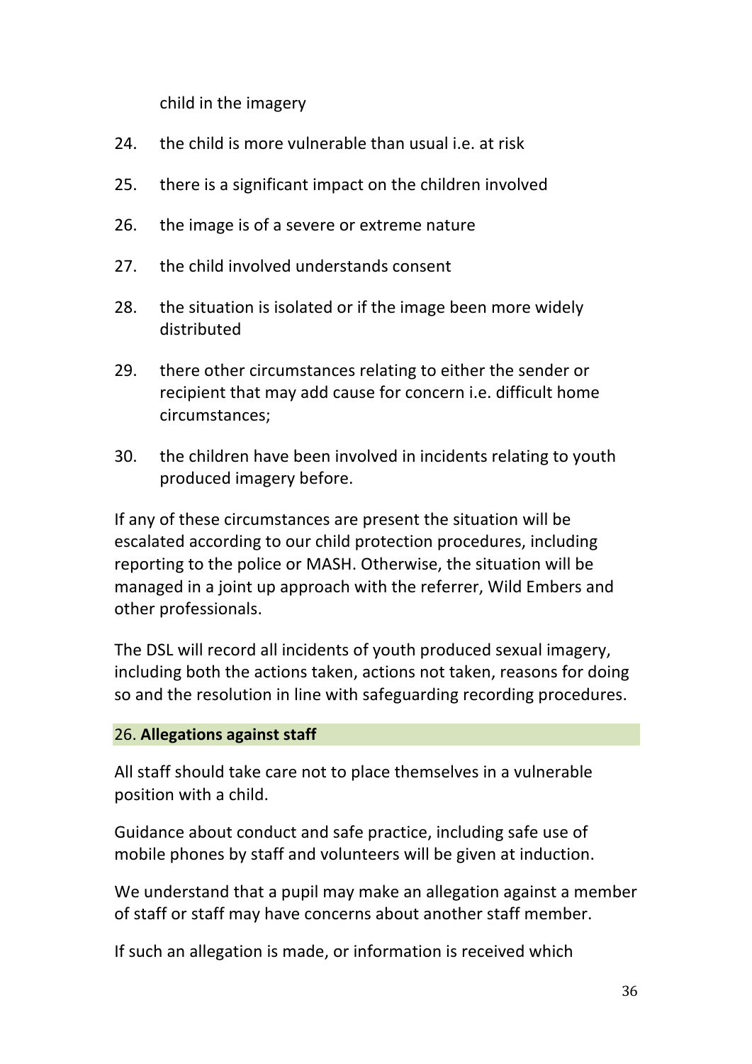child in the imagery

24. the child is more vulnerable than usual i.e. at risk
25. there is a significant impact on the children involved
26. the image is of a severe or extreme nature
27. the child involved understands consent
28. the situation is isolated or if the image been more widely distributed
29. there other circumstances relating to either the sender or recipient that may add cause for concern i.e. difficult home circumstances;
30. the children have been involved in incidents relating to youth produced imagery before.

If any of these circumstances are present the situation will be escalated according to our child protection procedures, including reporting to the police or MASH. Otherwise, the situation will be managed in a joint up approach with the referrer, Wild Embers and other professionals.

The DSL will record all incidents of youth produced sexual imagery, including both the actions taken, actions not taken, reasons for doing so and the resolution in line with safeguarding recording procedures.

## 26. **Allegations against staff**

All staff should take care not to place themselves in a vulnerable position with a child.

Guidance about conduct and safe practice, including safe use of mobile phones by staff and volunteers will be given at induction.

We understand that a pupil may make an allegation against a member of staff or staff may have concerns about another staff member.

If such an allegation is made, or information is received which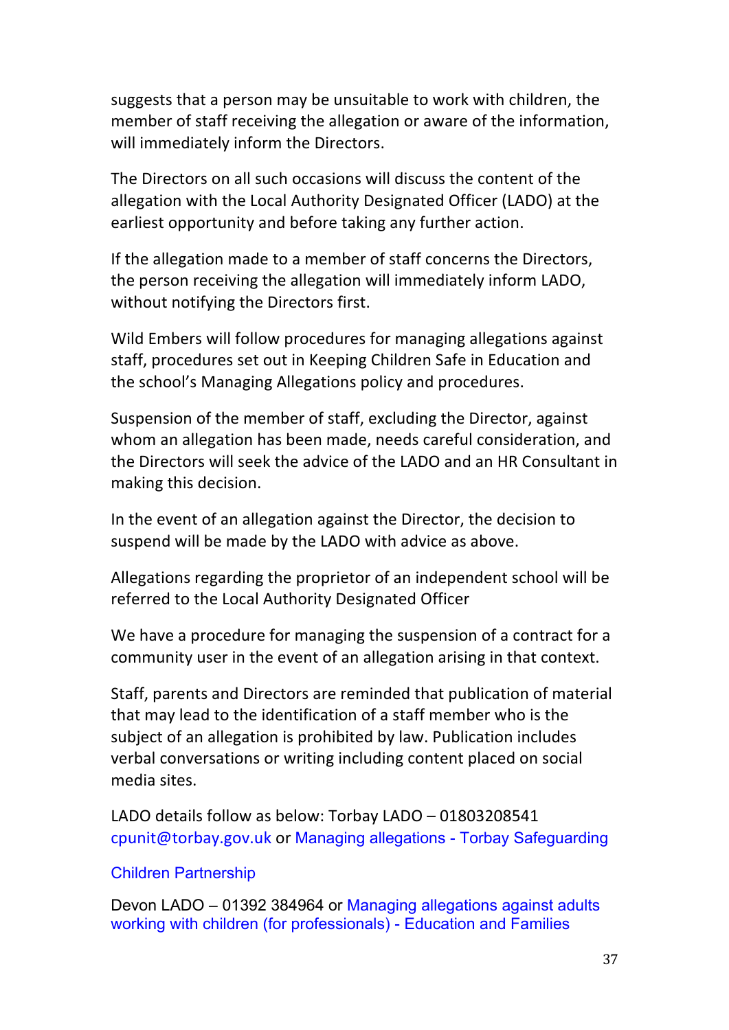suggests that a person may be unsuitable to work with children, the member of staff receiving the allegation or aware of the information, will immediately inform the Directors.

The Directors on all such occasions will discuss the content of the allegation with the Local Authority Designated Officer (LADO) at the earliest opportunity and before taking any further action.

If the allegation made to a member of staff concerns the Directors, the person receiving the allegation will immediately inform LADO, without notifying the Directors first.

Wild Embers will follow procedures for managing allegations against staff, procedures set out in Keeping Children Safe in Education and the school's Managing Allegations policy and procedures.

Suspension of the member of staff, excluding the Director, against whom an allegation has been made, needs careful consideration, and the Directors will seek the advice of the LADO and an HR Consultant in making this decision.

In the event of an allegation against the Director, the decision to suspend will be made by the LADO with advice as above.

Allegations regarding the proprietor of an independent school will be referred to the Local Authority Designated Officer

We have a procedure for managing the suspension of a contract for a community user in the event of an allegation arising in that context.

Staff, parents and Directors are reminded that publication of material that may lead to the identification of a staff member who is the subject of an allegation is prohibited by law. Publication includes verbal conversations or writing including content placed on social media sites.

LADO details follow as below: Torbay LADO – 01803208541 cpunit@torbay.gov.uk or Managing allegations - Torbay Safeguarding Children Partnership

Devon LADO – 01392 384964 or Managing allegations against adults working with children (for professionals) - Education and Families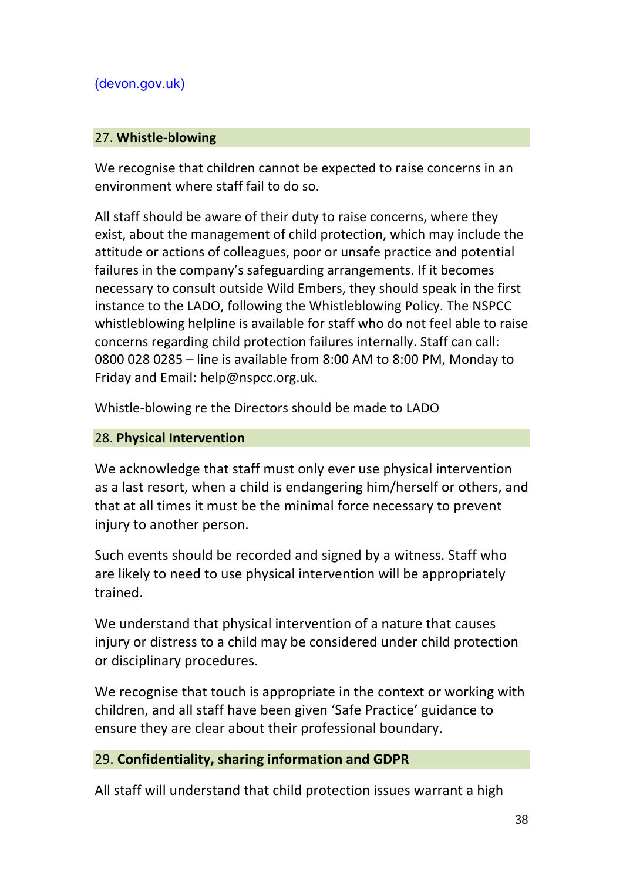(devon.gov.uk)

## 27. **Whistle-blowing**

We recognise that children cannot be expected to raise concerns in an environment where staff fail to do so.

All staff should be aware of their duty to raise concerns, where they exist, about the management of child protection, which may include the attitude or actions of colleagues, poor or unsafe practice and potential failures in the company's safeguarding arrangements. If it becomes necessary to consult outside Wild Embers, they should speak in the first instance to the LADO, following the Whistleblowing Policy. The NSPCC whistleblowing helpline is available for staff who do not feel able to raise concerns regarding child protection failures internally. Staff can call: 0800 028 0285 – line is available from 8:00 AM to 8:00 PM, Monday to Friday and Email: help@nspcc.org.uk.

Whistle-blowing re the Directors should be made to LADO

## 28. **Physical Intervention**

We acknowledge that staff must only ever use physical intervention as a last resort, when a child is endangering him/herself or others, and that at all times it must be the minimal force necessary to prevent injury to another person.

Such events should be recorded and signed by a witness. Staff who are likely to need to use physical intervention will be appropriately trained.

We understand that physical intervention of a nature that causes injury or distress to a child may be considered under child protection or disciplinary procedures.

We recognise that touch is appropriate in the context or working with children, and all staff have been given 'Safe Practice' guidance to ensure they are clear about their professional boundary.

## 29. **Confidentiality, sharing information and GDPR**

All staff will understand that child protection issues warrant a high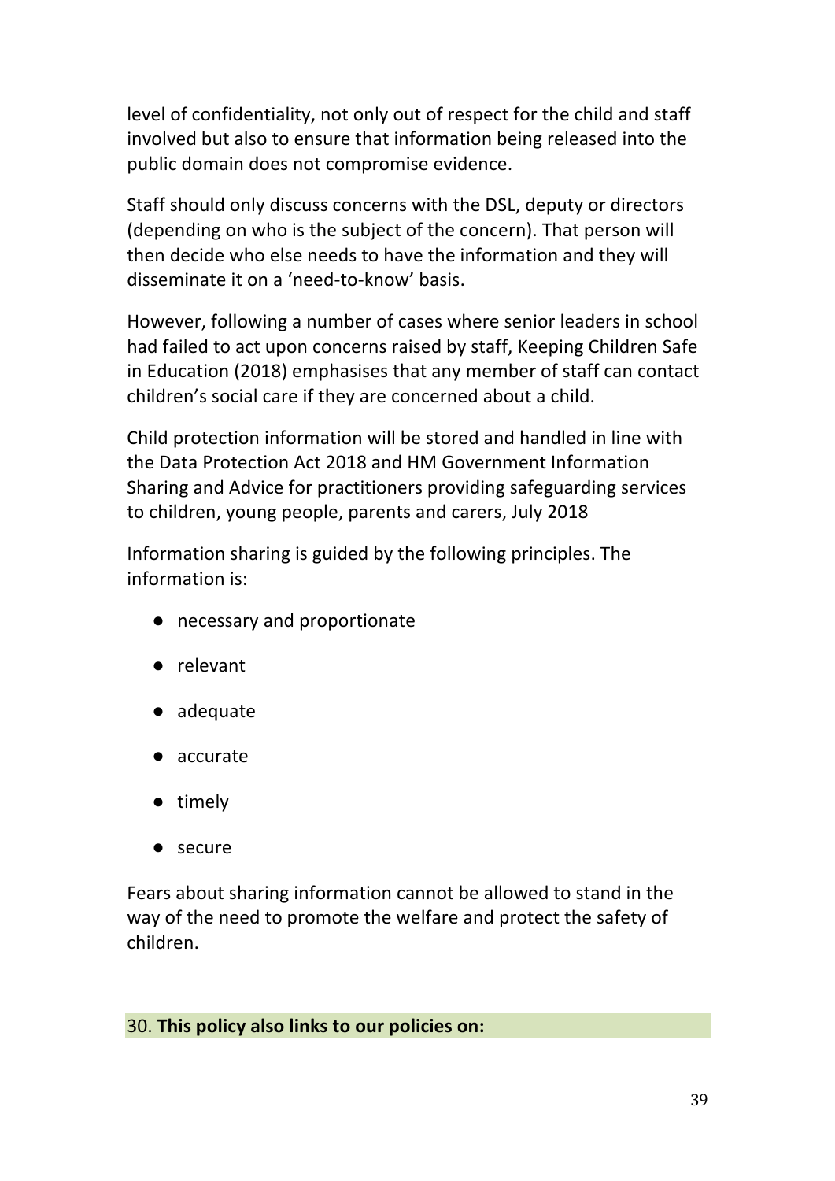level of confidentiality, not only out of respect for the child and staff involved but also to ensure that information being released into the public domain does not compromise evidence.

Staff should only discuss concerns with the DSL, deputy or directors (depending on who is the subject of the concern). That person will then decide who else needs to have the information and they will disseminate it on a 'need-to-know' basis.

However, following a number of cases where senior leaders in school had failed to act upon concerns raised by staff, Keeping Children Safe in Education (2018) emphasises that any member of staff can contact children's social care if they are concerned about a child.

Child protection information will be stored and handled in line with the Data Protection Act 2018 and HM Government Information Sharing and Advice for practitioners providing safeguarding services to children, young people, parents and carers, July 2018

Information sharing is guided by the following principles. The information is:

- necessary and proportionate
- relevant
- adequate
- accurate
- timely
- secure

Fears about sharing information cannot be allowed to stand in the way of the need to promote the welfare and protect the safety of children.

## 30. **This policy also links to our policies on:**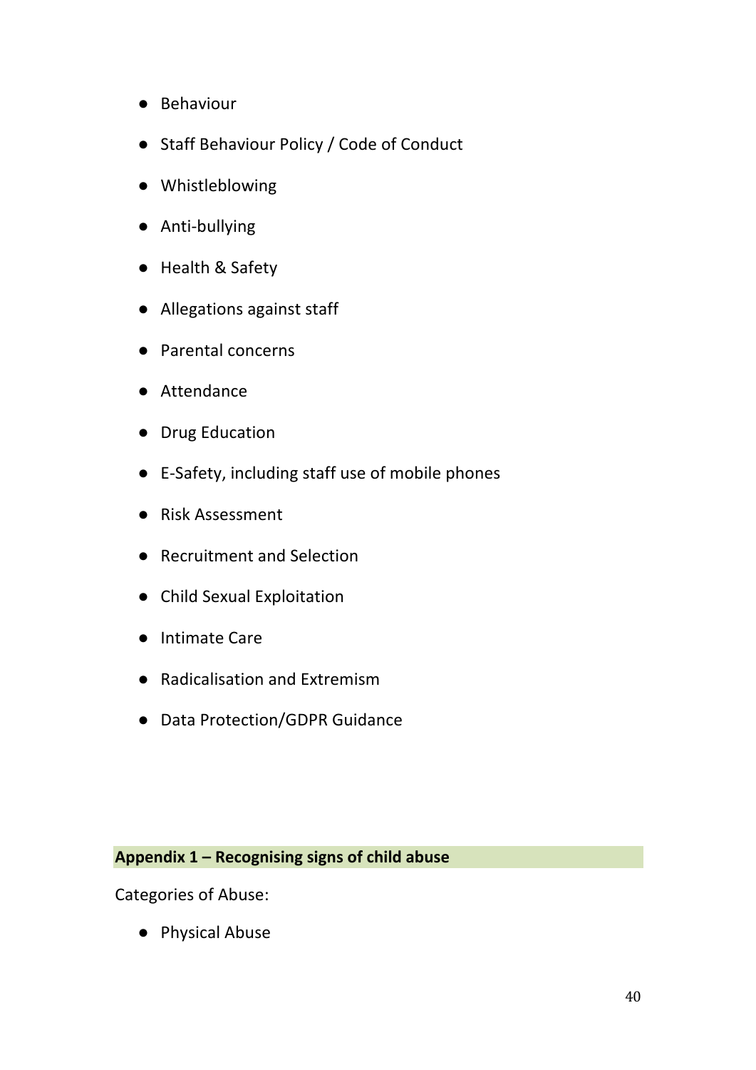- Behaviour
- Staff Behaviour Policy / Code of Conduct
- Whistleblowing
- Anti-bullying
- Health & Safety
- Allegations against staff
- Parental concerns
- Attendance
- Drug Education
- E-Safety, including staff use of mobile phones
- Risk Assessment
- Recruitment and Selection
- Child Sexual Exploitation
- Intimate Care
- Radicalisation and Extremism
- Data Protection/GDPR Guidance

## Appendix 1 – Recognising signs of child abuse

Categories of Abuse:

- Physical Abuse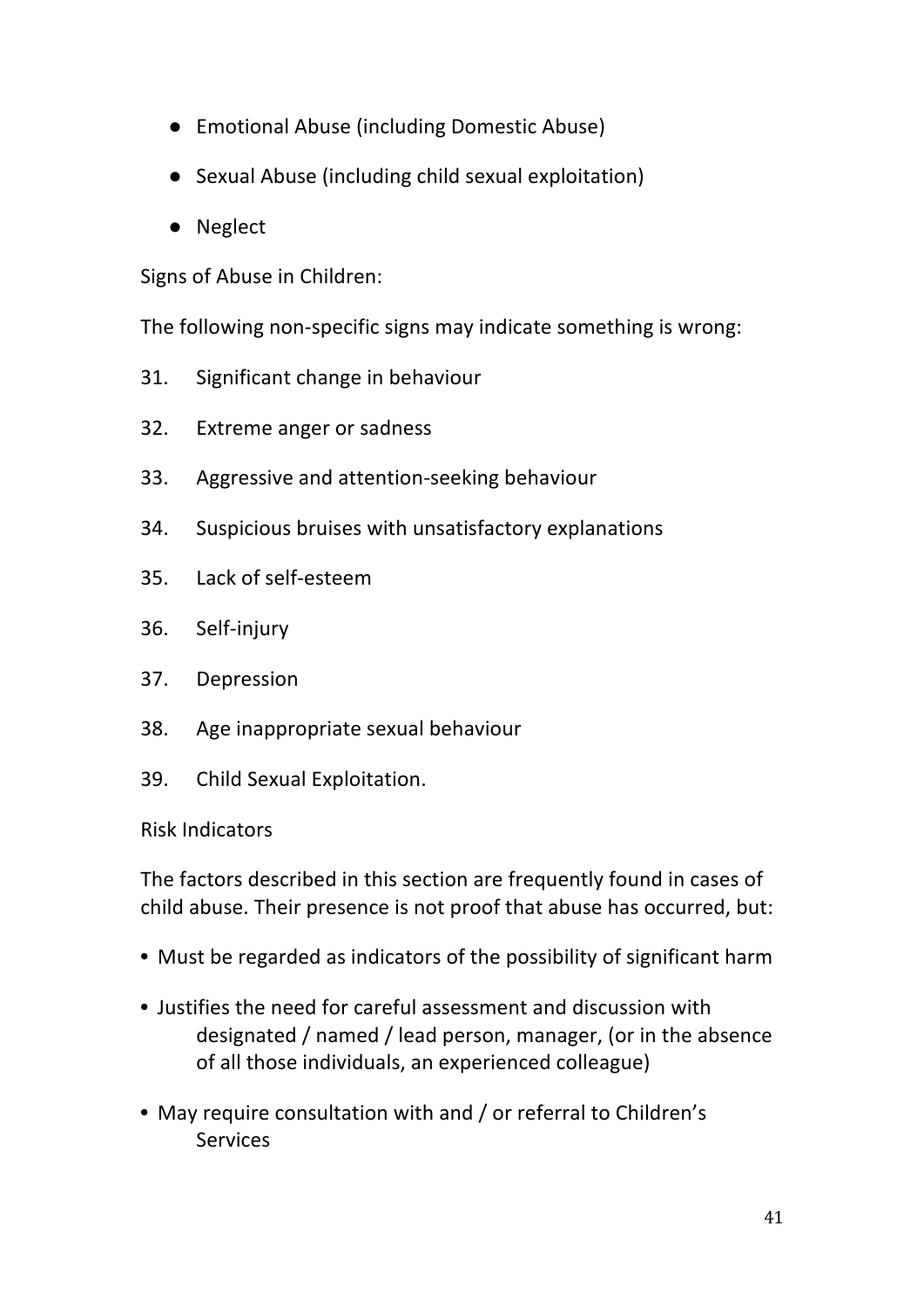- Emotional Abuse (including Domestic Abuse)
- Sexual Abuse (including child sexual exploitation)
- Neglect

Signs of Abuse in Children:

The following non-specific signs may indicate something is wrong:

31. Significant change in behaviour
32. Extreme anger or sadness
33. Aggressive and attention-seeking behaviour
34. Suspicious bruises with unsatisfactory explanations
35. Lack of self-esteem
36. Self-injury
37. Depression
38. Age inappropriate sexual behaviour
39. Child Sexual Exploitation.

Risk Indicators

The factors described in this section are frequently found in cases of child abuse. Their presence is not proof that abuse has occurred, but:

- Must be regarded as indicators of the possibility of significant harm
- Justifies the need for careful assessment and discussion with designated / named / lead person, manager, (or in the absence of all those individuals, an experienced colleague)
- May require consultation with and / or referral to Children's Services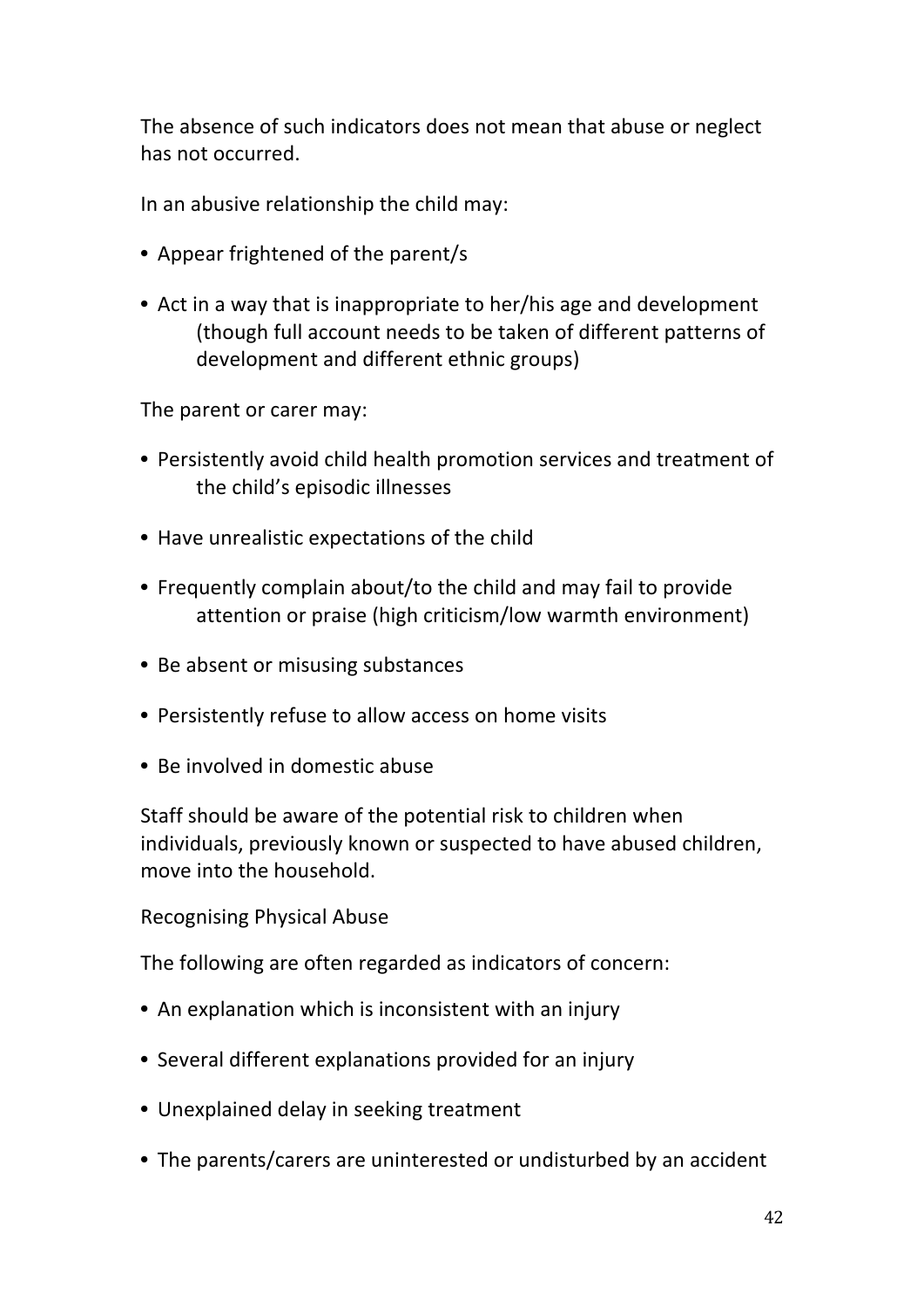The absence of such indicators does not mean that abuse or neglect has not occurred.

In an abusive relationship the child may:

- Appear frightened of the parent/s
- Act in a way that is inappropriate to her/his age and development (though full account needs to be taken of different patterns of development and different ethnic groups)

The parent or carer may:

- Persistently avoid child health promotion services and treatment of the child's episodic illnesses
- Have unrealistic expectations of the child
- Frequently complain about/to the child and may fail to provide attention or praise (high criticism/low warmth environment)
- Be absent or misusing substances
- Persistently refuse to allow access on home visits
- Be involved in domestic abuse

Staff should be aware of the potential risk to children when individuals, previously known or suspected to have abused children, move into the household.

Recognising Physical Abuse

The following are often regarded as indicators of concern:

- An explanation which is inconsistent with an injury
- Several different explanations provided for an injury
- Unexplained delay in seeking treatment
- The parents/carers are uninterested or undisturbed by an accident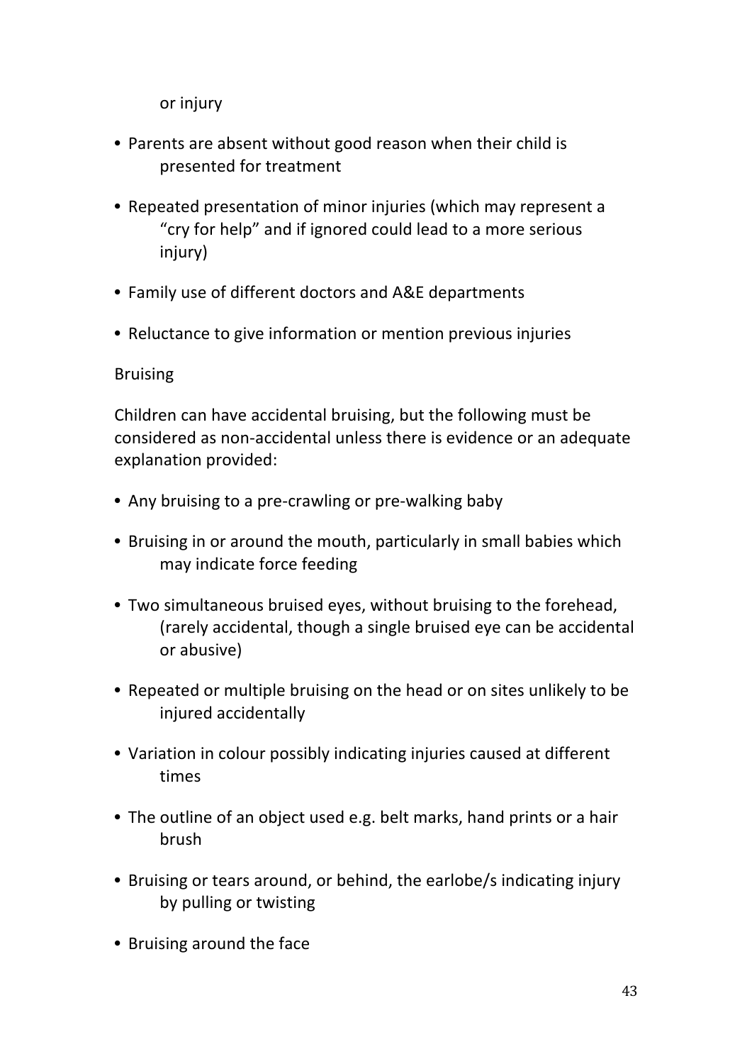or injury

- Parents are absent without good reason when their child is presented for treatment
- Repeated presentation of minor injuries (which may represent a "cry for help" and if ignored could lead to a more serious injury)
- Family use of different doctors and A&E departments
- Reluctance to give information or mention previous injuries

Bruising

Children can have accidental bruising, but the following must be considered as non-accidental unless there is evidence or an adequate explanation provided:

- Any bruising to a pre-crawling or pre-walking baby
- Bruising in or around the mouth, particularly in small babies which may indicate force feeding
- Two simultaneous bruised eyes, without bruising to the forehead, (rarely accidental, though a single bruised eye can be accidental or abusive)
- Repeated or multiple bruising on the head or on sites unlikely to be injured accidentally
- Variation in colour possibly indicating injuries caused at different times
- The outline of an object used e.g. belt marks, hand prints or a hair brush
- Bruising or tears around, or behind, the earlobe/s indicating injury by pulling or twisting
- Bruising around the face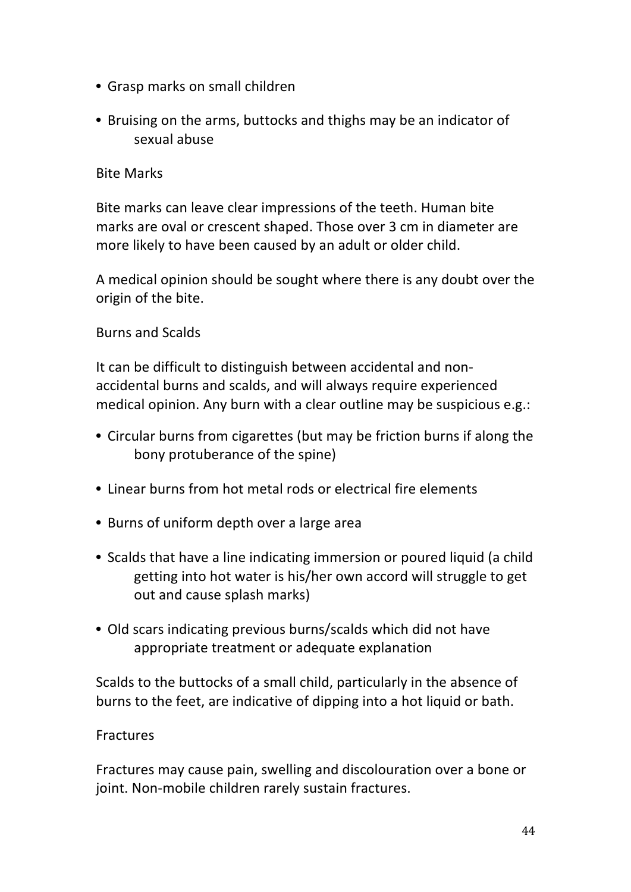- Grasp marks on small children
- Bruising on the arms, buttocks and thighs may be an indicator of sexual abuse

### Bite Marks

Bite marks can leave clear impressions of the teeth. Human bite marks are oval or crescent shaped. Those over 3 cm in diameter are more likely to have been caused by an adult or older child.

A medical opinion should be sought where there is any doubt over the origin of the bite.

### Burns and Scalds

It can be difficult to distinguish between accidental and non-accidental burns and scalds, and will always require experienced medical opinion. Any burn with a clear outline may be suspicious e.g.:

- Circular burns from cigarettes (but may be friction burns if along the bony protuberance of the spine)
- Linear burns from hot metal rods or electrical fire elements
- Burns of uniform depth over a large area
- Scalds that have a line indicating immersion or poured liquid (a child getting into hot water is his/her own accord will struggle to get out and cause splash marks)
- Old scars indicating previous burns/scalds which did not have appropriate treatment or adequate explanation

Scalds to the buttocks of a small child, particularly in the absence of burns to the feet, are indicative of dipping into a hot liquid or bath.

### Fractures

Fractures may cause pain, swelling and discolouration over a bone or joint. Non-mobile children rarely sustain fractures.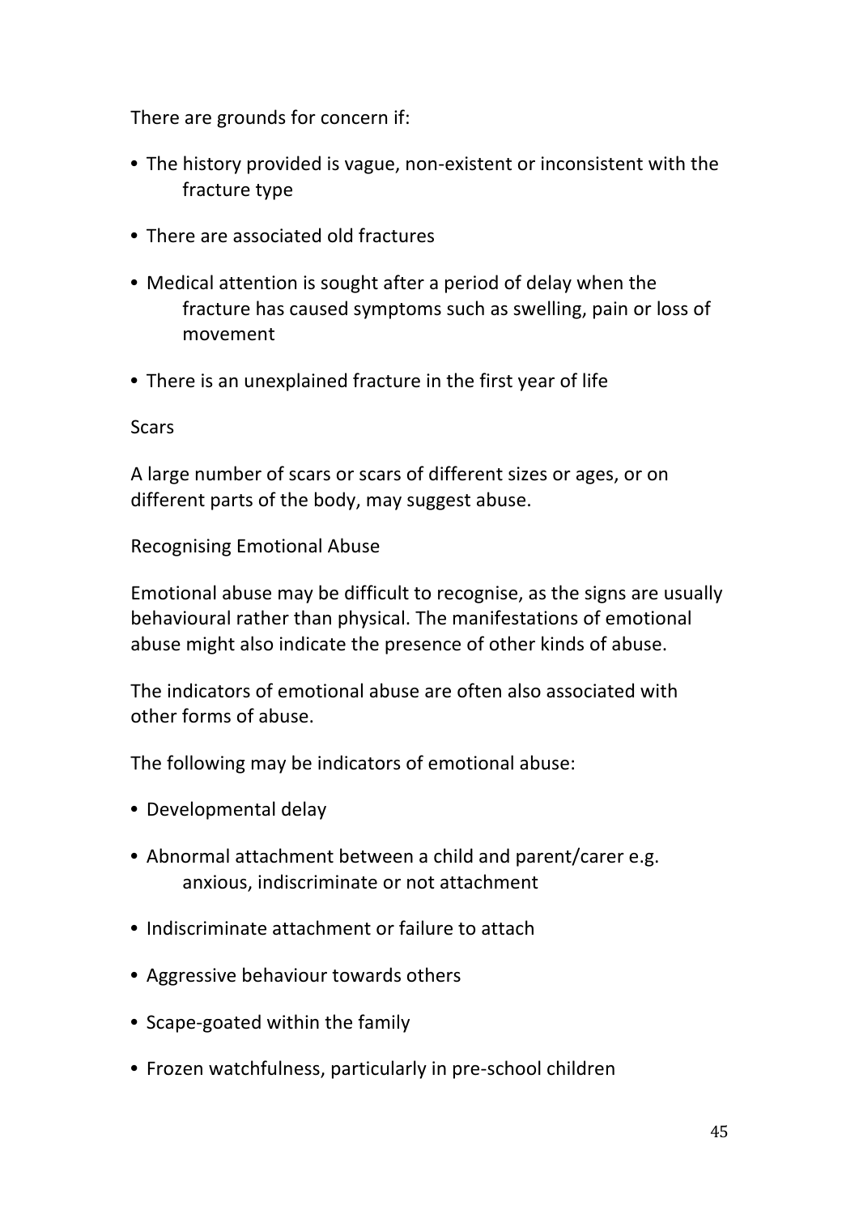There are grounds for concern if:

- The history provided is vague, non-existent or inconsistent with the fracture type
- There are associated old fractures
- Medical attention is sought after a period of delay when the fracture has caused symptoms such as swelling, pain or loss of movement
- There is an unexplained fracture in the first year of life

Scars

A large number of scars or scars of different sizes or ages, or on different parts of the body, may suggest abuse.

Recognising Emotional Abuse

Emotional abuse may be difficult to recognise, as the signs are usually behavioural rather than physical. The manifestations of emotional abuse might also indicate the presence of other kinds of abuse.

The indicators of emotional abuse are often also associated with other forms of abuse.

The following may be indicators of emotional abuse:

- Developmental delay
- Abnormal attachment between a child and parent/carer e.g. anxious, indiscriminate or not attachment
- Indiscriminate attachment or failure to attach
- Aggressive behaviour towards others
- Scape-goated within the family
- Frozen watchfulness, particularly in pre-school children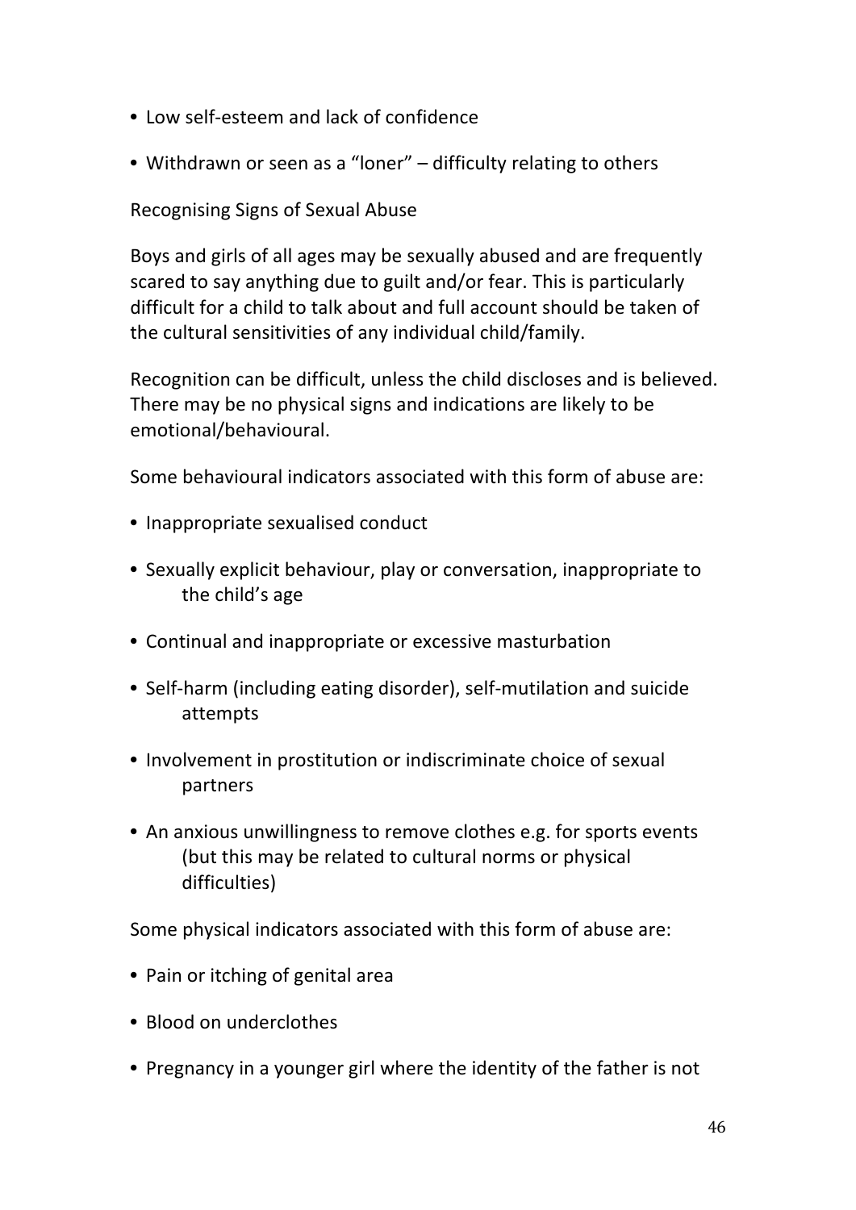- Low self-esteem and lack of confidence
- Withdrawn or seen as a "loner" – difficulty relating to others

Recognising Signs of Sexual Abuse

Boys and girls of all ages may be sexually abused and are frequently scared to say anything due to guilt and/or fear. This is particularly difficult for a child to talk about and full account should be taken of the cultural sensitivities of any individual child/family.

Recognition can be difficult, unless the child discloses and is believed. There may be no physical signs and indications are likely to be emotional/behavioural.

Some behavioural indicators associated with this form of abuse are:

- Inappropriate sexualised conduct
- Sexually explicit behaviour, play or conversation, inappropriate to the child's age
- Continual and inappropriate or excessive masturbation
- Self-harm (including eating disorder), self-mutilation and suicide attempts
- Involvement in prostitution or indiscriminate choice of sexual partners
- An anxious unwillingness to remove clothes e.g. for sports events (but this may be related to cultural norms or physical difficulties)

Some physical indicators associated with this form of abuse are:

- Pain or itching of genital area
- Blood on underclothes
- Pregnancy in a younger girl where the identity of the father is not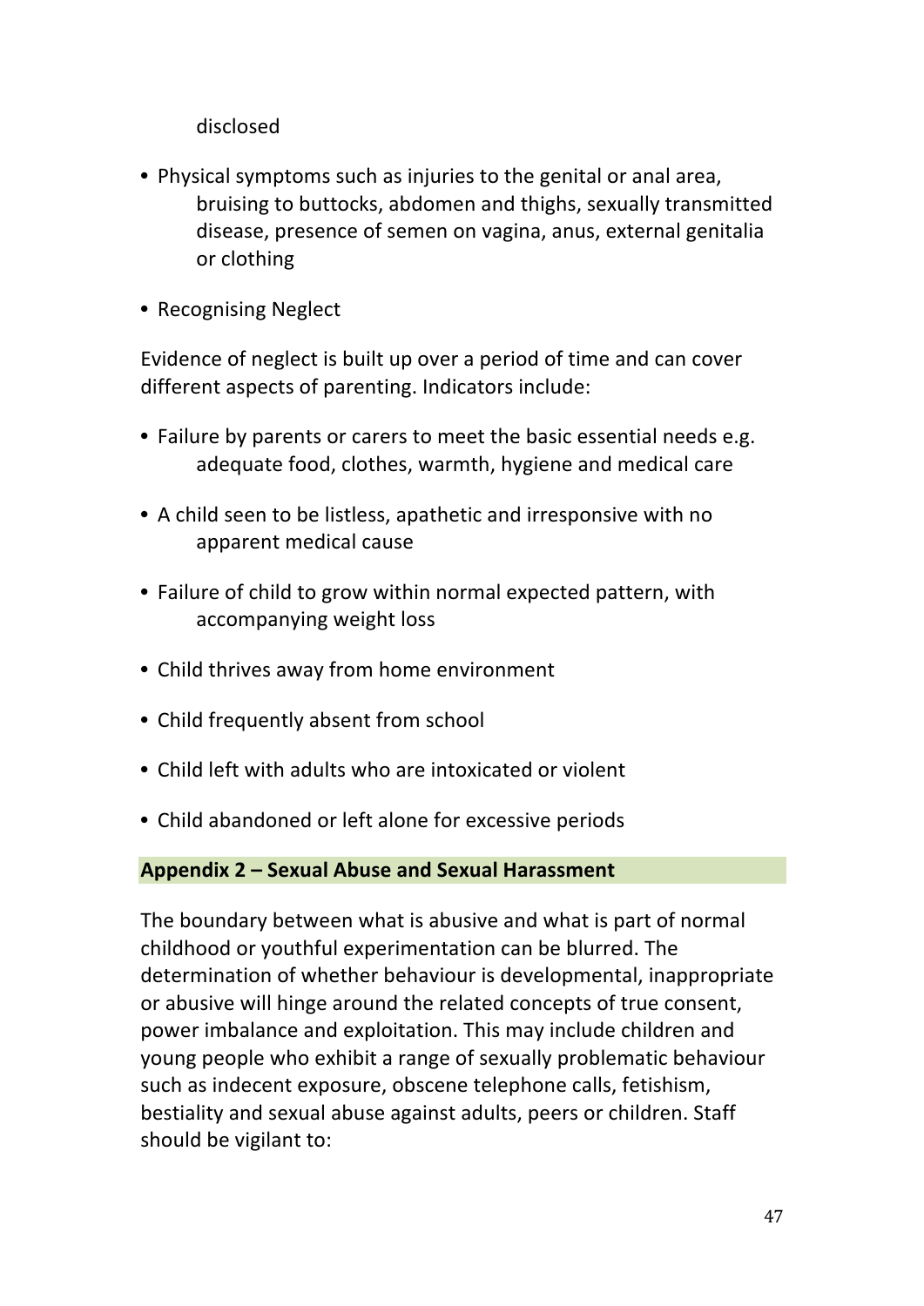disclosed

- Physical symptoms such as injuries to the genital or anal area, bruising to buttocks, abdomen and thighs, sexually transmitted disease, presence of semen on vagina, anus, external genitalia or clothing

- Recognising Neglect

Evidence of neglect is built up over a period of time and can cover different aspects of parenting. Indicators include:

- Failure by parents or carers to meet the basic essential needs e.g. adequate food, clothes, warmth, hygiene and medical care

- A child seen to be listless, apathetic and irresponsive with no apparent medical cause

- Failure of child to grow within normal expected pattern, with accompanying weight loss

- Child thrives away from home environment

- Child frequently absent from school

- Child left with adults who are intoxicated or violent

- Child abandoned or left alone for excessive periods

## Appendix 2 – Sexual Abuse and Sexual Harassment

The boundary between what is abusive and what is part of normal childhood or youthful experimentation can be blurred. The determination of whether behaviour is developmental, inappropriate or abusive will hinge around the related concepts of true consent, power imbalance and exploitation. This may include children and young people who exhibit a range of sexually problematic behaviour such as indecent exposure, obscene telephone calls, fetishism, bestiality and sexual abuse against adults, peers or children. Staff should be vigilant to: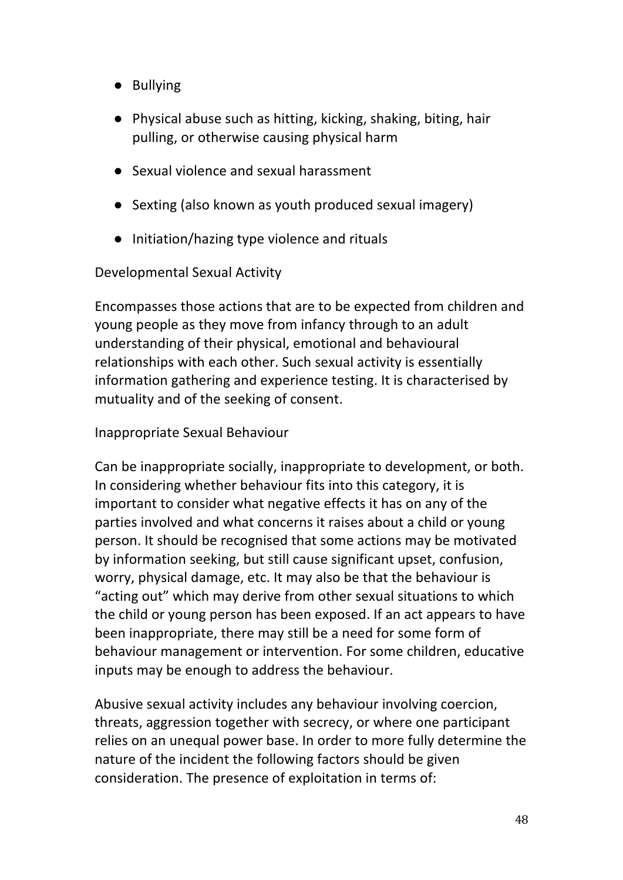- Bullying
- Physical abuse such as hitting, kicking, shaking, biting, hair pulling, or otherwise causing physical harm
- Sexual violence and sexual harassment
- Sexting (also known as youth produced sexual imagery)
- Initiation/hazing type violence and rituals

Developmental Sexual Activity

Encompasses those actions that are to be expected from children and young people as they move from infancy through to an adult understanding of their physical, emotional and behavioural relationships with each other. Such sexual activity is essentially information gathering and experience testing. It is characterised by mutuality and of the seeking of consent.

Inappropriate Sexual Behaviour

Can be inappropriate socially, inappropriate to development, or both. In considering whether behaviour fits into this category, it is important to consider what negative effects it has on any of the parties involved and what concerns it raises about a child or young person. It should be recognised that some actions may be motivated by information seeking, but still cause significant upset, confusion, worry, physical damage, etc. It may also be that the behaviour is "acting out" which may derive from other sexual situations to which the child or young person has been exposed. If an act appears to have been inappropriate, there may still be a need for some form of behaviour management or intervention. For some children, educative inputs may be enough to address the behaviour.

Abusive sexual activity includes any behaviour involving coercion, threats, aggression together with secrecy, or where one participant relies on an unequal power base. In order to more fully determine the nature of the incident the following factors should be given consideration. The presence of exploitation in terms of: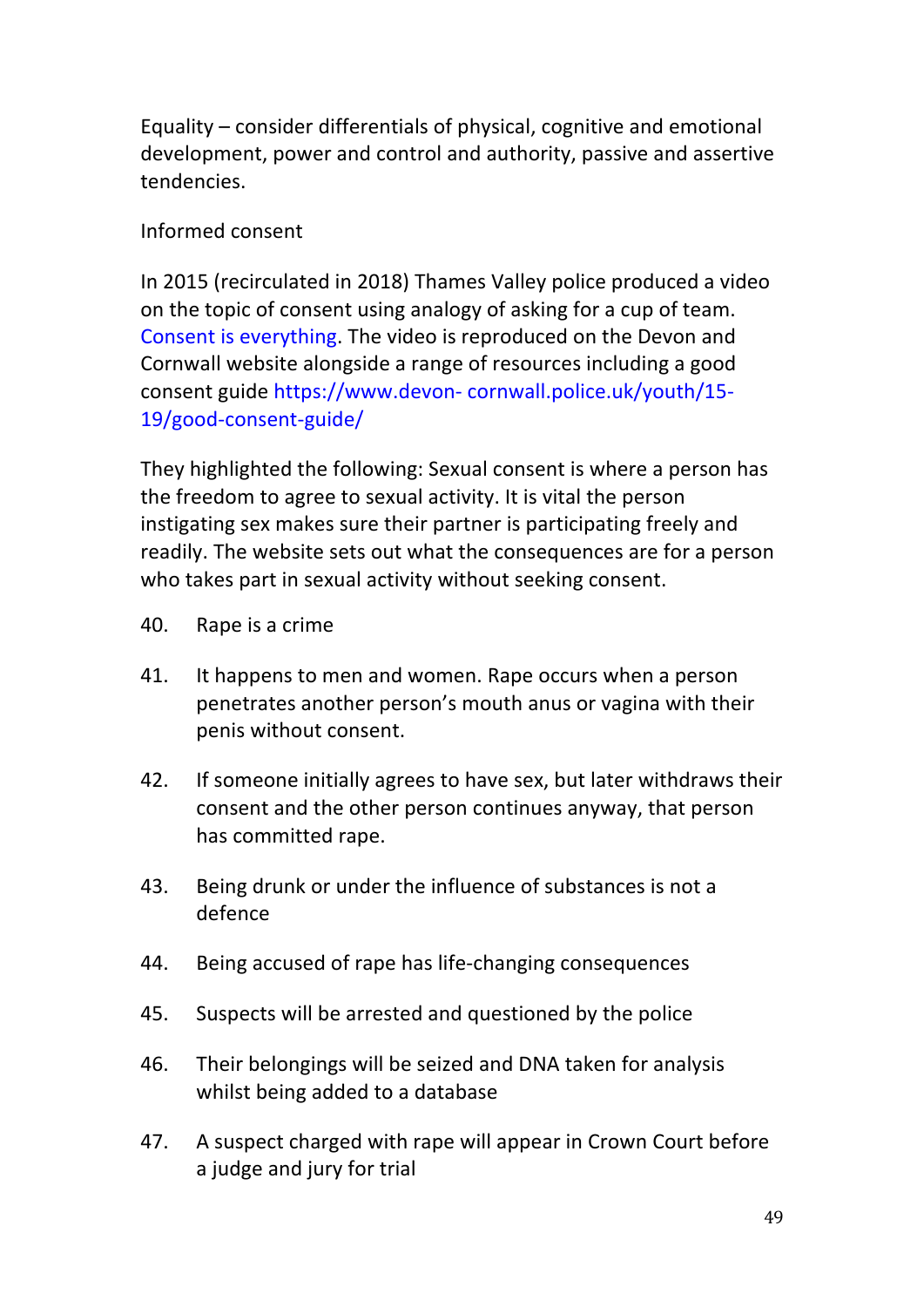Equality – consider differentials of physical, cognitive and emotional development, power and control and authority, passive and assertive tendencies.

Informed consent

In 2015 (recirculated in 2018) Thames Valley police produced a video on the topic of consent using analogy of asking for a cup of team. Consent is everything. The video is reproduced on the Devon and Cornwall website alongside a range of resources including a good consent guide https://www.devon- cornwall.police.uk/youth/15-19/good-consent-guide/

They highlighted the following: Sexual consent is where a person has the freedom to agree to sexual activity. It is vital the person instigating sex makes sure their partner is participating freely and readily. The website sets out what the consequences are for a person who takes part in sexual activity without seeking consent.

40. Rape is a crime

41. It happens to men and women. Rape occurs when a person penetrates another person's mouth anus or vagina with their penis without consent.

42. If someone initially agrees to have sex, but later withdraws their consent and the other person continues anyway, that person has committed rape.

43. Being drunk or under the influence of substances is not a defence

44. Being accused of rape has life-changing consequences

45. Suspects will be arrested and questioned by the police

46. Their belongings will be seized and DNA taken for analysis whilst being added to a database

47. A suspect charged with rape will appear in Crown Court before a judge and jury for trial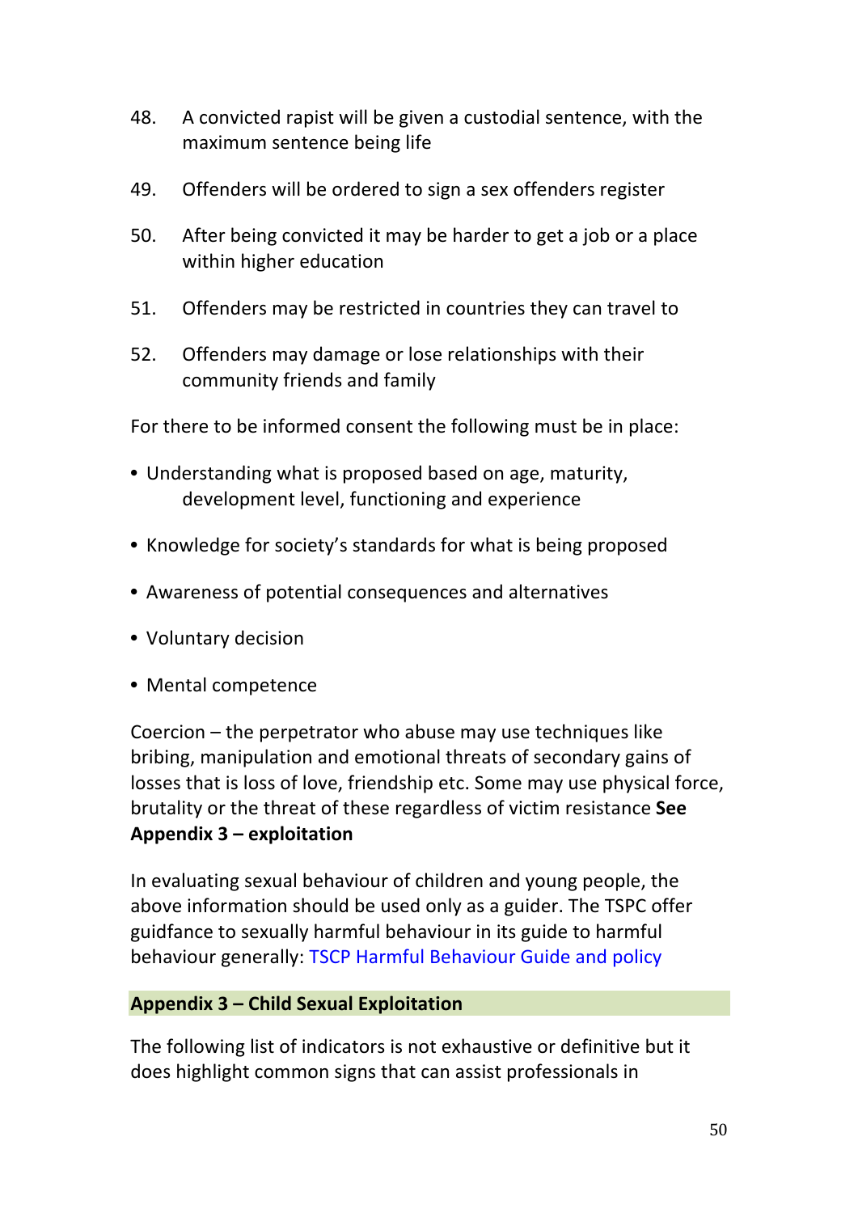48. A convicted rapist will be given a custodial sentence, with the maximum sentence being life

49. Offenders will be ordered to sign a sex offenders register

50. After being convicted it may be harder to get a job or a place within higher education

51. Offenders may be restricted in countries they can travel to

52. Offenders may damage or lose relationships with their community friends and family

For there to be informed consent the following must be in place:

- Understanding what is proposed based on age, maturity, development level, functioning and experience
- Knowledge for society's standards for what is being proposed
- Awareness of potential consequences and alternatives
- Voluntary decision
- Mental competence

Coercion – the perpetrator who abuse may use techniques like bribing, manipulation and emotional threats of secondary gains of losses that is loss of love, friendship etc. Some may use physical force, brutality or the threat of these regardless of victim resistance **See Appendix 3 – exploitation**

In evaluating sexual behaviour of children and young people, the above information should be used only as a guider. The TSPC offer guidfance to sexually harmful behaviour in its guide to harmful behaviour generally: TSCP Harmful Behaviour Guide and policy

## Appendix 3 – Child Sexual Exploitation

The following list of indicators is not exhaustive or definitive but it does highlight common signs that can assist professionals in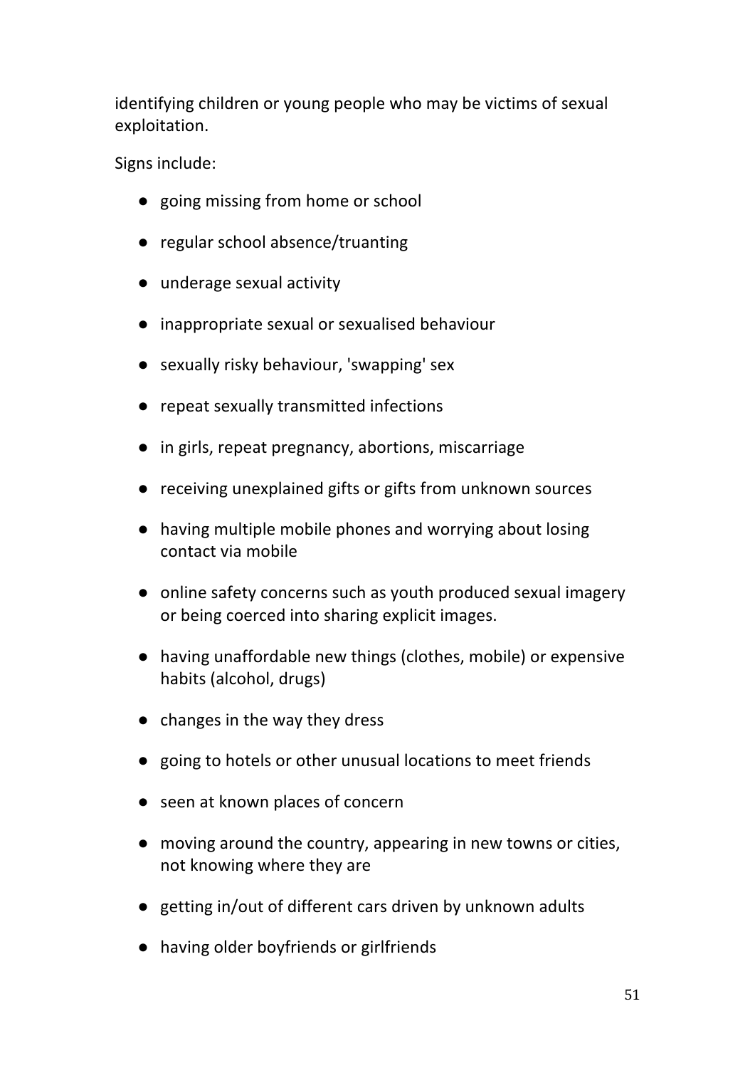identifying children or young people who may be victims of sexual exploitation.

Signs include:

- going missing from home or school
- regular school absence/truanting
- underage sexual activity
- inappropriate sexual or sexualised behaviour
- sexually risky behaviour, 'swapping' sex
- repeat sexually transmitted infections
- in girls, repeat pregnancy, abortions, miscarriage
- receiving unexplained gifts or gifts from unknown sources
- having multiple mobile phones and worrying about losing contact via mobile
- online safety concerns such as youth produced sexual imagery or being coerced into sharing explicit images.
- having unaffordable new things (clothes, mobile) or expensive habits (alcohol, drugs)
- changes in the way they dress
- going to hotels or other unusual locations to meet friends
- seen at known places of concern
- moving around the country, appearing in new towns or cities, not knowing where they are
- getting in/out of different cars driven by unknown adults
- having older boyfriends or girlfriends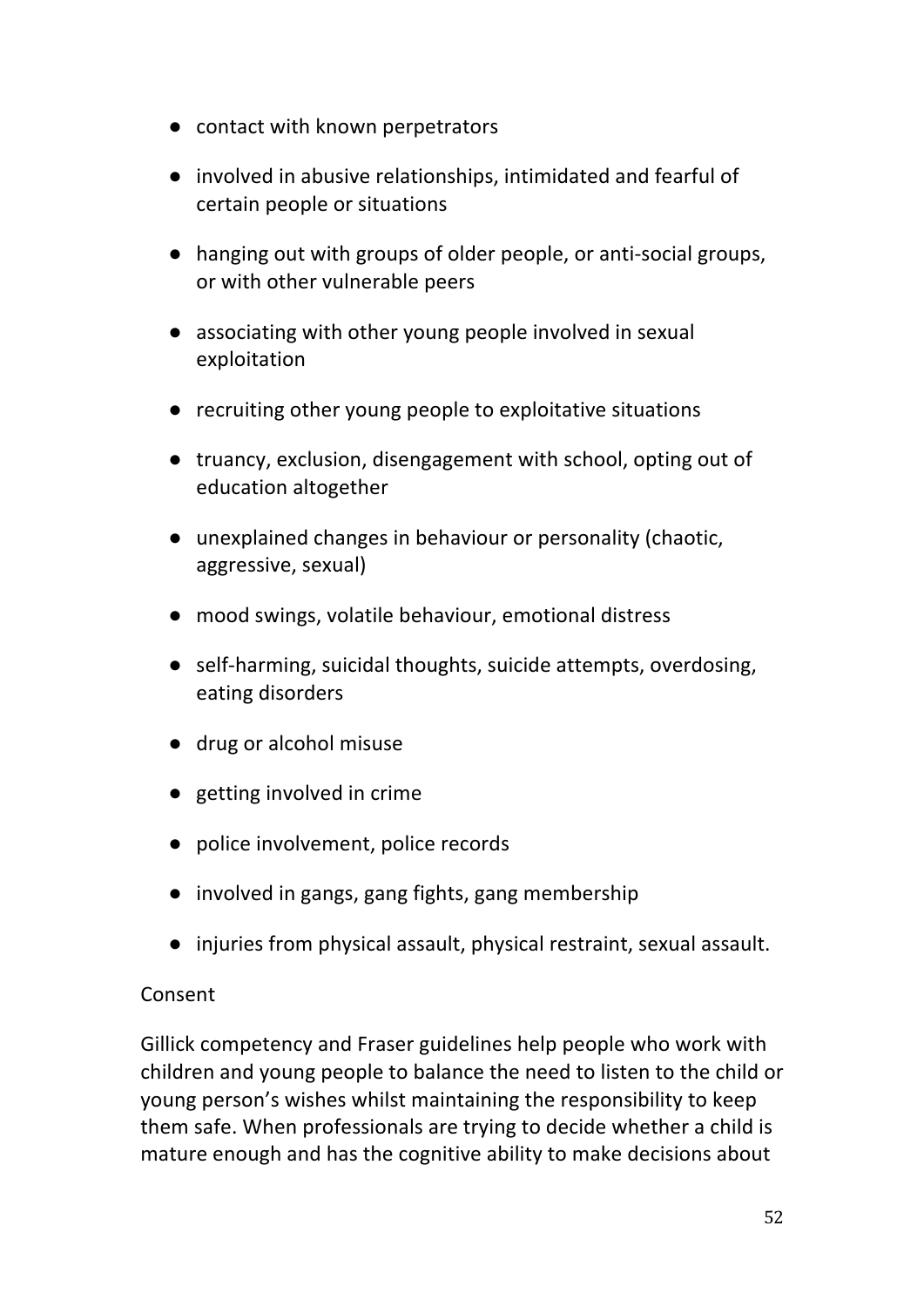- contact with known perpetrators
- involved in abusive relationships, intimidated and fearful of certain people or situations
- hanging out with groups of older people, or anti-social groups, or with other vulnerable peers
- associating with other young people involved in sexual exploitation
- recruiting other young people to exploitative situations
- truancy, exclusion, disengagement with school, opting out of education altogether
- unexplained changes in behaviour or personality (chaotic, aggressive, sexual)
- mood swings, volatile behaviour, emotional distress
- self-harming, suicidal thoughts, suicide attempts, overdosing, eating disorders
- drug or alcohol misuse
- getting involved in crime
- police involvement, police records
- involved in gangs, gang fights, gang membership
- injuries from physical assault, physical restraint, sexual assault.

Consent

Gillick competency and Fraser guidelines help people who work with children and young people to balance the need to listen to the child or young person's wishes whilst maintaining the responsibility to keep them safe. When professionals are trying to decide whether a child is mature enough and has the cognitive ability to make decisions about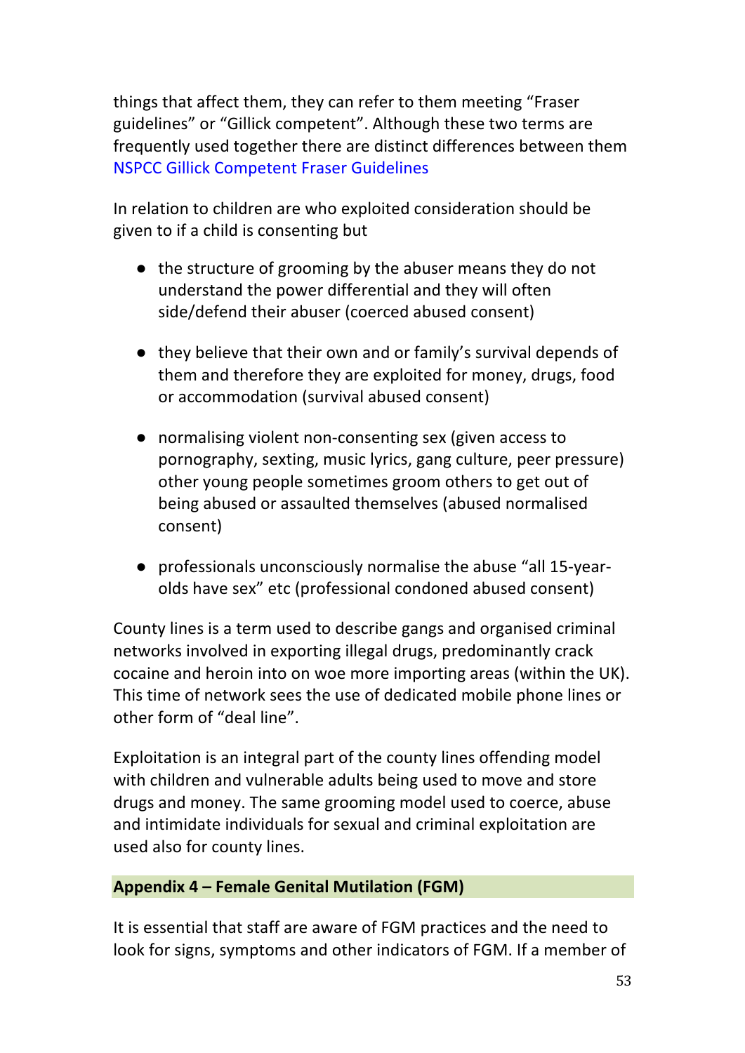things that affect them, they can refer to them meeting “Fraser guidelines” or “Gillick competent”. Although these two terms are frequently used together there are distinct differences between them NSPCC Gillick Competent Fraser Guidelines

In relation to children are who exploited consideration should be given to if a child is consenting but

- the structure of grooming by the abuser means they do not understand the power differential and they will often side/defend their abuser (coerced abused consent)

- they believe that their own and or family’s survival depends of them and therefore they are exploited for money, drugs, food or accommodation (survival abused consent)

- normalising violent non-consenting sex (given access to pornography, sexting, music lyrics, gang culture, peer pressure) other young people sometimes groom others to get out of being abused or assaulted themselves (abused normalised consent)

- professionals unconsciously normalise the abuse “all 15-year-olds have sex” etc (professional condoned abused consent)

County lines is a term used to describe gangs and organised criminal networks involved in exporting illegal drugs, predominantly crack cocaine and heroin into on woe more importing areas (within the UK). This time of network sees the use of dedicated mobile phone lines or other form of “deal line”.

Exploitation is an integral part of the county lines offending model with children and vulnerable adults being used to move and store drugs and money. The same grooming model used to coerce, abuse and intimidate individuals for sexual and criminal exploitation are used also for county lines.

## Appendix 4 – Female Genital Mutilation (FGM)

It is essential that staff are aware of FGM practices and the need to look for signs, symptoms and other indicators of FGM. If a member of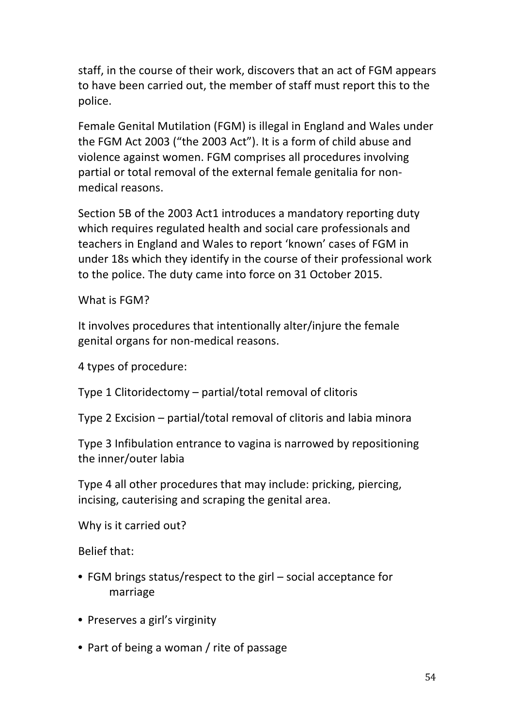staff, in the course of their work, discovers that an act of FGM appears to have been carried out, the member of staff must report this to the police.

Female Genital Mutilation (FGM) is illegal in England and Wales under the FGM Act 2003 ("the 2003 Act"). It is a form of child abuse and violence against women. FGM comprises all procedures involving partial or total removal of the external female genitalia for non-medical reasons.

Section 5B of the 2003 Act1 introduces a mandatory reporting duty which requires regulated health and social care professionals and teachers in England and Wales to report 'known' cases of FGM in under 18s which they identify in the course of their professional work to the police. The duty came into force on 31 October 2015.

What is FGM?

It involves procedures that intentionally alter/injure the female genital organs for non-medical reasons.

4 types of procedure:

Type 1 Clitoridectomy – partial/total removal of clitoris

Type 2 Excision – partial/total removal of clitoris and labia minora

Type 3 Infibulation entrance to vagina is narrowed by repositioning the inner/outer labia

Type 4 all other procedures that may include: pricking, piercing, incising, cauterising and scraping the genital area.

Why is it carried out?

Belief that:

- FGM brings status/respect to the girl – social acceptance for marriage
- Preserves a girl's virginity
- Part of being a woman / rite of passage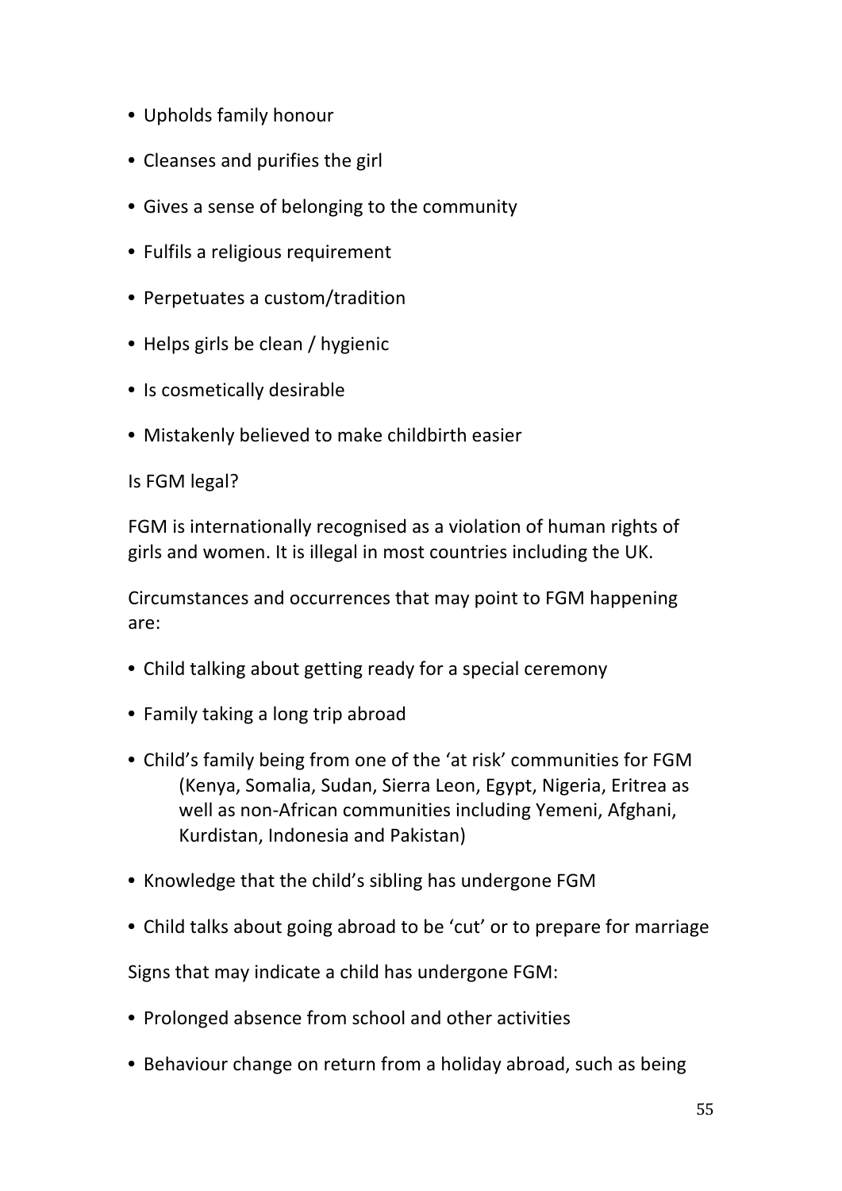- Upholds family honour
- Cleanses and purifies the girl
- Gives a sense of belonging to the community
- Fulfils a religious requirement
- Perpetuates a custom/tradition
- Helps girls be clean / hygienic
- Is cosmetically desirable
- Mistakenly believed to make childbirth easier

Is FGM legal?

FGM is internationally recognised as a violation of human rights of girls and women. It is illegal in most countries including the UK.

Circumstances and occurrences that may point to FGM happening are:

- Child talking about getting ready for a special ceremony
- Family taking a long trip abroad
- Child's family being from one of the 'at risk' communities for FGM (Kenya, Somalia, Sudan, Sierra Leon, Egypt, Nigeria, Eritrea as well as non-African communities including Yemeni, Afghani, Kurdistan, Indonesia and Pakistan)
- Knowledge that the child's sibling has undergone FGM
- Child talks about going abroad to be 'cut' or to prepare for marriage

Signs that may indicate a child has undergone FGM:

- Prolonged absence from school and other activities
- Behaviour change on return from a holiday abroad, such as being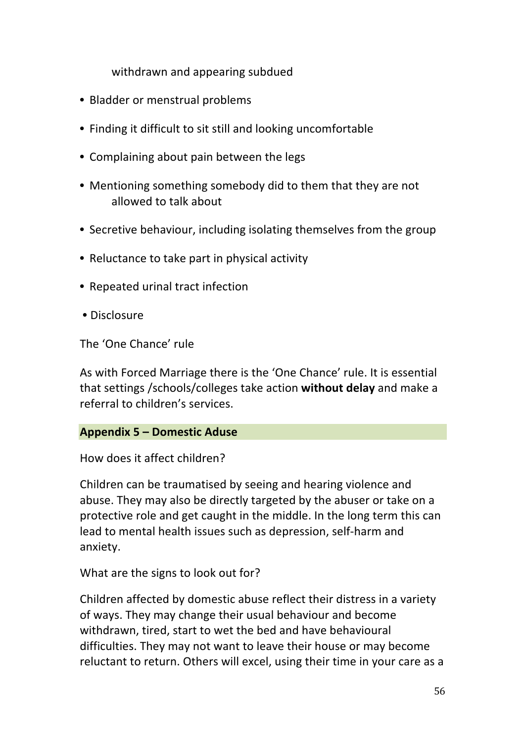withdrawn and appearing subdued

- Bladder or menstrual problems
- Finding it difficult to sit still and looking uncomfortable
- Complaining about pain between the legs
- Mentioning something somebody did to them that they are not allowed to talk about
- Secretive behaviour, including isolating themselves from the group
- Reluctance to take part in physical activity
- Repeated urinal tract infection
- Disclosure

The 'One Chance' rule

As with Forced Marriage there is the 'One Chance' rule. It is essential that settings /schools/colleges take action **without delay** and make a referral to children's services.

## Appendix 5 – Domestic Aduse

How does it affect children?

Children can be traumatised by seeing and hearing violence and abuse. They may also be directly targeted by the abuser or take on a protective role and get caught in the middle. In the long term this can lead to mental health issues such as depression, self-harm and anxiety.

What are the signs to look out for?

Children affected by domestic abuse reflect their distress in a variety of ways. They may change their usual behaviour and become withdrawn, tired, start to wet the bed and have behavioural difficulties. They may not want to leave their house or may become reluctant to return. Others will excel, using their time in your care as a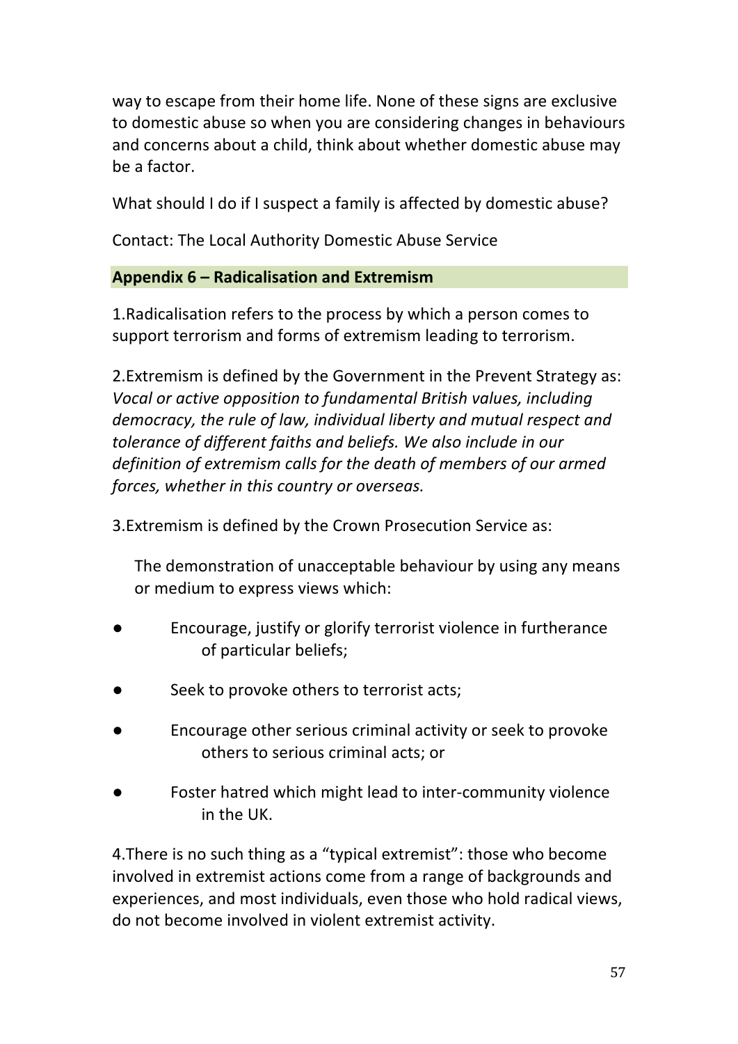way to escape from their home life. None of these signs are exclusive to domestic abuse so when you are considering changes in behaviours and concerns about a child, think about whether domestic abuse may be a factor.

What should I do if I suspect a family is affected by domestic abuse?

Contact: The Local Authority Domestic Abuse Service

## Appendix 6 – Radicalisation and Extremism

1.Radicalisation refers to the process by which a person comes to support terrorism and forms of extremism leading to terrorism.

2.Extremism is defined by the Government in the Prevent Strategy as: *Vocal or active opposition to fundamental British values, including democracy, the rule of law, individual liberty and mutual respect and tolerance of different faiths and beliefs. We also include in our definition of extremism calls for the death of members of our armed forces, whether in this country or overseas.*

3.Extremism is defined by the Crown Prosecution Service as:

The demonstration of unacceptable behaviour by using any means or medium to express views which:

- Encourage, justify or glorify terrorist violence in furtherance of particular beliefs;
- Seek to provoke others to terrorist acts;
- Encourage other serious criminal activity or seek to provoke others to serious criminal acts; or
- Foster hatred which might lead to inter-community violence in the UK.

4.There is no such thing as a "typical extremist": those who become involved in extremist actions come from a range of backgrounds and experiences, and most individuals, even those who hold radical views, do not become involved in violent extremist activity.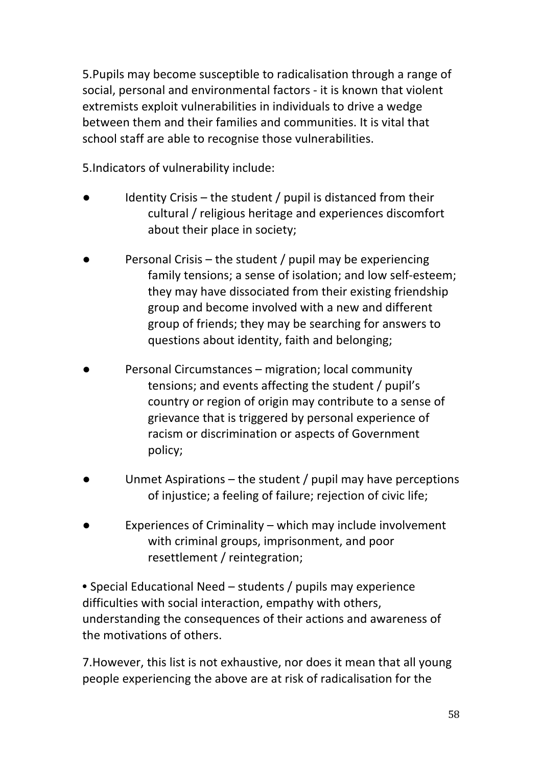5.Pupils may become susceptible to radicalisation through a range of social, personal and environmental factors - it is known that violent extremists exploit vulnerabilities in individuals to drive a wedge between them and their families and communities. It is vital that school staff are able to recognise those vulnerabilities.

5.Indicators of vulnerability include:

- Identity Crisis – the student / pupil is distanced from their cultural / religious heritage and experiences discomfort about their place in society;
- Personal Crisis – the student / pupil may be experiencing family tensions; a sense of isolation; and low self-esteem; they may have dissociated from their existing friendship group and become involved with a new and different group of friends; they may be searching for answers to questions about identity, faith and belonging;
- Personal Circumstances – migration; local community tensions; and events affecting the student / pupil's country or region of origin may contribute to a sense of grievance that is triggered by personal experience of racism or discrimination or aspects of Government policy;
- Unmet Aspirations – the student / pupil may have perceptions of injustice; a feeling of failure; rejection of civic life;
- Experiences of Criminality – which may include involvement with criminal groups, imprisonment, and poor resettlement / reintegration;

• Special Educational Need – students / pupils may experience difficulties with social interaction, empathy with others, understanding the consequences of their actions and awareness of the motivations of others.

7.However, this list is not exhaustive, nor does it mean that all young people experiencing the above are at risk of radicalisation for the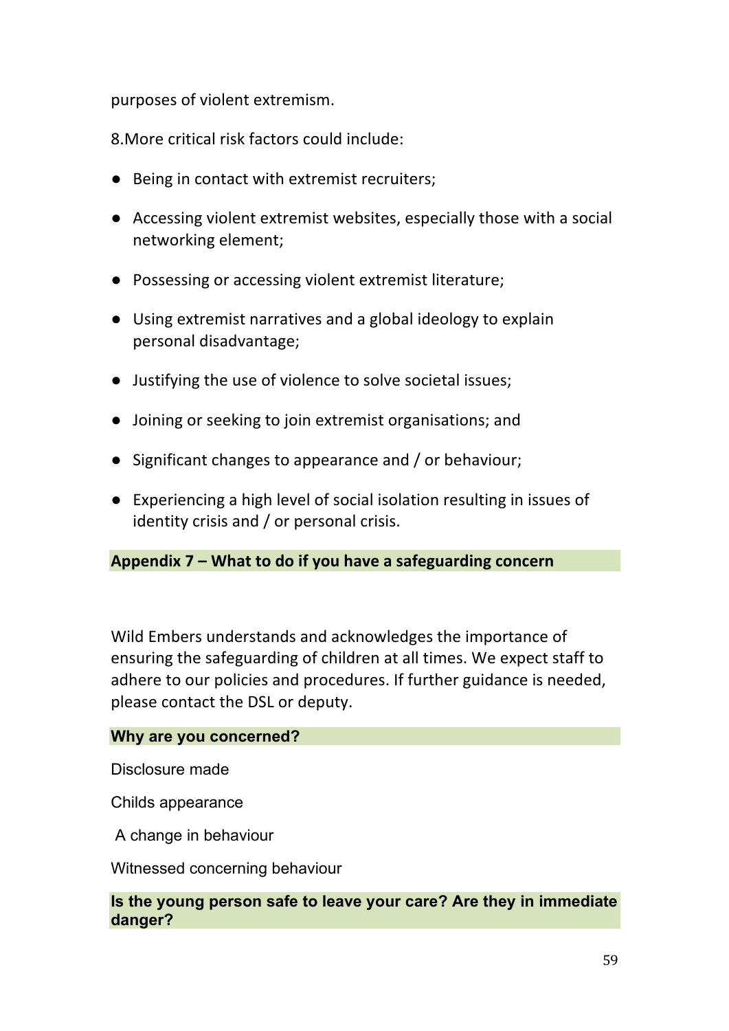purposes of violent extremism.

8.More critical risk factors could include:

- Being in contact with extremist recruiters;
- Accessing violent extremist websites, especially those with a social networking element;
- Possessing or accessing violent extremist literature;
- Using extremist narratives and a global ideology to explain personal disadvantage;
- Justifying the use of violence to solve societal issues;
- Joining or seeking to join extremist organisations; and
- Significant changes to appearance and / or behaviour;
- Experiencing a high level of social isolation resulting in issues of identity crisis and / or personal crisis.

## Appendix 7 – What to do if you have a safeguarding concern

Wild Embers understands and acknowledges the importance of ensuring the safeguarding of children at all times. We expect staff to adhere to our policies and procedures. If further guidance is needed, please contact the DSL or deputy.

### Why are you concerned?

Disclosure made

Childs appearance

A change in behaviour

Witnessed concerning behaviour

### Is the young person safe to leave your care? Are they in immediate danger?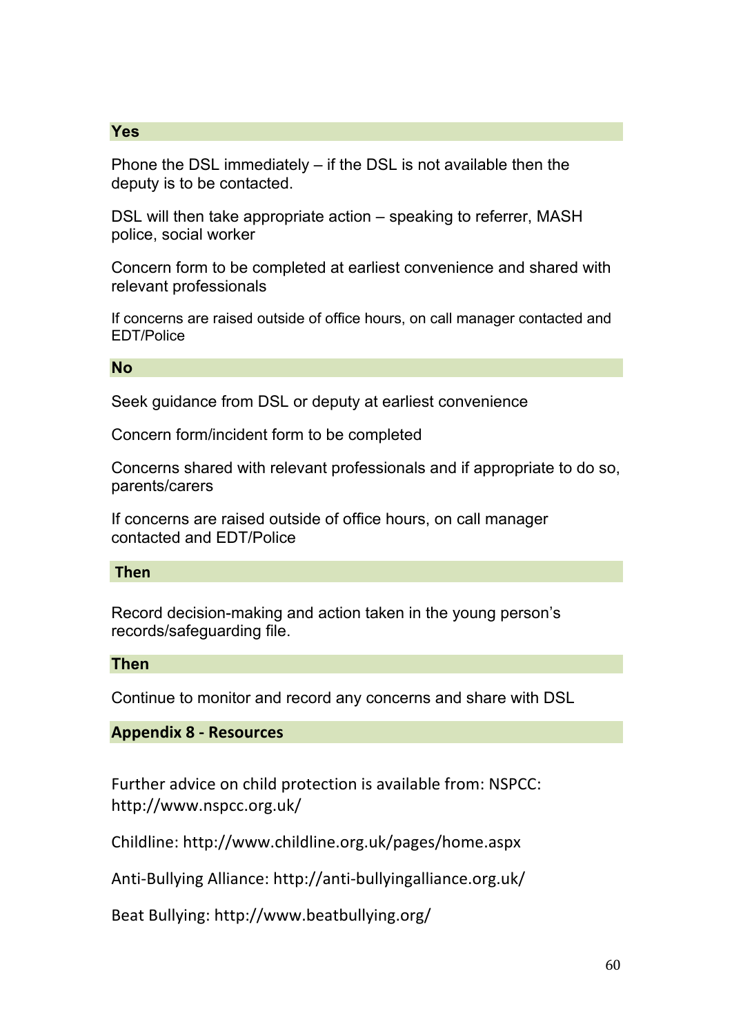**Yes**

Phone the DSL immediately – if the DSL is not available then the deputy is to be contacted.

DSL will then take appropriate action – speaking to referrer, MASH police, social worker

Concern form to be completed at earliest convenience and shared with relevant professionals

If concerns are raised outside of office hours, on call manager contacted and EDT/Police

**No**

Seek guidance from DSL or deputy at earliest convenience

Concern form/incident form to be completed

Concerns shared with relevant professionals and if appropriate to do so, parents/carers

If concerns are raised outside of office hours, on call manager contacted and EDT/Police

**Then**

Record decision-making and action taken in the young person's records/safeguarding file.

**Then**

Continue to monitor and record any concerns and share with DSL

## Appendix 8 - Resources

Further advice on child protection is available from: NSPCC: http://www.nspcc.org.uk/

Childline: http://www.childline.org.uk/pages/home.aspx

Anti-Bullying Alliance: http://anti-bullyingalliance.org.uk/

Beat Bullying: http://www.beatbullying.org/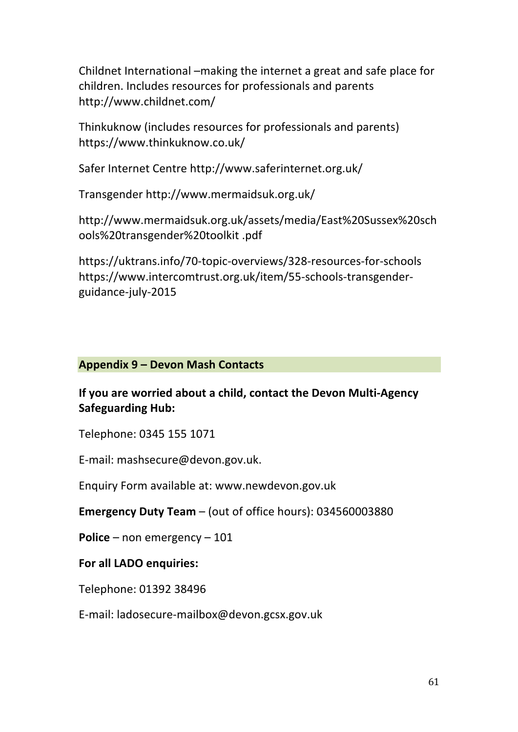Childnet International –making the internet a great and safe place for children. Includes resources for professionals and parents http://www.childnet.com/

Thinkuknow (includes resources for professionals and parents) https://www.thinkuknow.co.uk/

Safer Internet Centre http://www.saferinternet.org.uk/

Transgender http://www.mermaidsuk.org.uk/

http://www.mermaidsuk.org.uk/assets/media/East%20Sussex%20schools%20transgender%20toolkit .pdf

https://uktrans.info/70-topic-overviews/328-resources-for-schools
https://www.intercomtrust.org.uk/item/55-schools-transgender-guidance-july-2015

## Appendix 9 – Devon Mash Contacts

**If you are worried about a child, contact the Devon Multi-Agency Safeguarding Hub:**

Telephone: 0345 155 1071

E-mail: mashsecure@devon.gov.uk.

Enquiry Form available at: www.newdevon.gov.uk

**Emergency Duty Team** – (out of office hours): 034560003880

**Police** – non emergency – 101

**For all LADO enquiries:**

Telephone: 01392 38496

E-mail: ladosecure-mailbox@devon.gcsx.gov.uk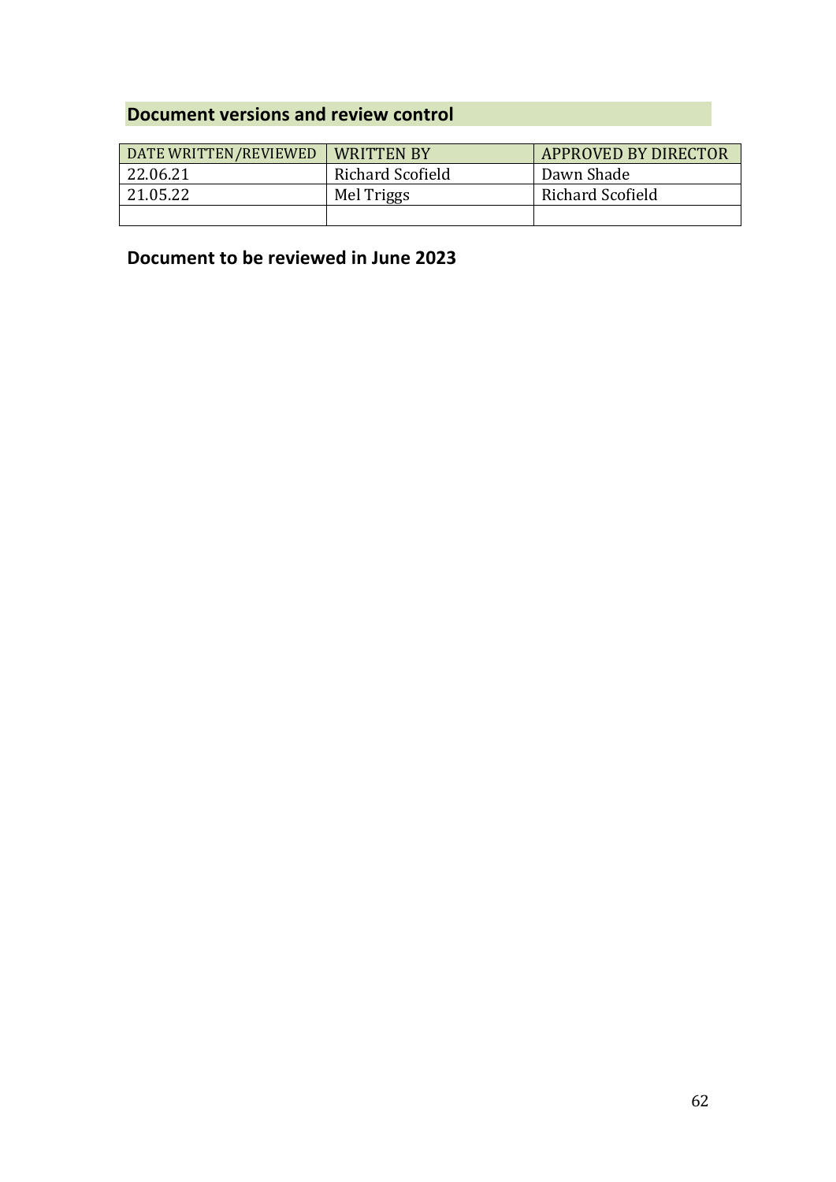## Document versions and review control

| DATE WRITTEN/REVIEWED | WRITTEN BY | APPROVED BY DIRECTOR |
|---|---|---|
| 22.06.21 | Richard Scofield | Dawn Shade |
| 21.05.22 | Mel Triggs | Richard Scofield |
| | | |

**Document to be reviewed in June 2023**